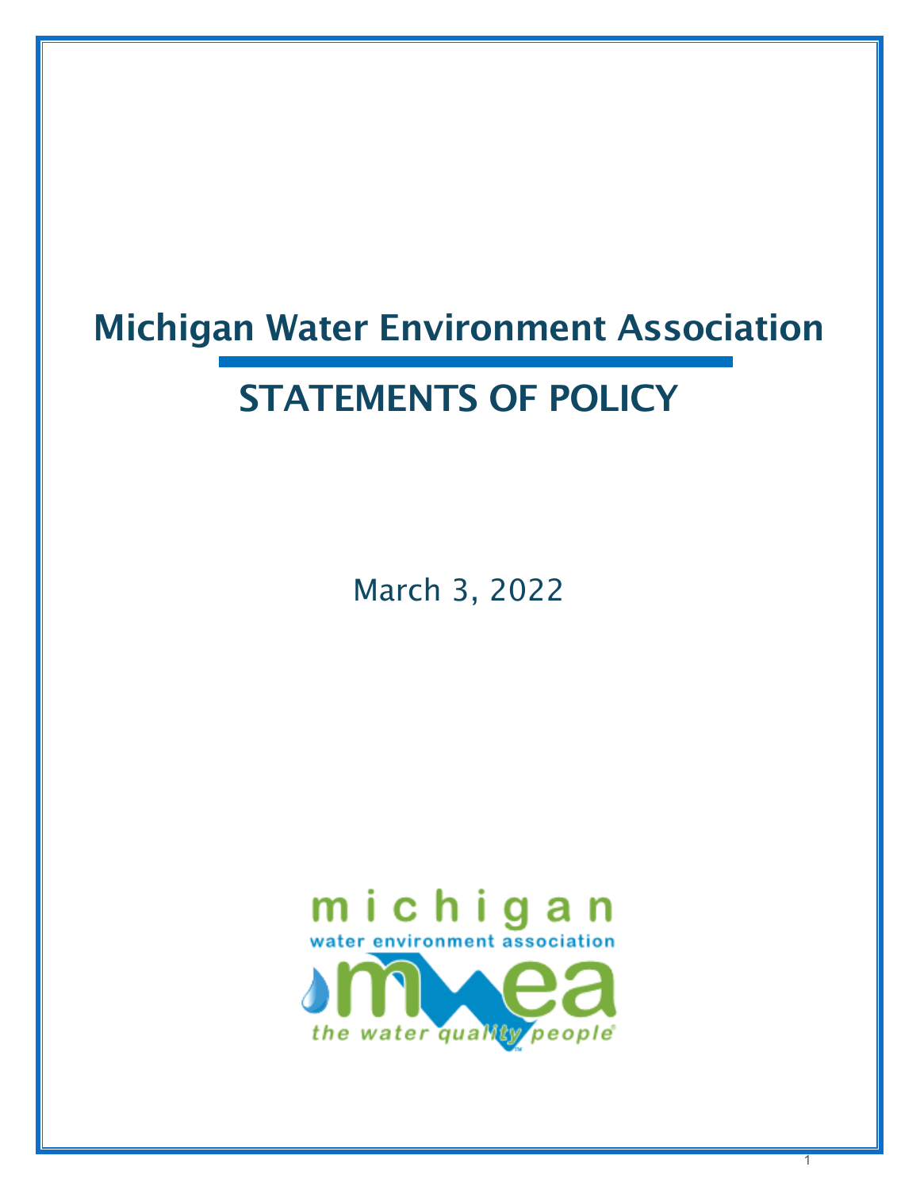# Michigan Water Environment Association

## STATEMENTS OF POLICY

March 3, 2022

michigan
water environment association
mwea
the water quality people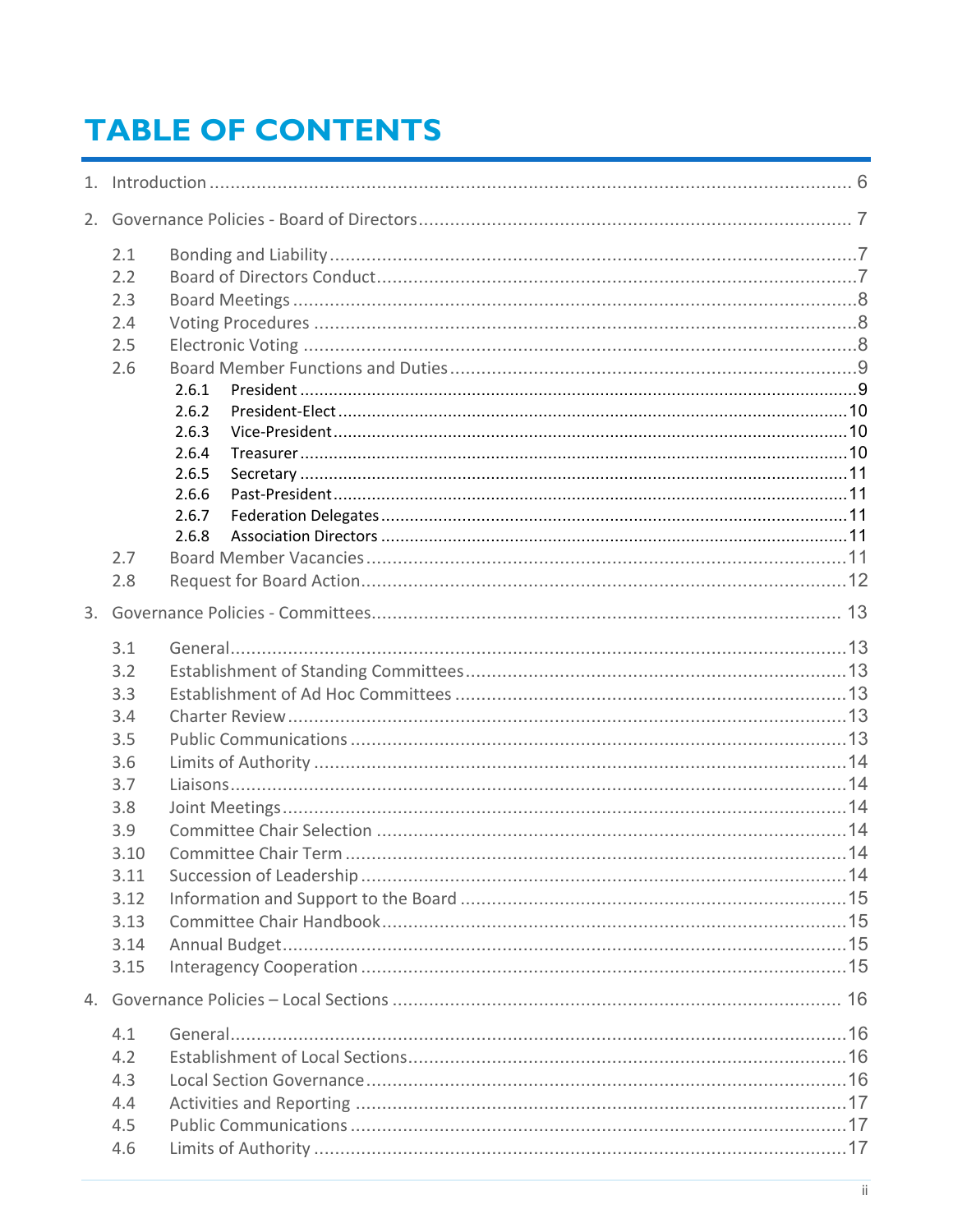# TABLE OF CONTENTS

1. Introduction ........................................................................................................ 6

2. Governance Policies - Board of Directors ............................................................ 7

   2.1 Bonding and Liability ........................................................................................ 7
   2.2 Board of Directors Conduct ................................................................................ 7
   2.3 Board Meetings ................................................................................................ 8
   2.4 Voting Procedures ............................................................................................ 8
   2.5 Electronic Voting .............................................................................................. 8
   2.6 Board Member Functions and Duties .................................................................. 9
      2.6.1 President ................................................................................................... 9
      2.6.2 President-Elect ......................................................................................... 10
      2.6.3 Vice-President .......................................................................................... 10
      2.6.4 Treasurer ................................................................................................. 10
      2.6.5 Secretary ................................................................................................. 11
      2.6.6 Past-President .......................................................................................... 11
      2.6.7 Federation Delegates ................................................................................. 11
      2.6.8 Association Directors ................................................................................. 11
   2.7 Board Member Vacancies ................................................................................. 11
   2.8 Request for Board Action .................................................................................. 12

3. Governance Policies - Committees ..................................................................... 13

   3.1 General .......................................................................................................... 13
   3.2 Establishment of Standing Committees ............................................................. 13
   3.3 Establishment of Ad Hoc Committees ................................................................ 13
   3.4 Charter Review ............................................................................................... 13
   3.5 Public Communications .................................................................................... 13
   3.6 Limits of Authority .......................................................................................... 14
   3.7 Liaisons .......................................................................................................... 14
   3.8 Joint Meetings ................................................................................................ 14
   3.9 Committee Chair Selection ............................................................................... 14
   3.10 Committee Chair Term ................................................................................... 14
   3.11 Succession of Leadership ................................................................................ 14
   3.12 Information and Support to the Board ............................................................. 15
   3.13 Committee Chair Handbook ............................................................................ 15
   3.14 Annual Budget ............................................................................................... 15
   3.15 Interagency Cooperation ................................................................................ 15

4. Governance Policies – Local Sections ................................................................ 16

   4.1 General .......................................................................................................... 16
   4.2 Establishment of Local Sections ........................................................................ 16
   4.3 Local Section Governance ................................................................................. 16
   4.4 Activities and Reporting ................................................................................... 17
   4.5 Public Communications .................................................................................... 17
   4.6 Limits of Authority .......................................................................................... 17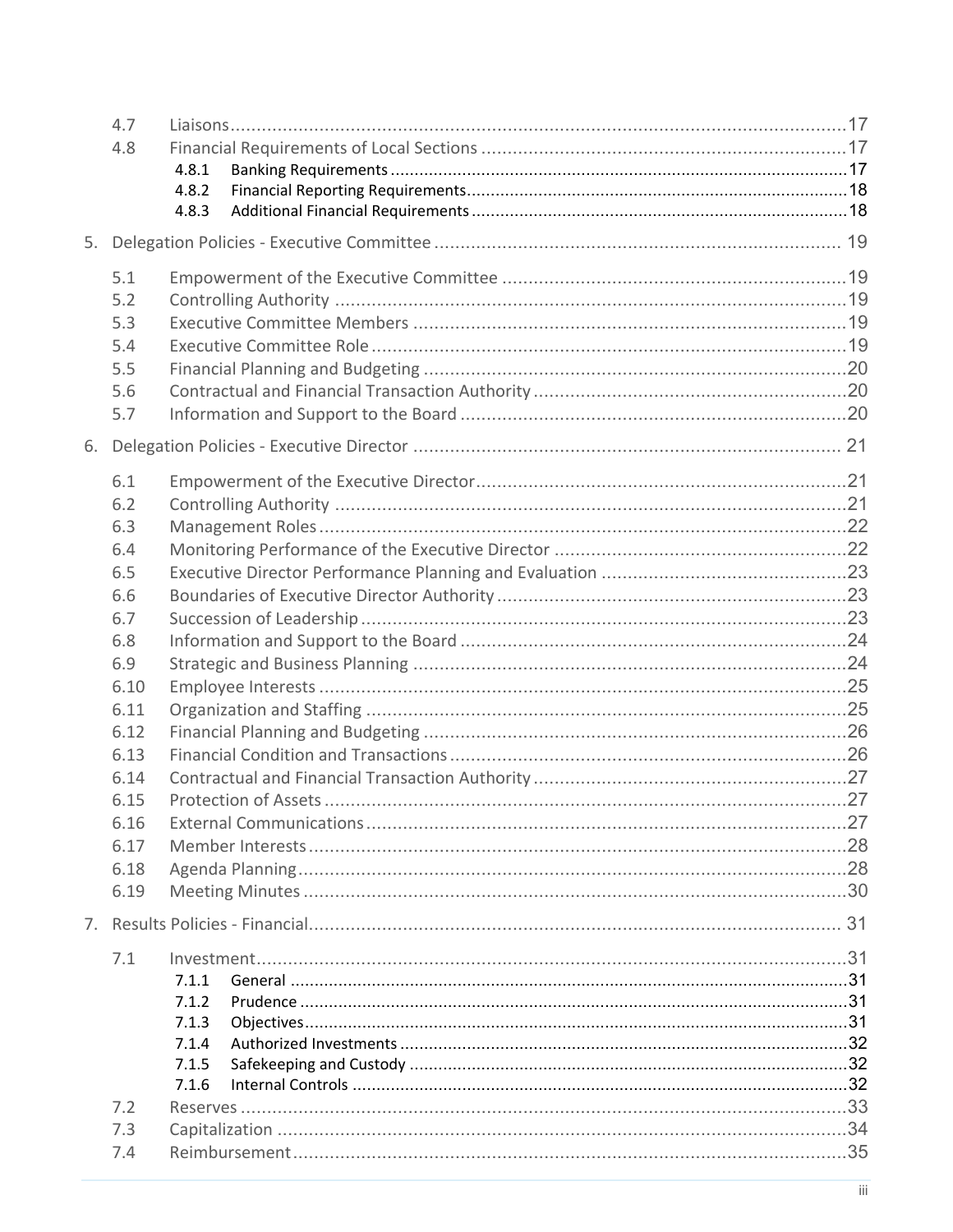4.7 Liaisons ....................................................................................................................17

4.8 Financial Requirements of Local Sections ......................................................................17

4.8.1 Banking Requirements .............................................................................................17

4.8.2 Financial Reporting Requirements..............................................................................18

4.8.3 Additional Financial Requirements .............................................................................18

5. Delegation Policies - Executive Committee ............................................................................ 19

5.1 Empowerment of the Executive Committee .................................................................19

5.2 Controlling Authority ........................................................................................................19

5.3 Executive Committee Members ........................................................................................19

5.4 Executive Committee Role ................................................................................................19

5.5 Financial Planning and Budgeting .....................................................................................20

5.6 Contractual and Financial Transaction Authority ..............................................................20

5.7 Information and Support to the Board .............................................................................20

6. Delegation Policies - Executive Director ................................................................................. 21

6.1 Empowerment of the Executive Director...........................................................................21

6.2 Controlling Authority ........................................................................................................21

6.3 Management Roles ...........................................................................................................22

6.4 Monitoring Performance of the Executive Director ..........................................................22

6.5 Executive Director Performance Planning and Evaluation ................................................23

6.6 Boundaries of Executive Director Authority ......................................................................23

6.7 Succession of Leadership ..................................................................................................23

6.8 Information and Support to the Board .............................................................................24

6.9 Strategic and Business Planning ........................................................................................24

6.10 Employee Interests ..........................................................................................................25

6.11 Organization and Staffing .................................................................................................25

6.12 Financial Planning and Budgeting .....................................................................................26

6.13 Financial Condition and Transactions ...............................................................................26

6.14 Contractual and Financial Transaction Authority ..............................................................27

6.15 Protection of Assets .........................................................................................................27

6.16 External Communications .................................................................................................27

6.17 Member Interests .............................................................................................................28

6.18 Agenda Planning ...............................................................................................................28

6.19 Meeting Minutes ..............................................................................................................30

7. Results Policies - Financial...................................................................................................... 31

7.1 Investment.........................................................................................................................31

7.1.1 General .....................................................................................................................31

7.1.2 Prudence ...................................................................................................................31

7.1.3 Objectives..................................................................................................................31

7.1.4 Authorized Investments ............................................................................................32

7.1.5 Safekeeping and Custody ..........................................................................................32

7.1.6 Internal Controls .......................................................................................................32

7.2 Reserves ...........................................................................................................................33

7.3 Capitalization ....................................................................................................................34

7.4 Reimbursement .................................................................................................................35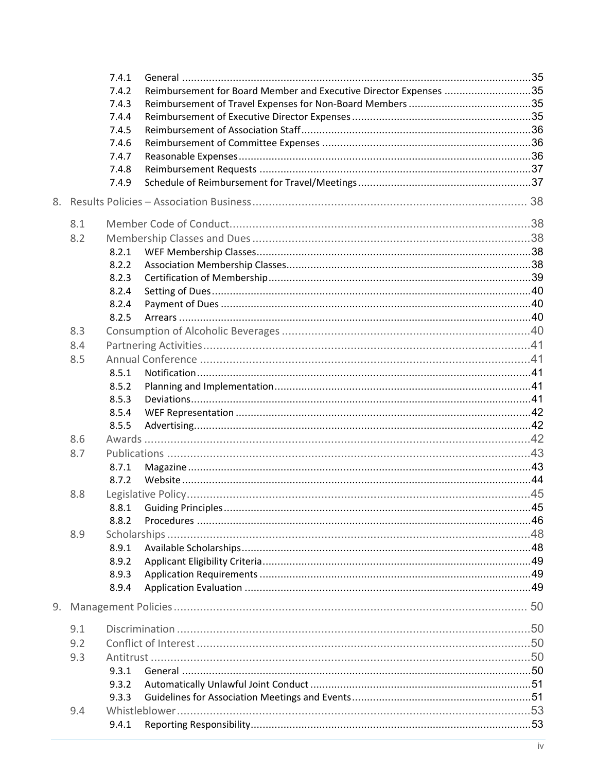7.4.1 General .....35
7.4.2 Reimbursement for Board Member and Executive Director Expenses .....35
7.4.3 Reimbursement of Travel Expenses for Non-Board Members .....35
7.4.4 Reimbursement of Executive Director Expenses .....35
7.4.5 Reimbursement of Association Staff .....36
7.4.6 Reimbursement of Committee Expenses .....36
7.4.7 Reasonable Expenses .....36
7.4.8 Reimbursement Requests .....37
7.4.9 Schedule of Reimbursement for Travel/Meetings .....37

8. Results Policies – Association Business .....38

8.1 Member Code of Conduct .....38
8.2 Membership Classes and Dues .....38
8.2.1 WEF Membership Classes .....38
8.2.2 Association Membership Classes .....38
8.2.3 Certification of Membership .....39
8.2.4 Setting of Dues .....40
8.2.4 Payment of Dues .....40
8.2.5 Arrears .....40
8.3 Consumption of Alcoholic Beverages .....40
8.4 Partnering Activities .....41
8.5 Annual Conference .....41
8.5.1 Notification .....41
8.5.2 Planning and Implementation .....41
8.5.3 Deviations .....41
8.5.4 WEF Representation .....42
8.5.5 Advertising .....42
8.6 Awards .....42
8.7 Publications .....43
8.7.1 Magazine .....43
8.7.2 Website .....44
8.8 Legislative Policy .....45
8.8.1 Guiding Principles .....45
8.8.2 Procedures .....46
8.9 Scholarships .....48
8.9.1 Available Scholarships .....48
8.9.2 Applicant Eligibility Criteria .....49
8.9.3 Application Requirements .....49
8.9.4 Application Evaluation .....49

9. Management Policies .....50

9.1 Discrimination .....50
9.2 Conflict of Interest .....50
9.3 Antitrust .....50
9.3.1 General .....50
9.3.2 Automatically Unlawful Joint Conduct .....51
9.3.3 Guidelines for Association Meetings and Events .....51
9.4 Whistleblower .....53
9.4.1 Reporting Responsibility .....53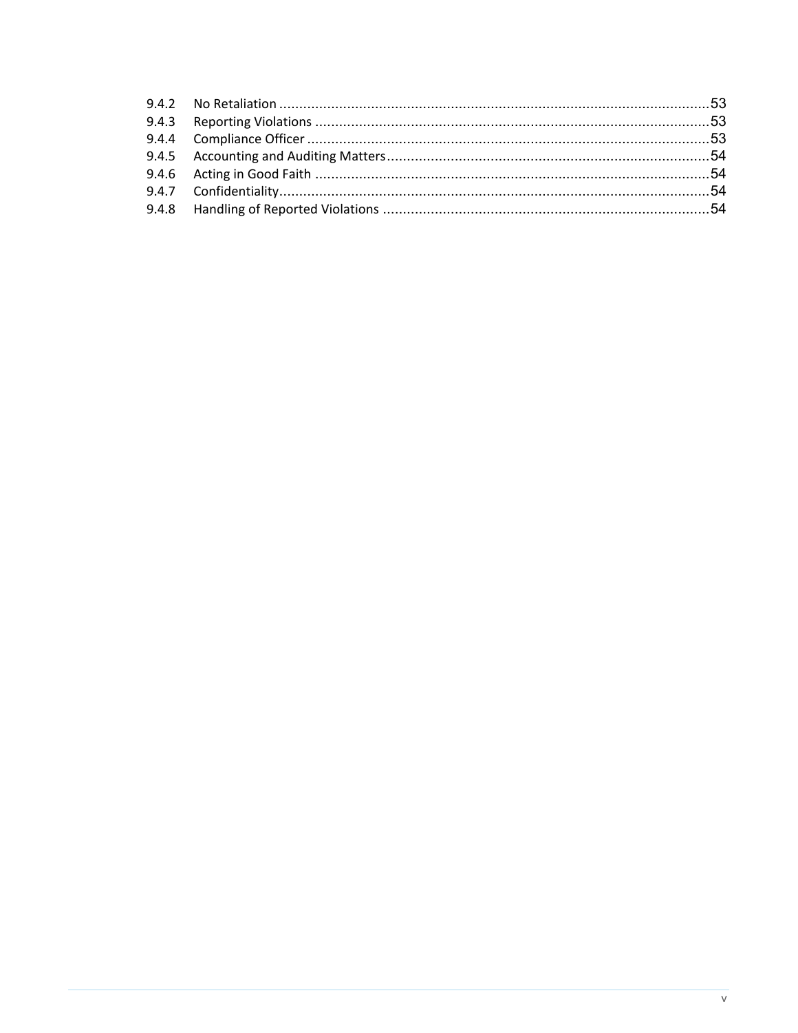9.4.2 No Retaliation ............................................................................................................53
9.4.3 Reporting Violations ....................................................................................................53
9.4.4 Compliance Officer .....................................................................................................53
9.4.5 Accounting and Auditing Matters.................................................................................54
9.4.6 Acting in Good Faith ...................................................................................................54
9.4.7 Confidentiality.............................................................................................................54
9.4.8 Handling of Reported Violations ..................................................................................54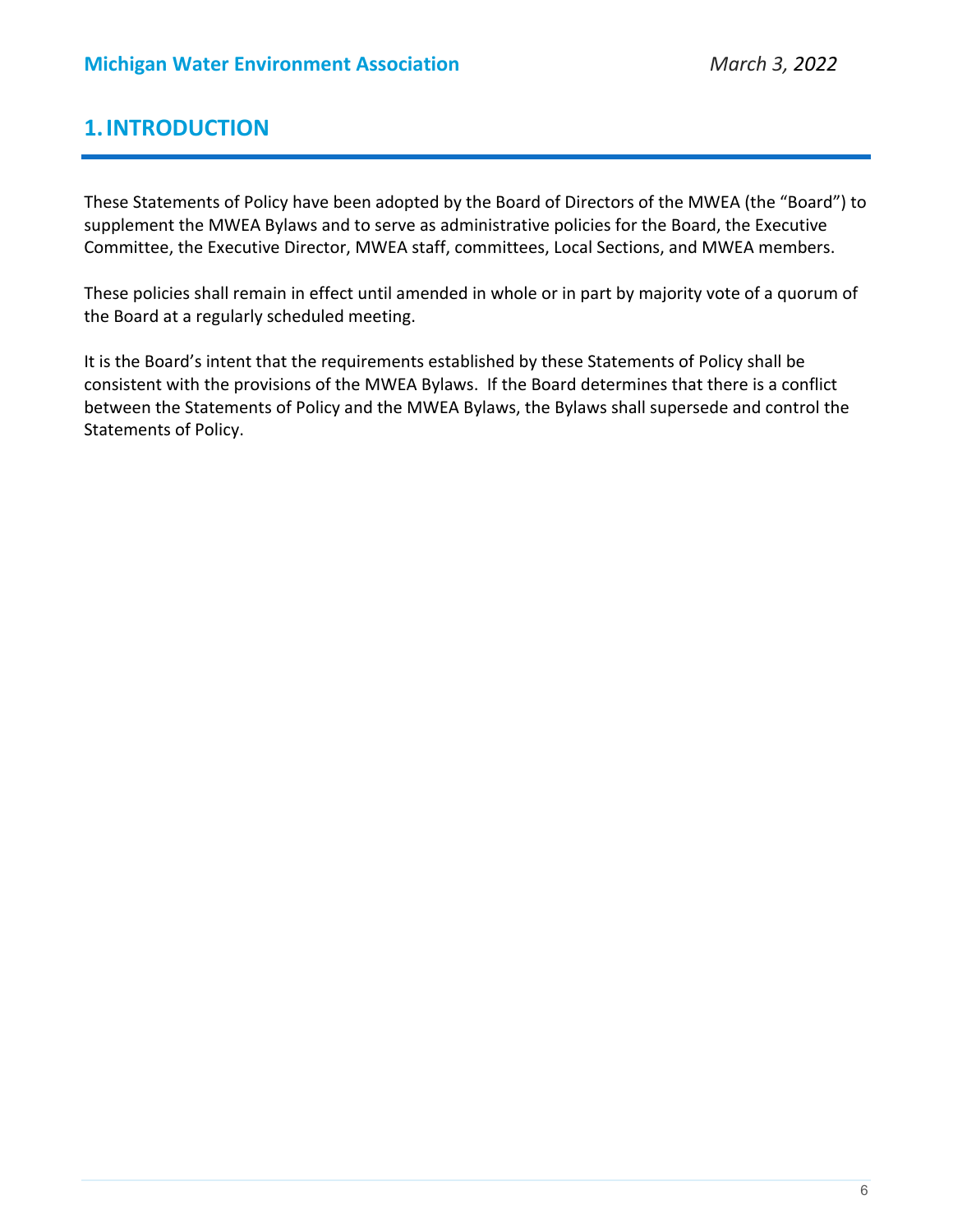# 1. INTRODUCTION

These Statements of Policy have been adopted by the Board of Directors of the MWEA (the "Board") to supplement the MWEA Bylaws and to serve as administrative policies for the Board, the Executive Committee, the Executive Director, MWEA staff, committees, Local Sections, and MWEA members.

These policies shall remain in effect until amended in whole or in part by majority vote of a quorum of the Board at a regularly scheduled meeting.

It is the Board's intent that the requirements established by these Statements of Policy shall be consistent with the provisions of the MWEA Bylaws. If the Board determines that there is a conflict between the Statements of Policy and the MWEA Bylaws, the Bylaws shall supersede and control the Statements of Policy.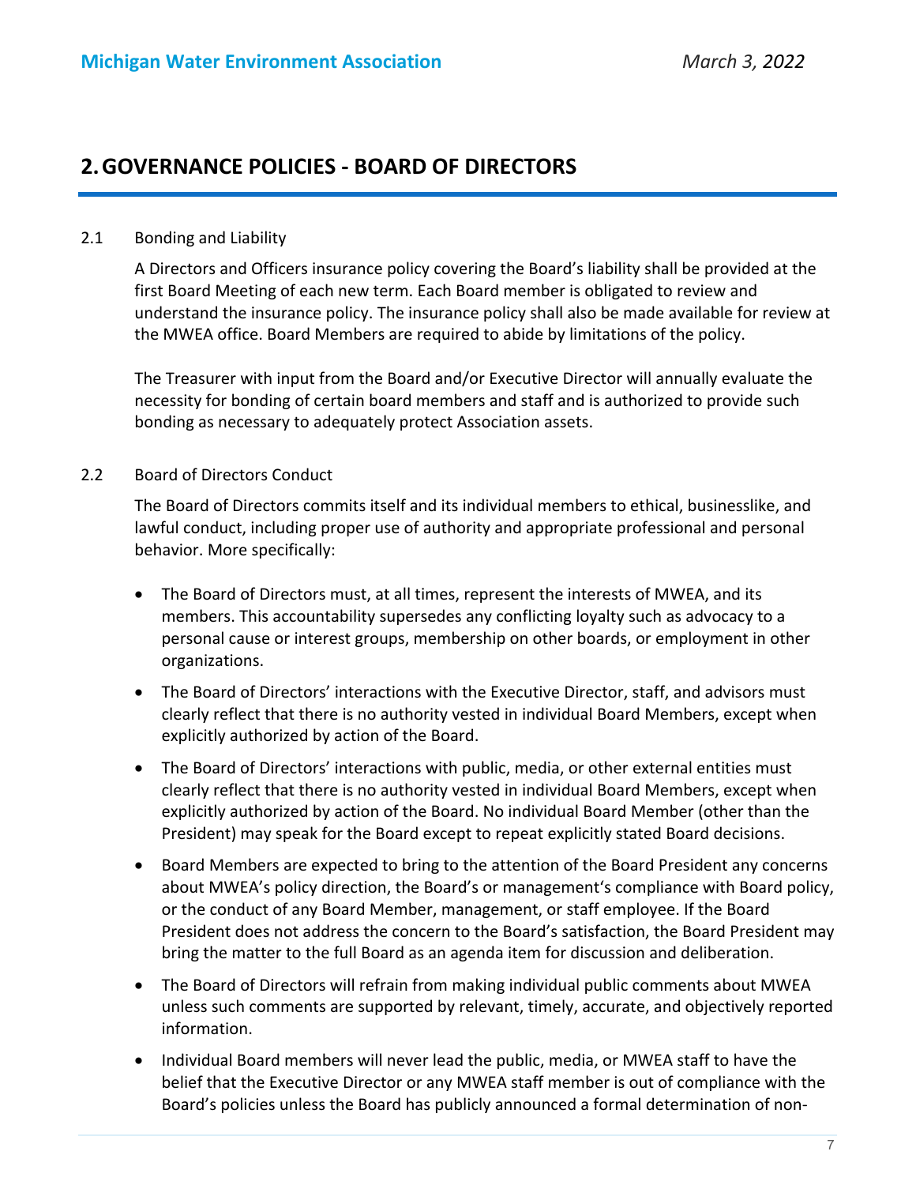# 2. GOVERNANCE POLICIES - BOARD OF DIRECTORS

## 2.1 Bonding and Liability

A Directors and Officers insurance policy covering the Board's liability shall be provided at the first Board Meeting of each new term. Each Board member is obligated to review and understand the insurance policy. The insurance policy shall also be made available for review at the MWEA office. Board Members are required to abide by limitations of the policy.

The Treasurer with input from the Board and/or Executive Director will annually evaluate the necessity for bonding of certain board members and staff and is authorized to provide such bonding as necessary to adequately protect Association assets.

## 2.2 Board of Directors Conduct

The Board of Directors commits itself and its individual members to ethical, businesslike, and lawful conduct, including proper use of authority and appropriate professional and personal behavior. More specifically:

- The Board of Directors must, at all times, represent the interests of MWEA, and its members. This accountability supersedes any conflicting loyalty such as advocacy to a personal cause or interest groups, membership on other boards, or employment in other organizations.
- The Board of Directors' interactions with the Executive Director, staff, and advisors must clearly reflect that there is no authority vested in individual Board Members, except when explicitly authorized by action of the Board.
- The Board of Directors' interactions with public, media, or other external entities must clearly reflect that there is no authority vested in individual Board Members, except when explicitly authorized by action of the Board. No individual Board Member (other than the President) may speak for the Board except to repeat explicitly stated Board decisions.
- Board Members are expected to bring to the attention of the Board President any concerns about MWEA's policy direction, the Board's or management's compliance with Board policy, or the conduct of any Board Member, management, or staff employee. If the Board President does not address the concern to the Board's satisfaction, the Board President may bring the matter to the full Board as an agenda item for discussion and deliberation.
- The Board of Directors will refrain from making individual public comments about MWEA unless such comments are supported by relevant, timely, accurate, and objectively reported information.
- Individual Board members will never lead the public, media, or MWEA staff to have the belief that the Executive Director or any MWEA staff member is out of compliance with the Board's policies unless the Board has publicly announced a formal determination of non-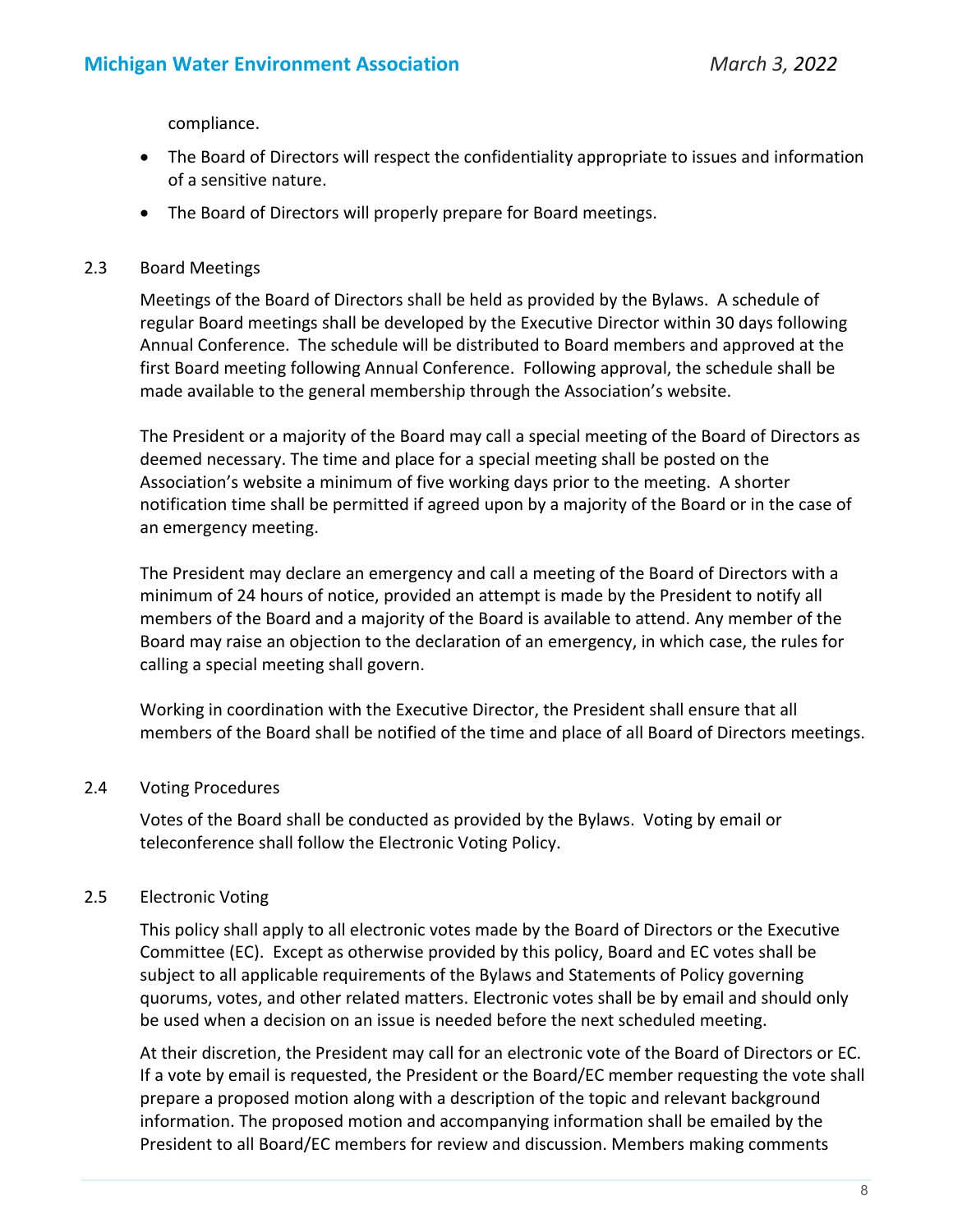compliance.

- The Board of Directors will respect the confidentiality appropriate to issues and information of a sensitive nature.
- The Board of Directors will properly prepare for Board meetings.

### 2.3 Board Meetings

Meetings of the Board of Directors shall be held as provided by the Bylaws. A schedule of regular Board meetings shall be developed by the Executive Director within 30 days following Annual Conference. The schedule will be distributed to Board members and approved at the first Board meeting following Annual Conference. Following approval, the schedule shall be made available to the general membership through the Association's website.

The President or a majority of the Board may call a special meeting of the Board of Directors as deemed necessary. The time and place for a special meeting shall be posted on the Association's website a minimum of five working days prior to the meeting. A shorter notification time shall be permitted if agreed upon by a majority of the Board or in the case of an emergency meeting.

The President may declare an emergency and call a meeting of the Board of Directors with a minimum of 24 hours of notice, provided an attempt is made by the President to notify all members of the Board and a majority of the Board is available to attend. Any member of the Board may raise an objection to the declaration of an emergency, in which case, the rules for calling a special meeting shall govern.

Working in coordination with the Executive Director, the President shall ensure that all members of the Board shall be notified of the time and place of all Board of Directors meetings.

### 2.4 Voting Procedures

Votes of the Board shall be conducted as provided by the Bylaws. Voting by email or teleconference shall follow the Electronic Voting Policy.

### 2.5 Electronic Voting

This policy shall apply to all electronic votes made by the Board of Directors or the Executive Committee (EC). Except as otherwise provided by this policy, Board and EC votes shall be subject to all applicable requirements of the Bylaws and Statements of Policy governing quorums, votes, and other related matters. Electronic votes shall be by email and should only be used when a decision on an issue is needed before the next scheduled meeting.

At their discretion, the President may call for an electronic vote of the Board of Directors or EC. If a vote by email is requested, the President or the Board/EC member requesting the vote shall prepare a proposed motion along with a description of the topic and relevant background information. The proposed motion and accompanying information shall be emailed by the President to all Board/EC members for review and discussion. Members making comments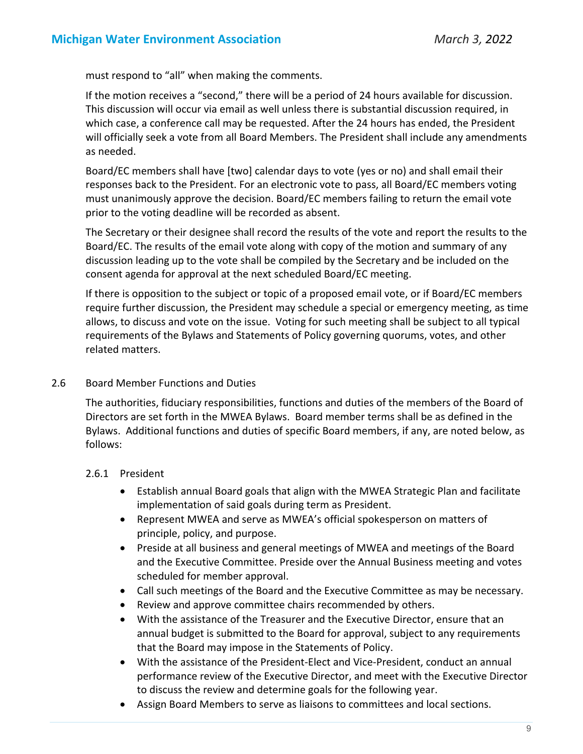must respond to "all" when making the comments.

If the motion receives a "second," there will be a period of 24 hours available for discussion. This discussion will occur via email as well unless there is substantial discussion required, in which case, a conference call may be requested. After the 24 hours has ended, the President will officially seek a vote from all Board Members. The President shall include any amendments as needed.

Board/EC members shall have [two] calendar days to vote (yes or no) and shall email their responses back to the President. For an electronic vote to pass, all Board/EC members voting must unanimously approve the decision. Board/EC members failing to return the email vote prior to the voting deadline will be recorded as absent.

The Secretary or their designee shall record the results of the vote and report the results to the Board/EC. The results of the email vote along with copy of the motion and summary of any discussion leading up to the vote shall be compiled by the Secretary and be included on the consent agenda for approval at the next scheduled Board/EC meeting.

If there is opposition to the subject or topic of a proposed email vote, or if Board/EC members require further discussion, the President may schedule a special or emergency meeting, as time allows, to discuss and vote on the issue. Voting for such meeting shall be subject to all typical requirements of the Bylaws and Statements of Policy governing quorums, votes, and other related matters.

## 2.6 Board Member Functions and Duties

The authorities, fiduciary responsibilities, functions and duties of the members of the Board of Directors are set forth in the MWEA Bylaws. Board member terms shall be as defined in the Bylaws. Additional functions and duties of specific Board members, if any, are noted below, as follows:

### 2.6.1 President

- Establish annual Board goals that align with the MWEA Strategic Plan and facilitate implementation of said goals during term as President.
- Represent MWEA and serve as MWEA's official spokesperson on matters of principle, policy, and purpose.
- Preside at all business and general meetings of MWEA and meetings of the Board and the Executive Committee. Preside over the Annual Business meeting and votes scheduled for member approval.
- Call such meetings of the Board and the Executive Committee as may be necessary.
- Review and approve committee chairs recommended by others.
- With the assistance of the Treasurer and the Executive Director, ensure that an annual budget is submitted to the Board for approval, subject to any requirements that the Board may impose in the Statements of Policy.
- With the assistance of the President-Elect and Vice-President, conduct an annual performance review of the Executive Director, and meet with the Executive Director to discuss the review and determine goals for the following year.
- Assign Board Members to serve as liaisons to committees and local sections.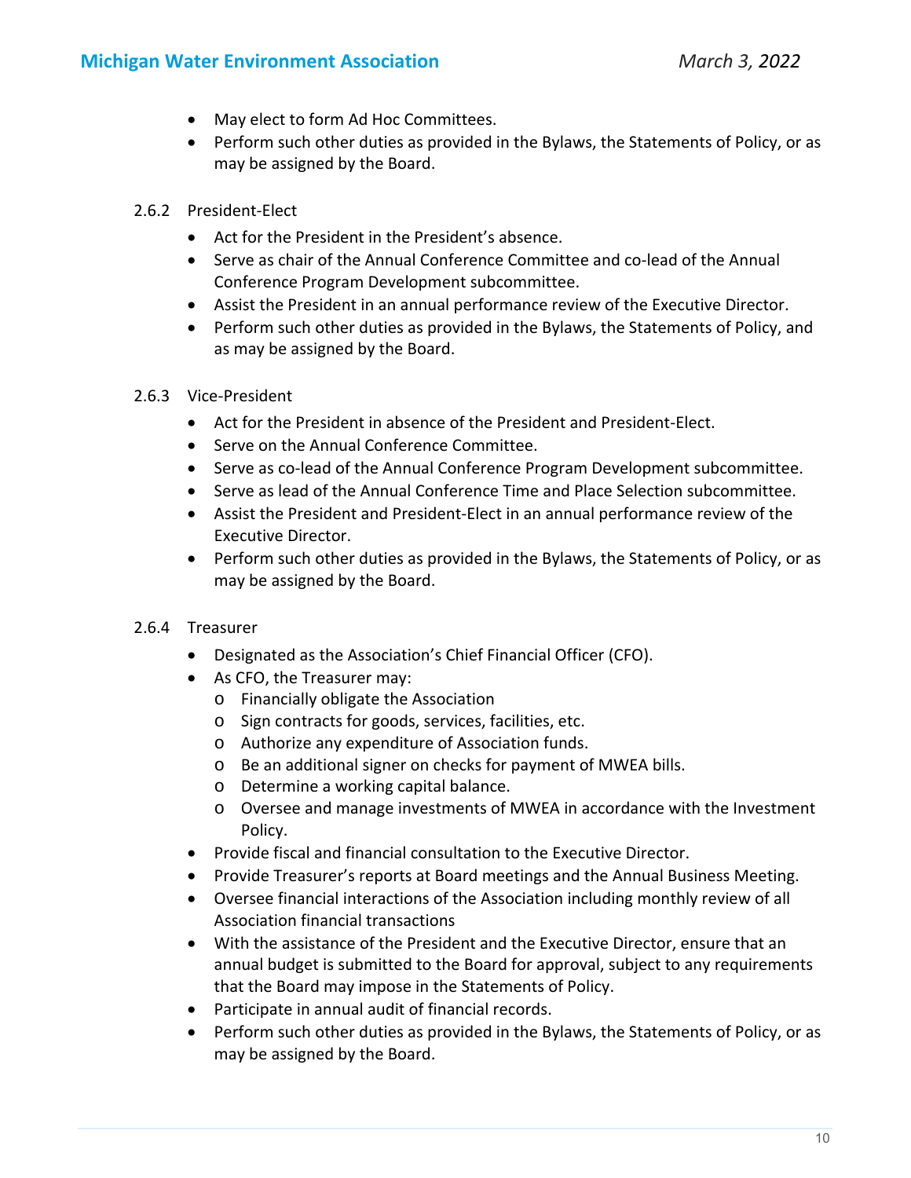- May elect to form Ad Hoc Committees.
- Perform such other duties as provided in the Bylaws, the Statements of Policy, or as may be assigned by the Board.

#### 2.6.2 President-Elect

- Act for the President in the President's absence.
- Serve as chair of the Annual Conference Committee and co-lead of the Annual Conference Program Development subcommittee.
- Assist the President in an annual performance review of the Executive Director.
- Perform such other duties as provided in the Bylaws, the Statements of Policy, and as may be assigned by the Board.

#### 2.6.3 Vice-President

- Act for the President in absence of the President and President-Elect.
- Serve on the Annual Conference Committee.
- Serve as co-lead of the Annual Conference Program Development subcommittee.
- Serve as lead of the Annual Conference Time and Place Selection subcommittee.
- Assist the President and President-Elect in an annual performance review of the Executive Director.
- Perform such other duties as provided in the Bylaws, the Statements of Policy, or as may be assigned by the Board.

#### 2.6.4 Treasurer

- Designated as the Association's Chief Financial Officer (CFO).
- As CFO, the Treasurer may:
  - Financially obligate the Association
  - Sign contracts for goods, services, facilities, etc.
  - Authorize any expenditure of Association funds.
  - Be an additional signer on checks for payment of MWEA bills.
  - Determine a working capital balance.
  - Oversee and manage investments of MWEA in accordance with the Investment Policy.
- Provide fiscal and financial consultation to the Executive Director.
- Provide Treasurer's reports at Board meetings and the Annual Business Meeting.
- Oversee financial interactions of the Association including monthly review of all Association financial transactions
- With the assistance of the President and the Executive Director, ensure that an annual budget is submitted to the Board for approval, subject to any requirements that the Board may impose in the Statements of Policy.
- Participate in annual audit of financial records.
- Perform such other duties as provided in the Bylaws, the Statements of Policy, or as may be assigned by the Board.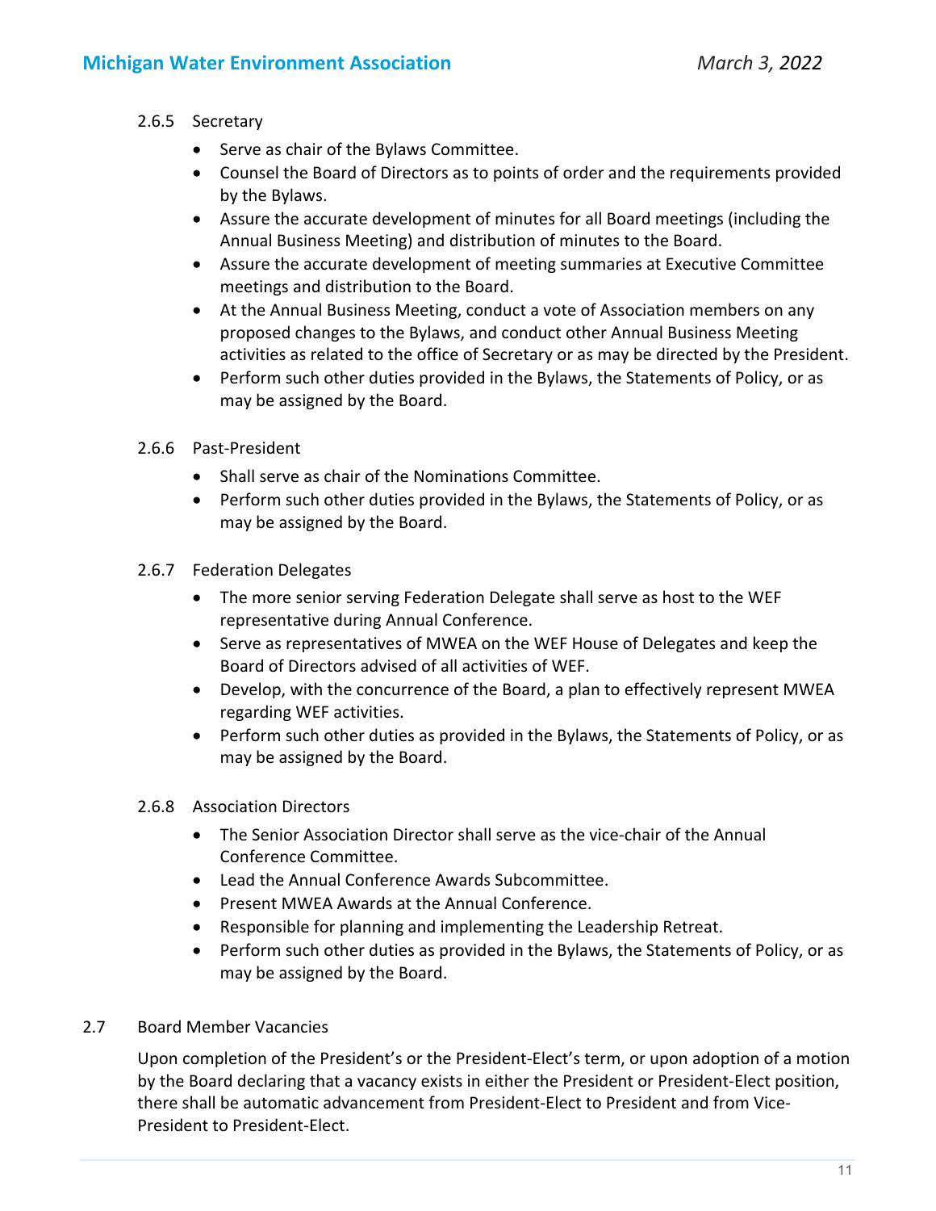#### 2.6.5 Secretary

- Serve as chair of the Bylaws Committee.
- Counsel the Board of Directors as to points of order and the requirements provided by the Bylaws.
- Assure the accurate development of minutes for all Board meetings (including the Annual Business Meeting) and distribution of minutes to the Board.
- Assure the accurate development of meeting summaries at Executive Committee meetings and distribution to the Board.
- At the Annual Business Meeting, conduct a vote of Association members on any proposed changes to the Bylaws, and conduct other Annual Business Meeting activities as related to the office of Secretary or as may be directed by the President.
- Perform such other duties provided in the Bylaws, the Statements of Policy, or as may be assigned by the Board.

#### 2.6.6 Past-President

- Shall serve as chair of the Nominations Committee.
- Perform such other duties provided in the Bylaws, the Statements of Policy, or as may be assigned by the Board.

#### 2.6.7 Federation Delegates

- The more senior serving Federation Delegate shall serve as host to the WEF representative during Annual Conference.
- Serve as representatives of MWEA on the WEF House of Delegates and keep the Board of Directors advised of all activities of WEF.
- Develop, with the concurrence of the Board, a plan to effectively represent MWEA regarding WEF activities.
- Perform such other duties as provided in the Bylaws, the Statements of Policy, or as may be assigned by the Board.

#### 2.6.8 Association Directors

- The Senior Association Director shall serve as the vice-chair of the Annual Conference Committee.
- Lead the Annual Conference Awards Subcommittee.
- Present MWEA Awards at the Annual Conference.
- Responsible for planning and implementing the Leadership Retreat.
- Perform such other duties as provided in the Bylaws, the Statements of Policy, or as may be assigned by the Board.

### 2.7 Board Member Vacancies

Upon completion of the President's or the President-Elect's term, or upon adoption of a motion by the Board declaring that a vacancy exists in either the President or President-Elect position, there shall be automatic advancement from President-Elect to President and from Vice-President to President-Elect.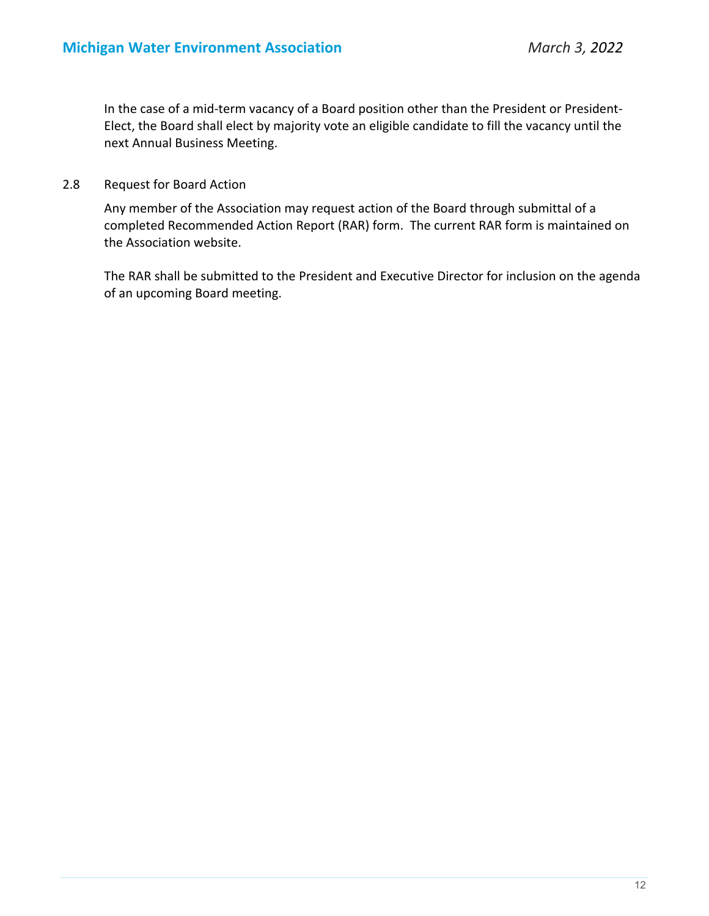In the case of a mid-term vacancy of a Board position other than the President or President-Elect, the Board shall elect by majority vote an eligible candidate to fill the vacancy until the next Annual Business Meeting.

2.8 Request for Board Action

Any member of the Association may request action of the Board through submittal of a completed Recommended Action Report (RAR) form. The current RAR form is maintained on the Association website.

The RAR shall be submitted to the President and Executive Director for inclusion on the agenda of an upcoming Board meeting.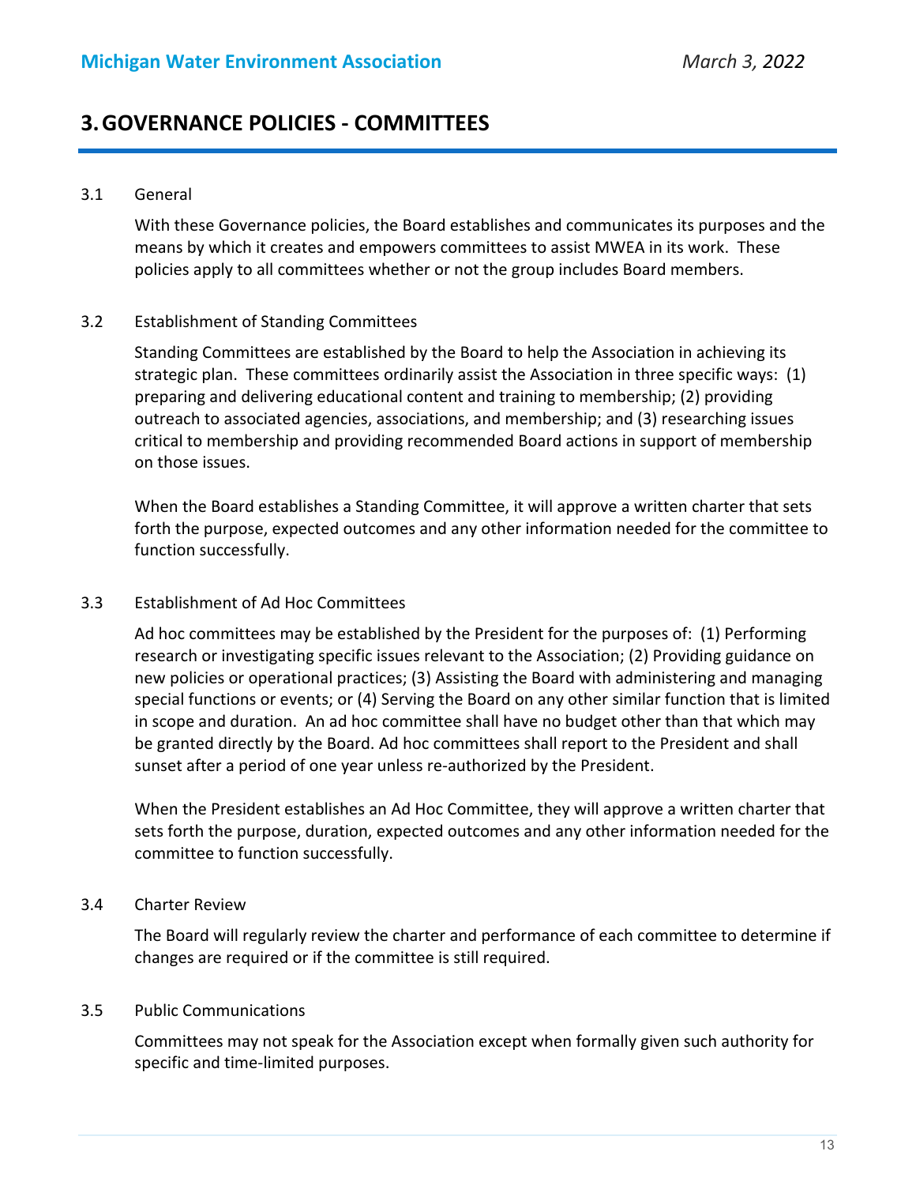# 3. GOVERNANCE POLICIES - COMMITTEES

3.1 General

With these Governance policies, the Board establishes and communicates its purposes and the means by which it creates and empowers committees to assist MWEA in its work. These policies apply to all committees whether or not the group includes Board members.

3.2 Establishment of Standing Committees

Standing Committees are established by the Board to help the Association in achieving its strategic plan. These committees ordinarily assist the Association in three specific ways: (1) preparing and delivering educational content and training to membership; (2) providing outreach to associated agencies, associations, and membership; and (3) researching issues critical to membership and providing recommended Board actions in support of membership on those issues.

When the Board establishes a Standing Committee, it will approve a written charter that sets forth the purpose, expected outcomes and any other information needed for the committee to function successfully.

3.3 Establishment of Ad Hoc Committees

Ad hoc committees may be established by the President for the purposes of: (1) Performing research or investigating specific issues relevant to the Association; (2) Providing guidance on new policies or operational practices; (3) Assisting the Board with administering and managing special functions or events; or (4) Serving the Board on any other similar function that is limited in scope and duration. An ad hoc committee shall have no budget other than that which may be granted directly by the Board. Ad hoc committees shall report to the President and shall sunset after a period of one year unless re-authorized by the President.

When the President establishes an Ad Hoc Committee, they will approve a written charter that sets forth the purpose, duration, expected outcomes and any other information needed for the committee to function successfully.

3.4 Charter Review

The Board will regularly review the charter and performance of each committee to determine if changes are required or if the committee is still required.

3.5 Public Communications

Committees may not speak for the Association except when formally given such authority for specific and time-limited purposes.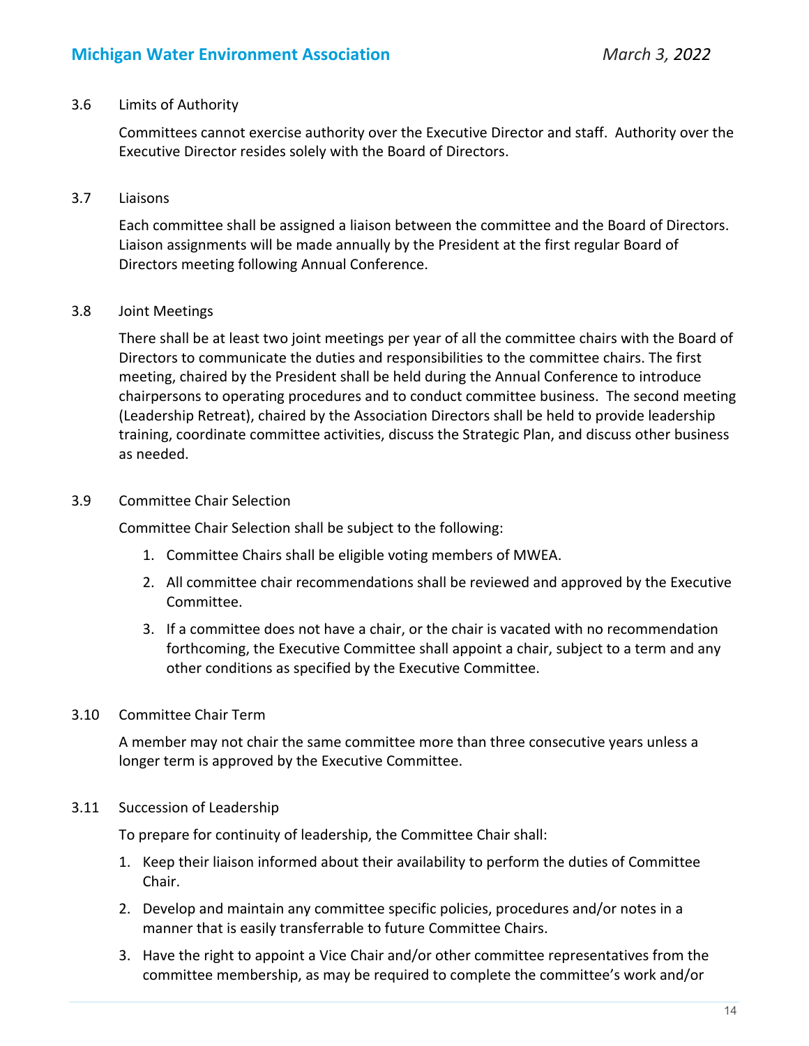3.6 Limits of Authority

Committees cannot exercise authority over the Executive Director and staff. Authority over the Executive Director resides solely with the Board of Directors.

3.7 Liaisons

Each committee shall be assigned a liaison between the committee and the Board of Directors. Liaison assignments will be made annually by the President at the first regular Board of Directors meeting following Annual Conference.

3.8 Joint Meetings

There shall be at least two joint meetings per year of all the committee chairs with the Board of Directors to communicate the duties and responsibilities to the committee chairs. The first meeting, chaired by the President shall be held during the Annual Conference to introduce chairpersons to operating procedures and to conduct committee business. The second meeting (Leadership Retreat), chaired by the Association Directors shall be held to provide leadership training, coordinate committee activities, discuss the Strategic Plan, and discuss other business as needed.

3.9 Committee Chair Selection

Committee Chair Selection shall be subject to the following:

1. Committee Chairs shall be eligible voting members of MWEA.
2. All committee chair recommendations shall be reviewed and approved by the Executive Committee.
3. If a committee does not have a chair, or the chair is vacated with no recommendation forthcoming, the Executive Committee shall appoint a chair, subject to a term and any other conditions as specified by the Executive Committee.

3.10 Committee Chair Term

A member may not chair the same committee more than three consecutive years unless a longer term is approved by the Executive Committee.

3.11 Succession of Leadership

To prepare for continuity of leadership, the Committee Chair shall:

1. Keep their liaison informed about their availability to perform the duties of Committee Chair.
2. Develop and maintain any committee specific policies, procedures and/or notes in a manner that is easily transferrable to future Committee Chairs.
3. Have the right to appoint a Vice Chair and/or other committee representatives from the committee membership, as may be required to complete the committee's work and/or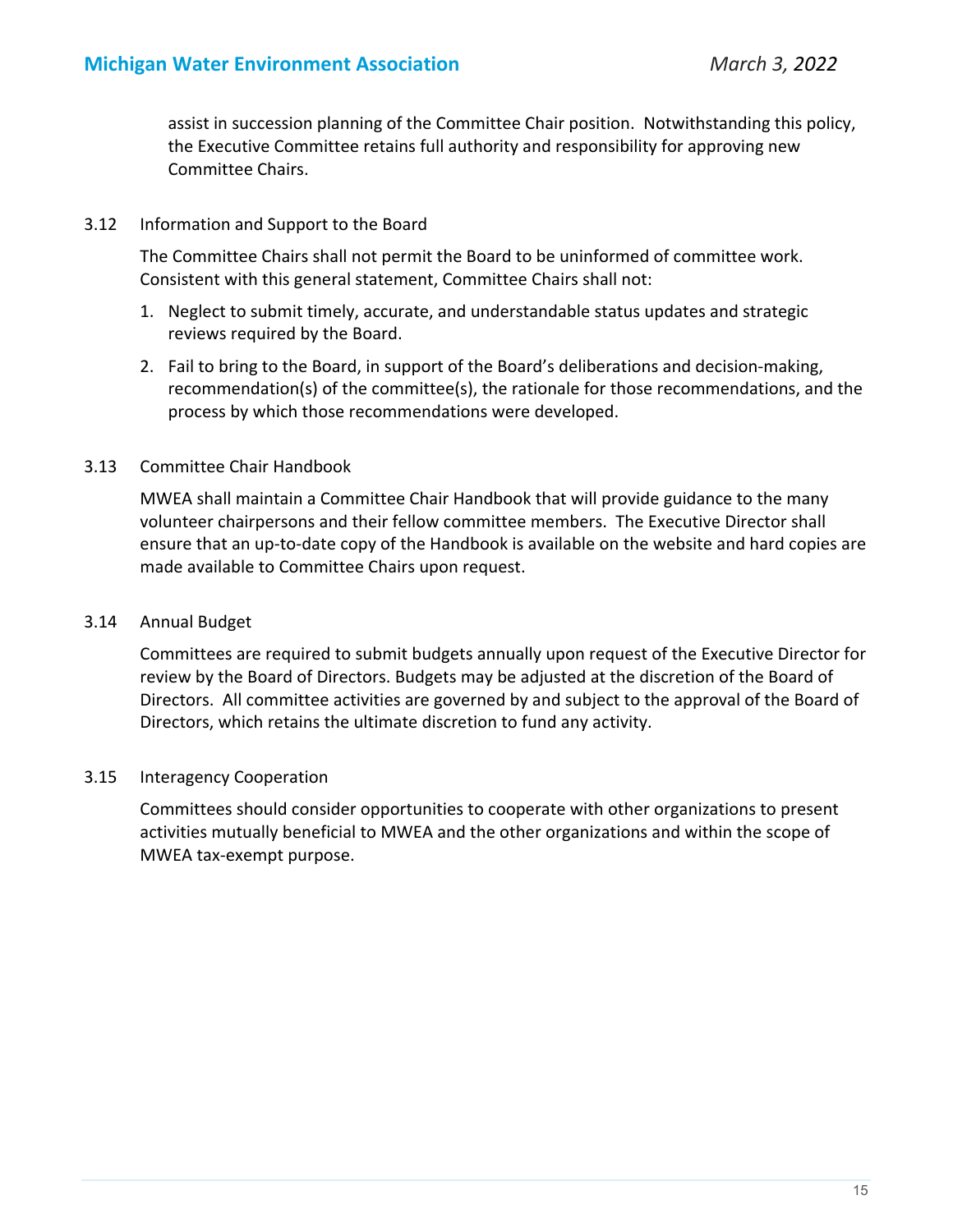assist in succession planning of the Committee Chair position. Notwithstanding this policy, the Executive Committee retains full authority and responsibility for approving new Committee Chairs.

### 3.12 Information and Support to the Board

The Committee Chairs shall not permit the Board to be uninformed of committee work. Consistent with this general statement, Committee Chairs shall not:

1. Neglect to submit timely, accurate, and understandable status updates and strategic reviews required by the Board.
2. Fail to bring to the Board, in support of the Board's deliberations and decision-making, recommendation(s) of the committee(s), the rationale for those recommendations, and the process by which those recommendations were developed.

### 3.13 Committee Chair Handbook

MWEA shall maintain a Committee Chair Handbook that will provide guidance to the many volunteer chairpersons and their fellow committee members. The Executive Director shall ensure that an up-to-date copy of the Handbook is available on the website and hard copies are made available to Committee Chairs upon request.

### 3.14 Annual Budget

Committees are required to submit budgets annually upon request of the Executive Director for review by the Board of Directors. Budgets may be adjusted at the discretion of the Board of Directors. All committee activities are governed by and subject to the approval of the Board of Directors, which retains the ultimate discretion to fund any activity.

### 3.15 Interagency Cooperation

Committees should consider opportunities to cooperate with other organizations to present activities mutually beneficial to MWEA and the other organizations and within the scope of MWEA tax-exempt purpose.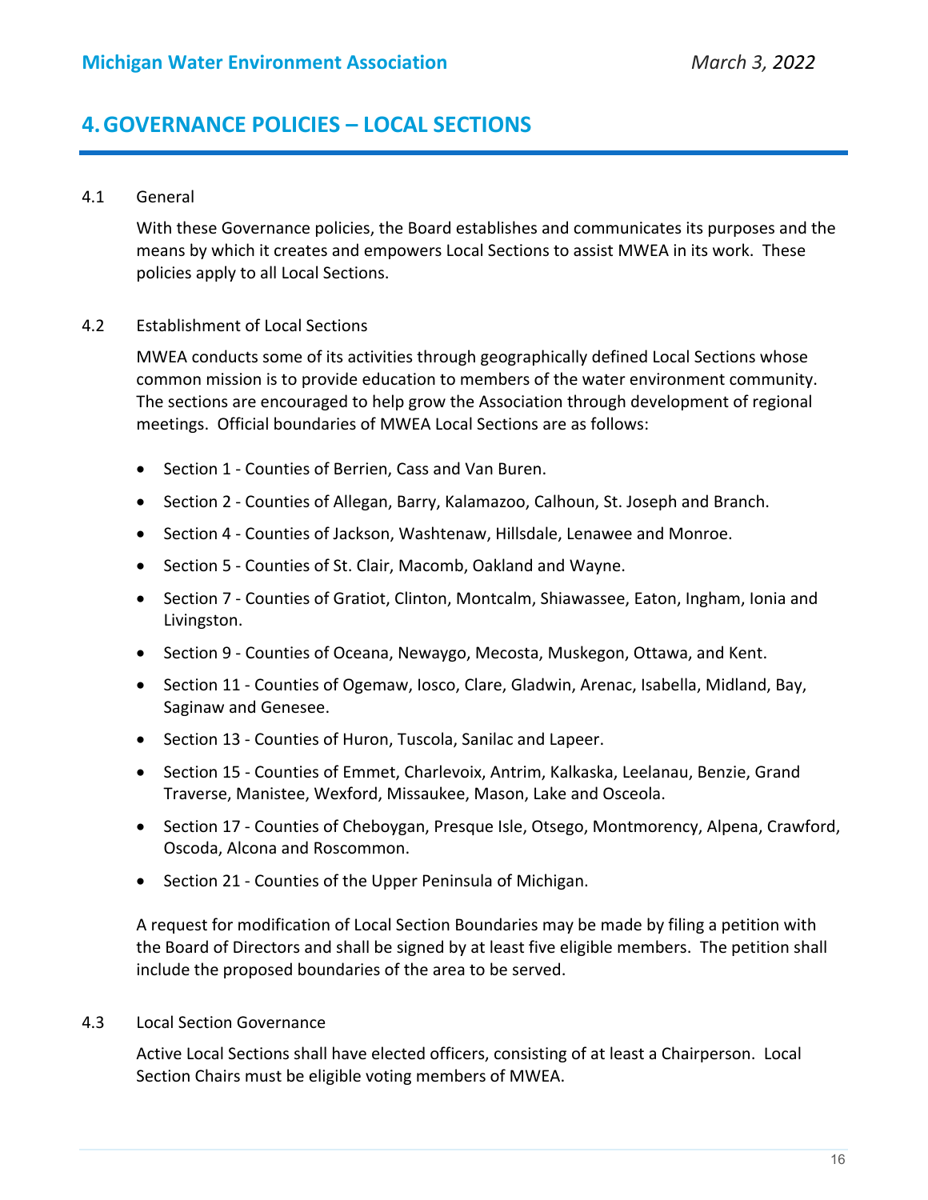## 4. GOVERNANCE POLICIES – LOCAL SECTIONS

4.1 General

With these Governance policies, the Board establishes and communicates its purposes and the means by which it creates and empowers Local Sections to assist MWEA in its work. These policies apply to all Local Sections.

4.2 Establishment of Local Sections

MWEA conducts some of its activities through geographically defined Local Sections whose common mission is to provide education to members of the water environment community. The sections are encouraged to help grow the Association through development of regional meetings. Official boundaries of MWEA Local Sections are as follows:

- Section 1 - Counties of Berrien, Cass and Van Buren.
- Section 2 - Counties of Allegan, Barry, Kalamazoo, Calhoun, St. Joseph and Branch.
- Section 4 - Counties of Jackson, Washtenaw, Hillsdale, Lenawee and Monroe.
- Section 5 - Counties of St. Clair, Macomb, Oakland and Wayne.
- Section 7 - Counties of Gratiot, Clinton, Montcalm, Shiawassee, Eaton, Ingham, Ionia and Livingston.
- Section 9 - Counties of Oceana, Newaygo, Mecosta, Muskegon, Ottawa, and Kent.
- Section 11 - Counties of Ogemaw, Iosco, Clare, Gladwin, Arenac, Isabella, Midland, Bay, Saginaw and Genesee.
- Section 13 - Counties of Huron, Tuscola, Sanilac and Lapeer.
- Section 15 - Counties of Emmet, Charlevoix, Antrim, Kalkaska, Leelanau, Benzie, Grand Traverse, Manistee, Wexford, Missaukee, Mason, Lake and Osceola.
- Section 17 - Counties of Cheboygan, Presque Isle, Otsego, Montmorency, Alpena, Crawford, Oscoda, Alcona and Roscommon.
- Section 21 - Counties of the Upper Peninsula of Michigan.

A request for modification of Local Section Boundaries may be made by filing a petition with the Board of Directors and shall be signed by at least five eligible members. The petition shall include the proposed boundaries of the area to be served.

4.3 Local Section Governance

Active Local Sections shall have elected officers, consisting of at least a Chairperson. Local Section Chairs must be eligible voting members of MWEA.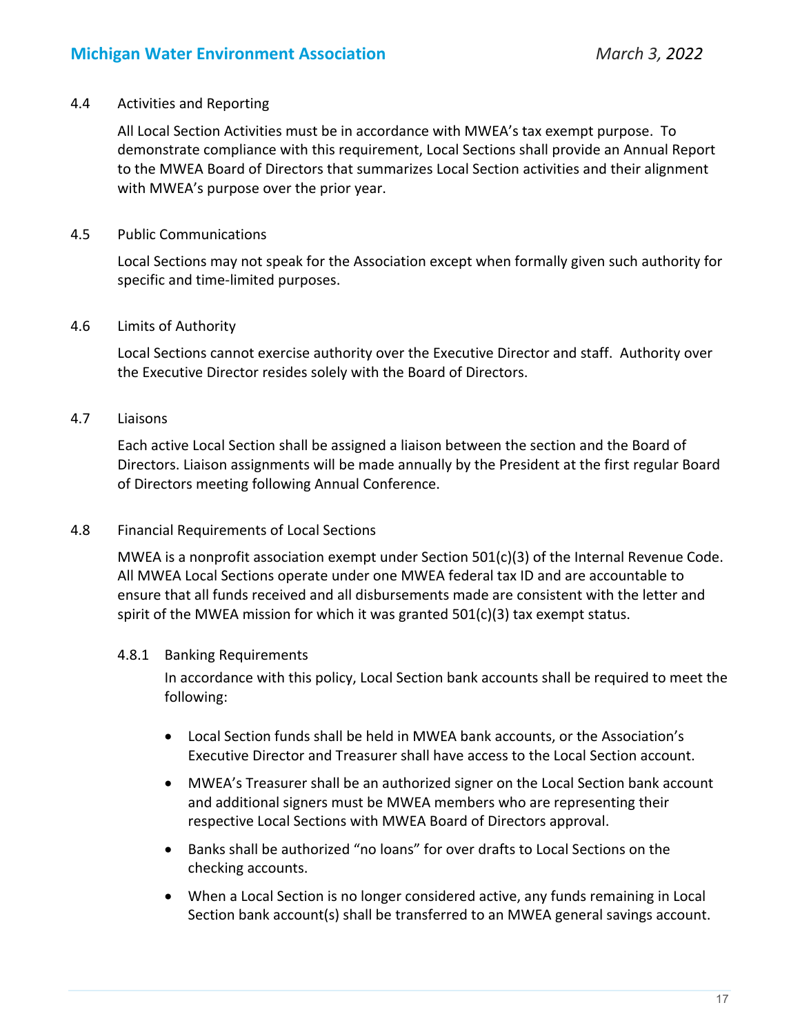### 4.4 Activities and Reporting

All Local Section Activities must be in accordance with MWEA's tax exempt purpose. To demonstrate compliance with this requirement, Local Sections shall provide an Annual Report to the MWEA Board of Directors that summarizes Local Section activities and their alignment with MWEA's purpose over the prior year.

### 4.5 Public Communications

Local Sections may not speak for the Association except when formally given such authority for specific and time-limited purposes.

### 4.6 Limits of Authority

Local Sections cannot exercise authority over the Executive Director and staff. Authority over the Executive Director resides solely with the Board of Directors.

### 4.7 Liaisons

Each active Local Section shall be assigned a liaison between the section and the Board of Directors. Liaison assignments will be made annually by the President at the first regular Board of Directors meeting following Annual Conference.

### 4.8 Financial Requirements of Local Sections

MWEA is a nonprofit association exempt under Section 501(c)(3) of the Internal Revenue Code. All MWEA Local Sections operate under one MWEA federal tax ID and are accountable to ensure that all funds received and all disbursements made are consistent with the letter and spirit of the MWEA mission for which it was granted 501(c)(3) tax exempt status.

#### 4.8.1 Banking Requirements

In accordance with this policy, Local Section bank accounts shall be required to meet the following:

- Local Section funds shall be held in MWEA bank accounts, or the Association's Executive Director and Treasurer shall have access to the Local Section account.
- MWEA's Treasurer shall be an authorized signer on the Local Section bank account and additional signers must be MWEA members who are representing their respective Local Sections with MWEA Board of Directors approval.
- Banks shall be authorized "no loans" for over drafts to Local Sections on the checking accounts.
- When a Local Section is no longer considered active, any funds remaining in Local Section bank account(s) shall be transferred to an MWEA general savings account.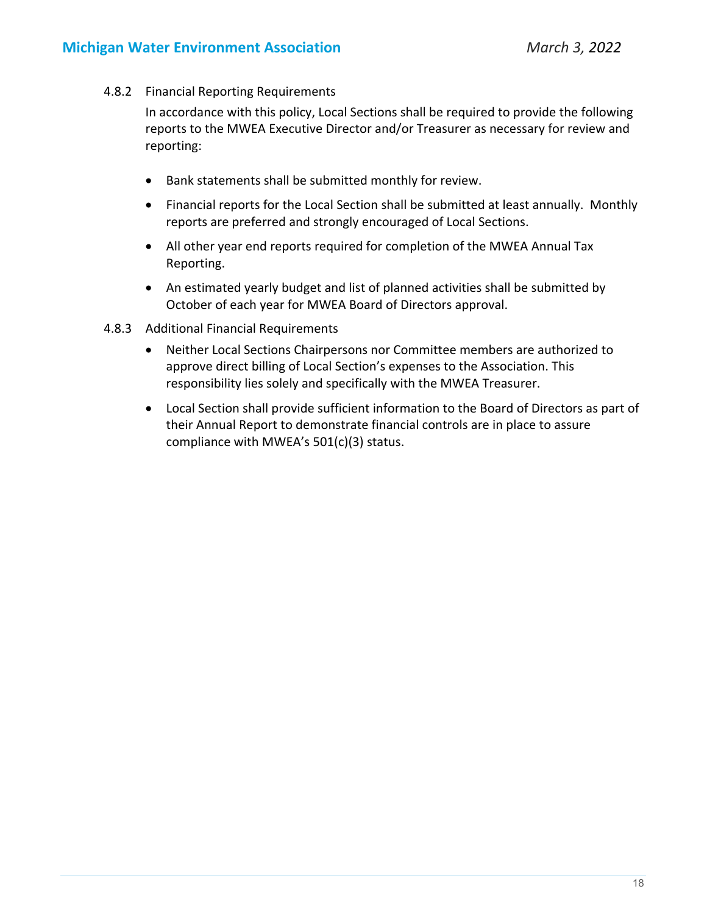#### 4.8.2 Financial Reporting Requirements

In accordance with this policy, Local Sections shall be required to provide the following reports to the MWEA Executive Director and/or Treasurer as necessary for review and reporting:

- Bank statements shall be submitted monthly for review.
- Financial reports for the Local Section shall be submitted at least annually. Monthly reports are preferred and strongly encouraged of Local Sections.
- All other year end reports required for completion of the MWEA Annual Tax Reporting.
- An estimated yearly budget and list of planned activities shall be submitted by October of each year for MWEA Board of Directors approval.

#### 4.8.3 Additional Financial Requirements

- Neither Local Sections Chairpersons nor Committee members are authorized to approve direct billing of Local Section's expenses to the Association. This responsibility lies solely and specifically with the MWEA Treasurer.
- Local Section shall provide sufficient information to the Board of Directors as part of their Annual Report to demonstrate financial controls are in place to assure compliance with MWEA's 501(c)(3) status.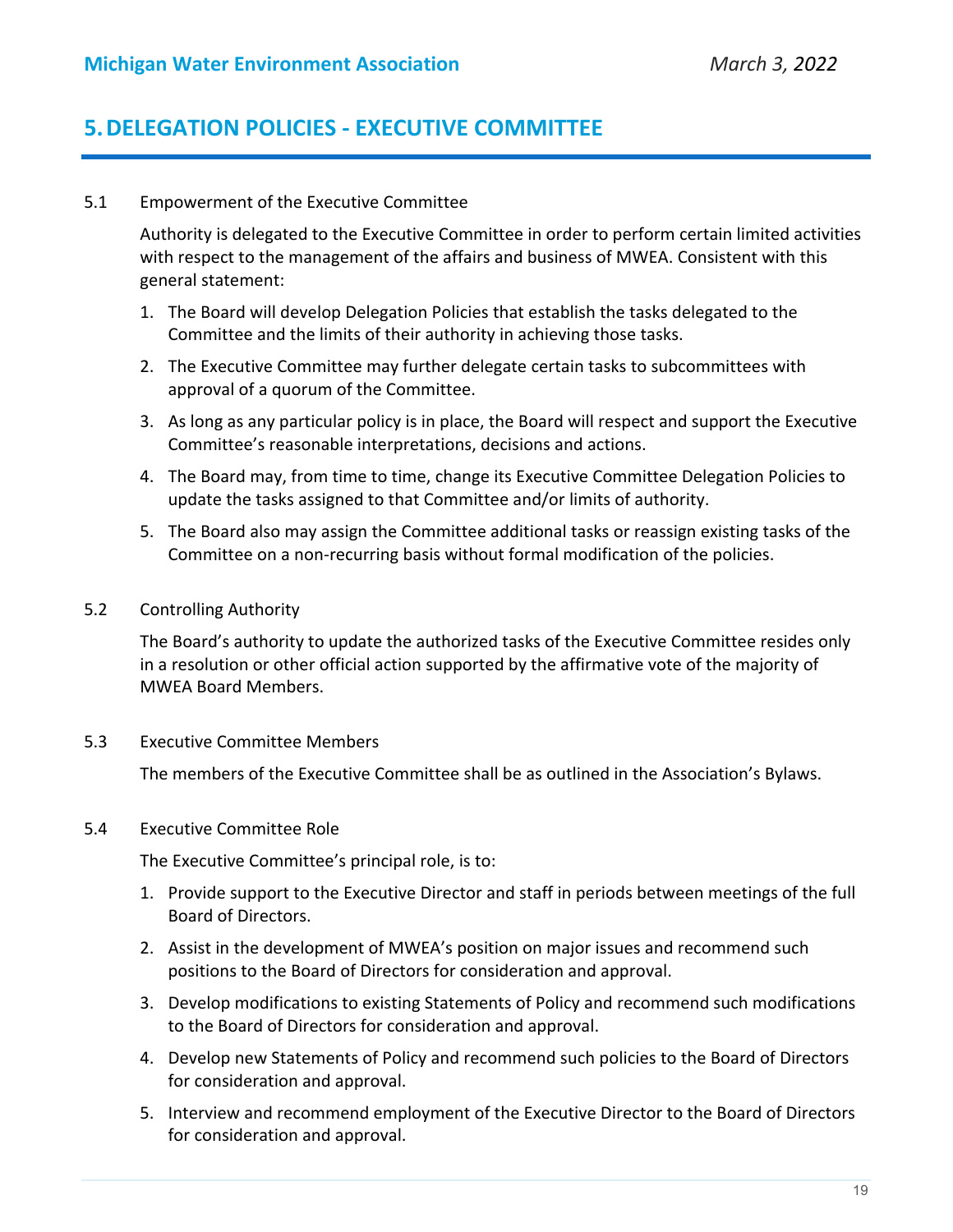# 5. DELEGATION POLICIES - EXECUTIVE COMMITTEE

5.1 Empowerment of the Executive Committee

Authority is delegated to the Executive Committee in order to perform certain limited activities with respect to the management of the affairs and business of MWEA. Consistent with this general statement:

1. The Board will develop Delegation Policies that establish the tasks delegated to the Committee and the limits of their authority in achieving those tasks.
2. The Executive Committee may further delegate certain tasks to subcommittees with approval of a quorum of the Committee.
3. As long as any particular policy is in place, the Board will respect and support the Executive Committee's reasonable interpretations, decisions and actions.
4. The Board may, from time to time, change its Executive Committee Delegation Policies to update the tasks assigned to that Committee and/or limits of authority.
5. The Board also may assign the Committee additional tasks or reassign existing tasks of the Committee on a non-recurring basis without formal modification of the policies.

5.2 Controlling Authority

The Board's authority to update the authorized tasks of the Executive Committee resides only in a resolution or other official action supported by the affirmative vote of the majority of MWEA Board Members.

5.3 Executive Committee Members

The members of the Executive Committee shall be as outlined in the Association's Bylaws.

5.4 Executive Committee Role

The Executive Committee's principal role, is to:

1. Provide support to the Executive Director and staff in periods between meetings of the full Board of Directors.
2. Assist in the development of MWEA's position on major issues and recommend such positions to the Board of Directors for consideration and approval.
3. Develop modifications to existing Statements of Policy and recommend such modifications to the Board of Directors for consideration and approval.
4. Develop new Statements of Policy and recommend such policies to the Board of Directors for consideration and approval.
5. Interview and recommend employment of the Executive Director to the Board of Directors for consideration and approval.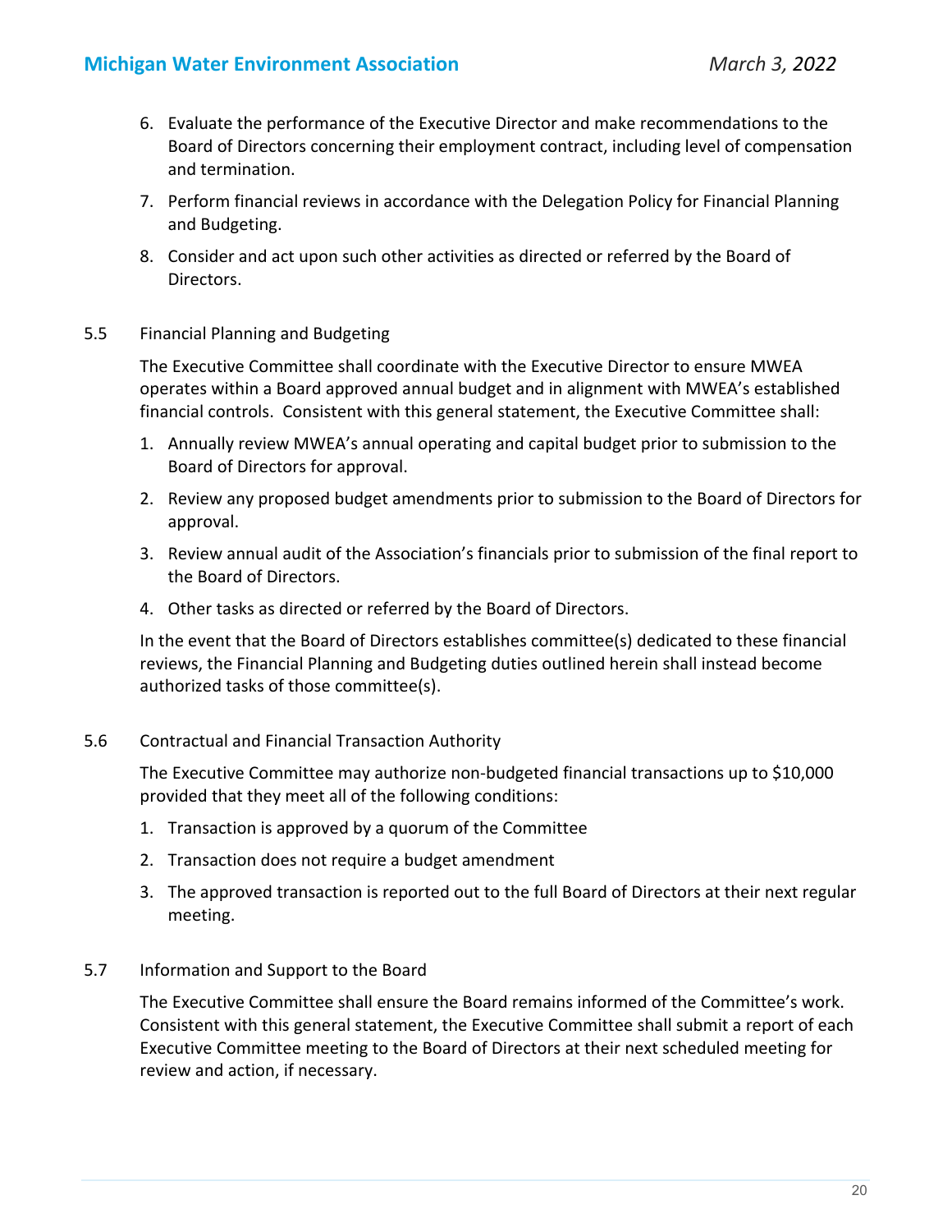6. Evaluate the performance of the Executive Director and make recommendations to the Board of Directors concerning their employment contract, including level of compensation and termination.
7. Perform financial reviews in accordance with the Delegation Policy for Financial Planning and Budgeting.
8. Consider and act upon such other activities as directed or referred by the Board of Directors.

5.5 Financial Planning and Budgeting

The Executive Committee shall coordinate with the Executive Director to ensure MWEA operates within a Board approved annual budget and in alignment with MWEA's established financial controls. Consistent with this general statement, the Executive Committee shall:

1. Annually review MWEA's annual operating and capital budget prior to submission to the Board of Directors for approval.
2. Review any proposed budget amendments prior to submission to the Board of Directors for approval.
3. Review annual audit of the Association's financials prior to submission of the final report to the Board of Directors.
4. Other tasks as directed or referred by the Board of Directors.

In the event that the Board of Directors establishes committee(s) dedicated to these financial reviews, the Financial Planning and Budgeting duties outlined herein shall instead become authorized tasks of those committee(s).

5.6 Contractual and Financial Transaction Authority

The Executive Committee may authorize non-budgeted financial transactions up to $10,000 provided that they meet all of the following conditions:

1. Transaction is approved by a quorum of the Committee
2. Transaction does not require a budget amendment
3. The approved transaction is reported out to the full Board of Directors at their next regular meeting.

5.7 Information and Support to the Board

The Executive Committee shall ensure the Board remains informed of the Committee's work. Consistent with this general statement, the Executive Committee shall submit a report of each Executive Committee meeting to the Board of Directors at their next scheduled meeting for review and action, if necessary.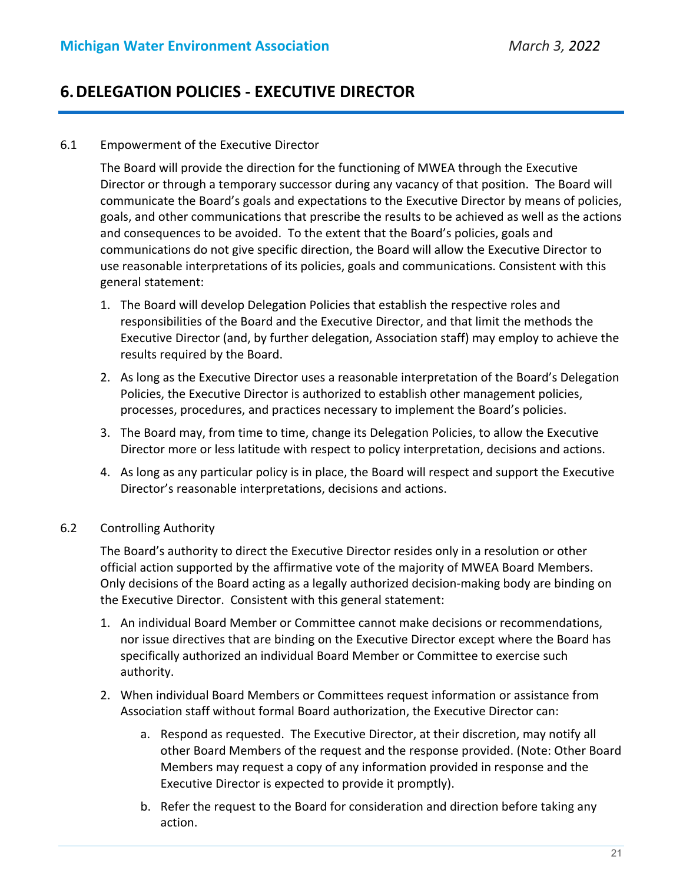# 6. DELEGATION POLICIES - EXECUTIVE DIRECTOR

6.1 Empowerment of the Executive Director

The Board will provide the direction for the functioning of MWEA through the Executive Director or through a temporary successor during any vacancy of that position. The Board will communicate the Board's goals and expectations to the Executive Director by means of policies, goals, and other communications that prescribe the results to be achieved as well as the actions and consequences to be avoided. To the extent that the Board's policies, goals and communications do not give specific direction, the Board will allow the Executive Director to use reasonable interpretations of its policies, goals and communications. Consistent with this general statement:

1. The Board will develop Delegation Policies that establish the respective roles and responsibilities of the Board and the Executive Director, and that limit the methods the Executive Director (and, by further delegation, Association staff) may employ to achieve the results required by the Board.
2. As long as the Executive Director uses a reasonable interpretation of the Board's Delegation Policies, the Executive Director is authorized to establish other management policies, processes, procedures, and practices necessary to implement the Board's policies.
3. The Board may, from time to time, change its Delegation Policies, to allow the Executive Director more or less latitude with respect to policy interpretation, decisions and actions.
4. As long as any particular policy is in place, the Board will respect and support the Executive Director's reasonable interpretations, decisions and actions.

6.2 Controlling Authority

The Board's authority to direct the Executive Director resides only in a resolution or other official action supported by the affirmative vote of the majority of MWEA Board Members. Only decisions of the Board acting as a legally authorized decision-making body are binding on the Executive Director. Consistent with this general statement:

1. An individual Board Member or Committee cannot make decisions or recommendations, nor issue directives that are binding on the Executive Director except where the Board has specifically authorized an individual Board Member or Committee to exercise such authority.
2. When individual Board Members or Committees request information or assistance from Association staff without formal Board authorization, the Executive Director can:
    a. Respond as requested. The Executive Director, at their discretion, may notify all other Board Members of the request and the response provided. (Note: Other Board Members may request a copy of any information provided in response and the Executive Director is expected to provide it promptly).
    b. Refer the request to the Board for consideration and direction before taking any action.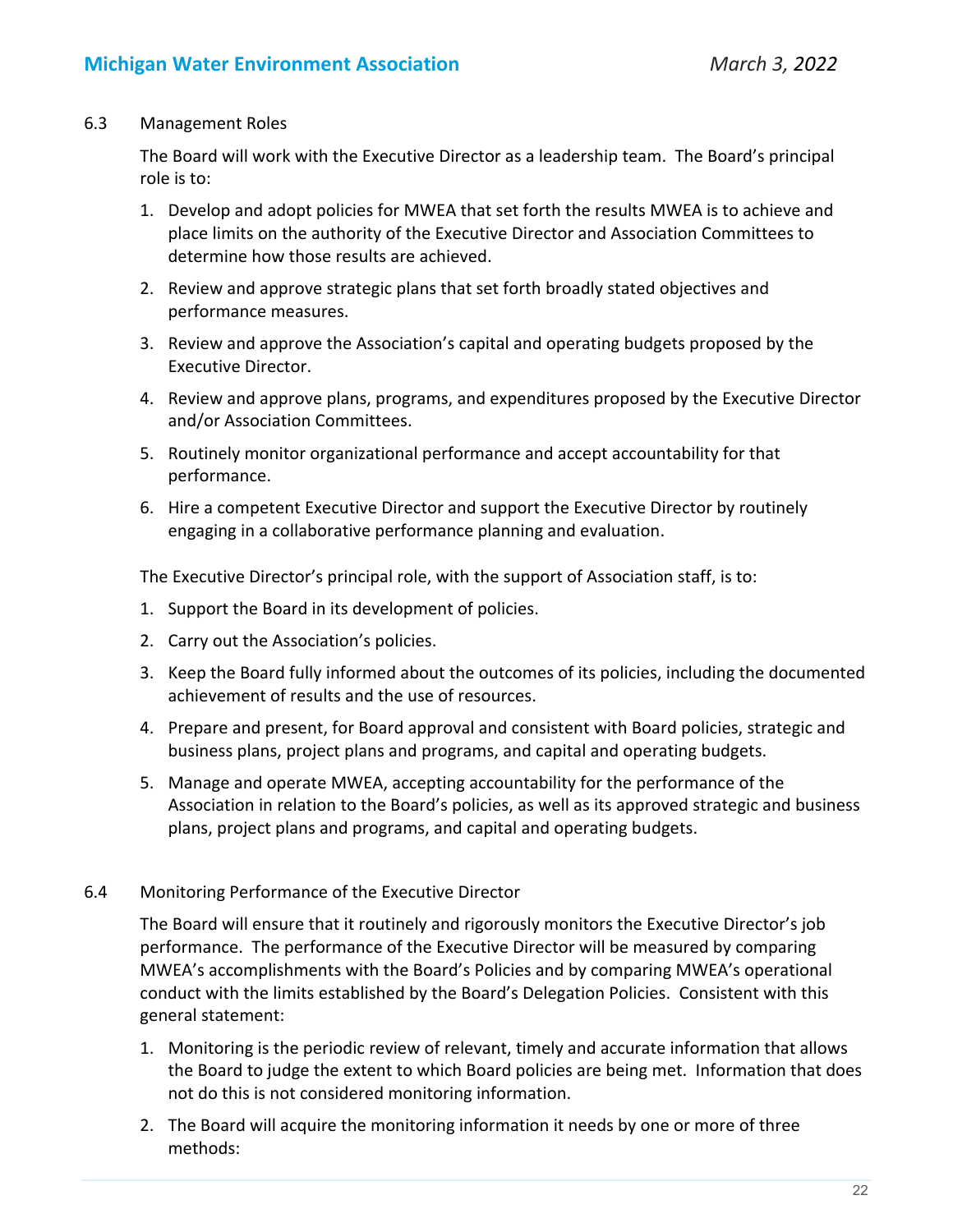6.3 Management Roles

The Board will work with the Executive Director as a leadership team. The Board's principal role is to:

1. Develop and adopt policies for MWEA that set forth the results MWEA is to achieve and place limits on the authority of the Executive Director and Association Committees to determine how those results are achieved.
2. Review and approve strategic plans that set forth broadly stated objectives and performance measures.
3. Review and approve the Association's capital and operating budgets proposed by the Executive Director.
4. Review and approve plans, programs, and expenditures proposed by the Executive Director and/or Association Committees.
5. Routinely monitor organizational performance and accept accountability for that performance.
6. Hire a competent Executive Director and support the Executive Director by routinely engaging in a collaborative performance planning and evaluation.

The Executive Director's principal role, with the support of Association staff, is to:

1. Support the Board in its development of policies.
2. Carry out the Association's policies.
3. Keep the Board fully informed about the outcomes of its policies, including the documented achievement of results and the use of resources.
4. Prepare and present, for Board approval and consistent with Board policies, strategic and business plans, project plans and programs, and capital and operating budgets.
5. Manage and operate MWEA, accepting accountability for the performance of the Association in relation to the Board's policies, as well as its approved strategic and business plans, project plans and programs, and capital and operating budgets.

6.4 Monitoring Performance of the Executive Director

The Board will ensure that it routinely and rigorously monitors the Executive Director's job performance. The performance of the Executive Director will be measured by comparing MWEA's accomplishments with the Board's Policies and by comparing MWEA's operational conduct with the limits established by the Board's Delegation Policies. Consistent with this general statement:

1. Monitoring is the periodic review of relevant, timely and accurate information that allows the Board to judge the extent to which Board policies are being met. Information that does not do this is not considered monitoring information.
2. The Board will acquire the monitoring information it needs by one or more of three methods: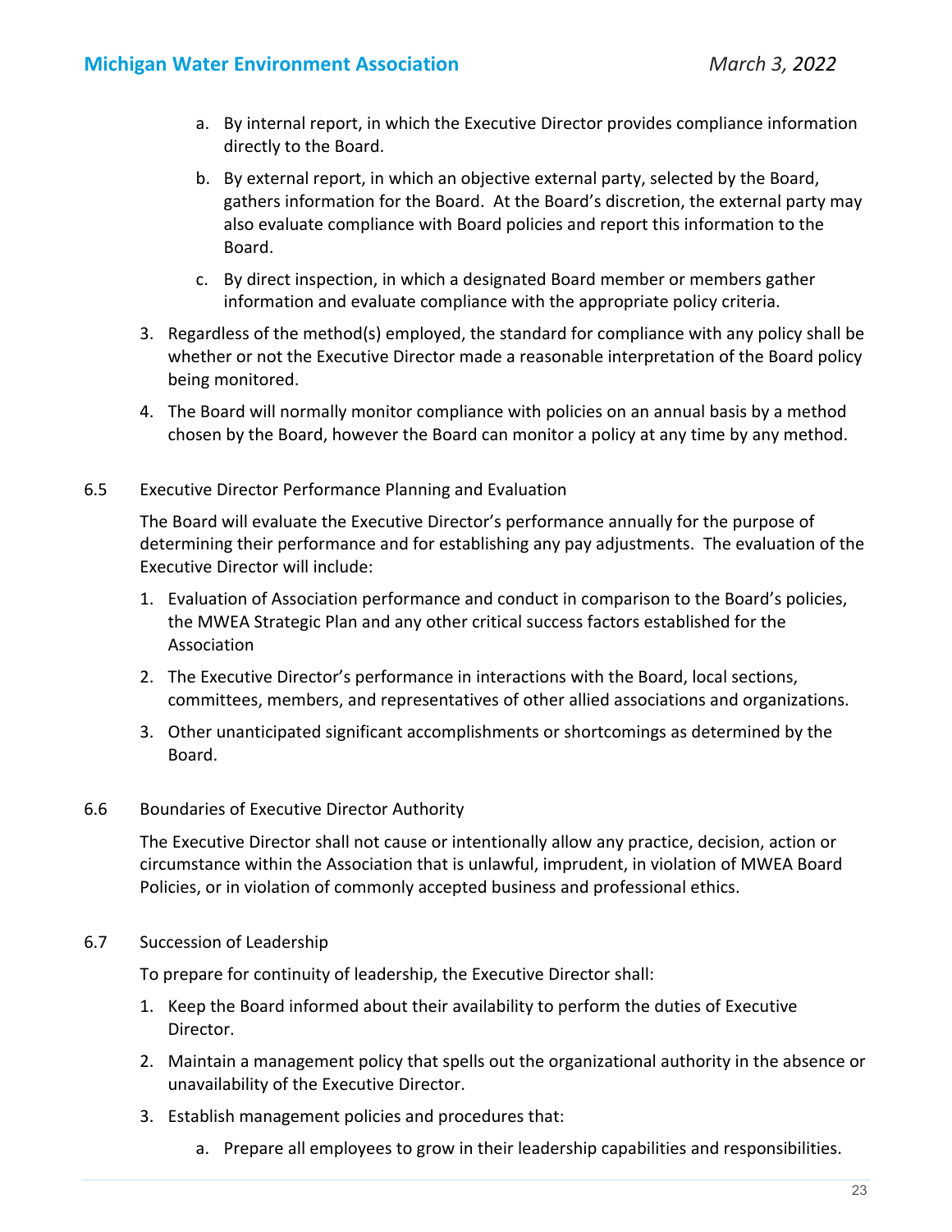a. By internal report, in which the Executive Director provides compliance information directly to the Board.

   b. By external report, in which an objective external party, selected by the Board, gathers information for the Board. At the Board's discretion, the external party may also evaluate compliance with Board policies and report this information to the Board.

   c. By direct inspection, in which a designated Board member or members gather information and evaluate compliance with the appropriate policy criteria.

3. Regardless of the method(s) employed, the standard for compliance with any policy shall be whether or not the Executive Director made a reasonable interpretation of the Board policy being monitored.

4. The Board will normally monitor compliance with policies on an annual basis by a method chosen by the Board, however the Board can monitor a policy at any time by any method.

### 6.5 Executive Director Performance Planning and Evaluation

The Board will evaluate the Executive Director's performance annually for the purpose of determining their performance and for establishing any pay adjustments. The evaluation of the Executive Director will include:

1. Evaluation of Association performance and conduct in comparison to the Board's policies, the MWEA Strategic Plan and any other critical success factors established for the Association
2. The Executive Director's performance in interactions with the Board, local sections, committees, members, and representatives of other allied associations and organizations.
3. Other unanticipated significant accomplishments or shortcomings as determined by the Board.

### 6.6 Boundaries of Executive Director Authority

The Executive Director shall not cause or intentionally allow any practice, decision, action or circumstance within the Association that is unlawful, imprudent, in violation of MWEA Board Policies, or in violation of commonly accepted business and professional ethics.

### 6.7 Succession of Leadership

To prepare for continuity of leadership, the Executive Director shall:

1. Keep the Board informed about their availability to perform the duties of Executive Director.
2. Maintain a management policy that spells out the organizational authority in the absence or unavailability of the Executive Director.
3. Establish management policies and procedures that:
   a. Prepare all employees to grow in their leadership capabilities and responsibilities.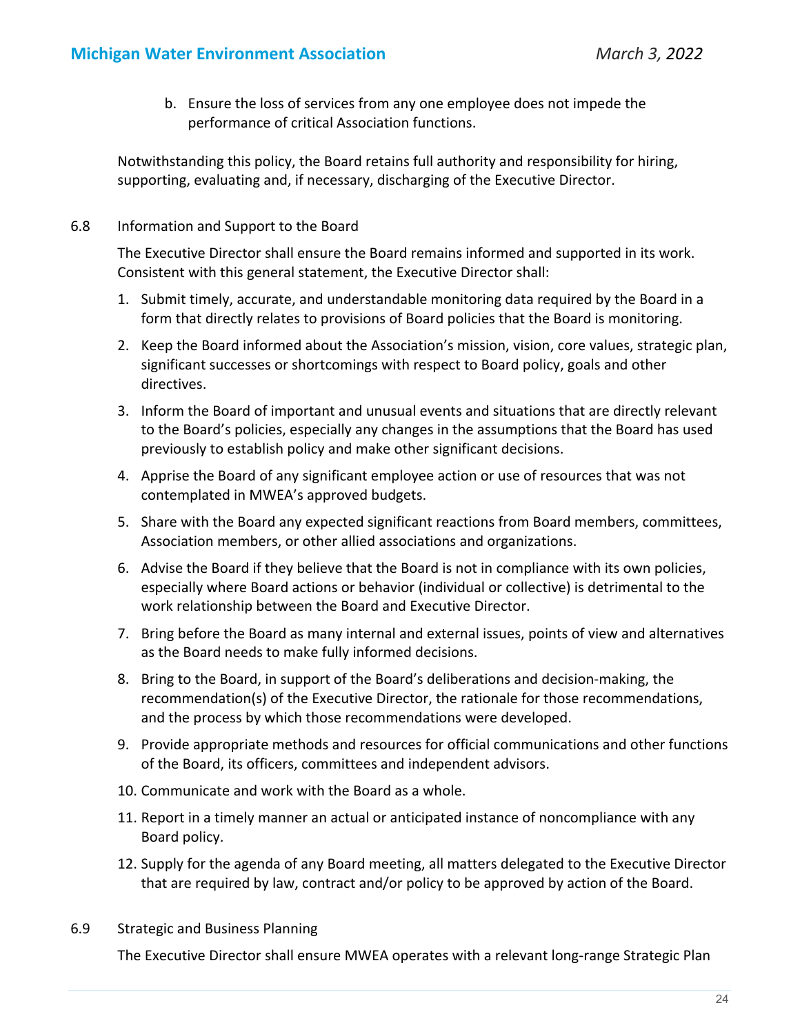b. Ensure the loss of services from any one employee does not impede the performance of critical Association functions.

Notwithstanding this policy, the Board retains full authority and responsibility for hiring, supporting, evaluating and, if necessary, discharging of the Executive Director.

### 6.8 Information and Support to the Board

The Executive Director shall ensure the Board remains informed and supported in its work. Consistent with this general statement, the Executive Director shall:

1. Submit timely, accurate, and understandable monitoring data required by the Board in a form that directly relates to provisions of Board policies that the Board is monitoring.
2. Keep the Board informed about the Association's mission, vision, core values, strategic plan, significant successes or shortcomings with respect to Board policy, goals and other directives.
3. Inform the Board of important and unusual events and situations that are directly relevant to the Board's policies, especially any changes in the assumptions that the Board has used previously to establish policy and make other significant decisions.
4. Apprise the Board of any significant employee action or use of resources that was not contemplated in MWEA's approved budgets.
5. Share with the Board any expected significant reactions from Board members, committees, Association members, or other allied associations and organizations.
6. Advise the Board if they believe that the Board is not in compliance with its own policies, especially where Board actions or behavior (individual or collective) is detrimental to the work relationship between the Board and Executive Director.
7. Bring before the Board as many internal and external issues, points of view and alternatives as the Board needs to make fully informed decisions.
8. Bring to the Board, in support of the Board's deliberations and decision-making, the recommendation(s) of the Executive Director, the rationale for those recommendations, and the process by which those recommendations were developed.
9. Provide appropriate methods and resources for official communications and other functions of the Board, its officers, committees and independent advisors.
10. Communicate and work with the Board as a whole.
11. Report in a timely manner an actual or anticipated instance of noncompliance with any Board policy.
12. Supply for the agenda of any Board meeting, all matters delegated to the Executive Director that are required by law, contract and/or policy to be approved by action of the Board.

### 6.9 Strategic and Business Planning

The Executive Director shall ensure MWEA operates with a relevant long-range Strategic Plan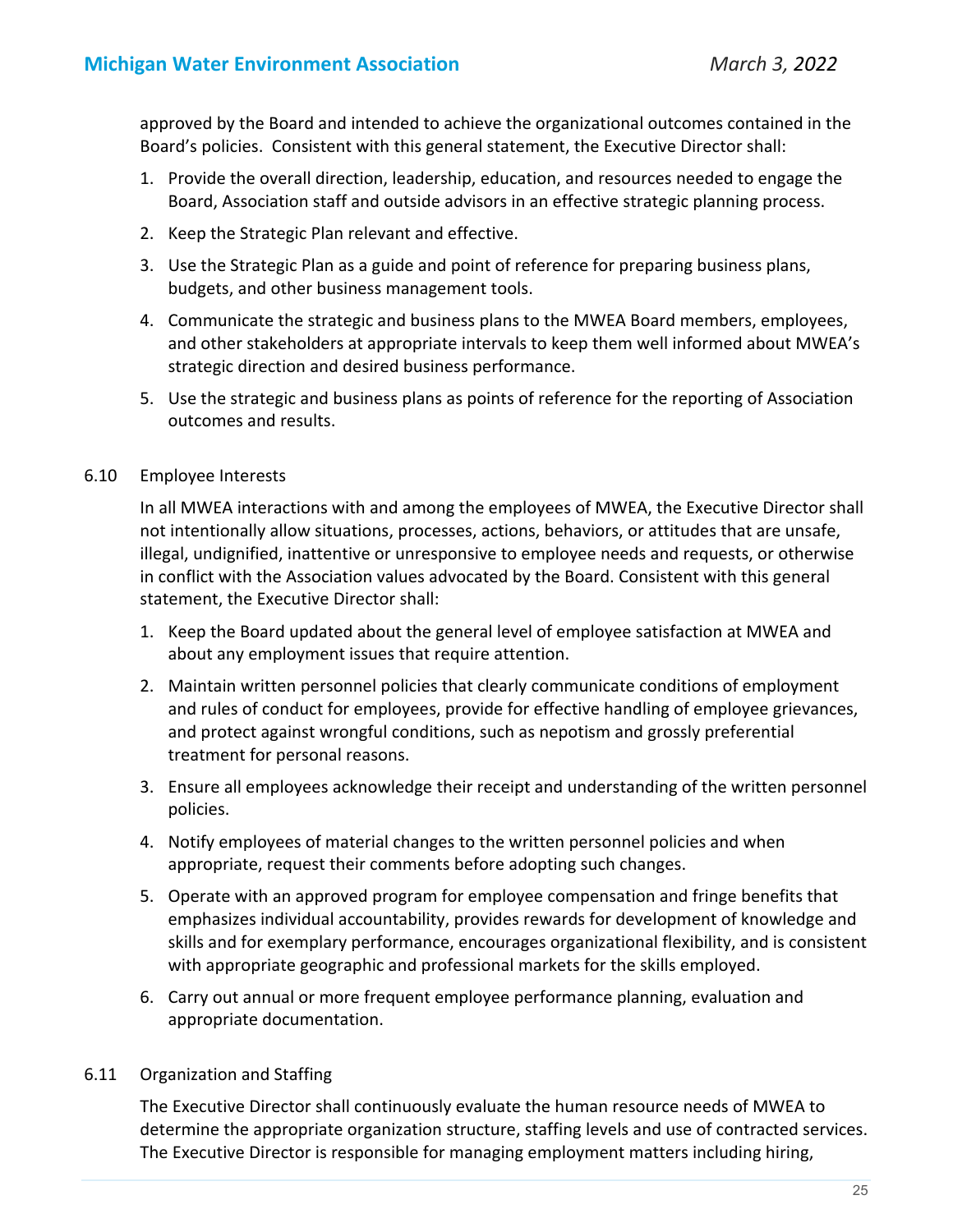approved by the Board and intended to achieve the organizational outcomes contained in the Board's policies. Consistent with this general statement, the Executive Director shall:

1. Provide the overall direction, leadership, education, and resources needed to engage the Board, Association staff and outside advisors in an effective strategic planning process.
2. Keep the Strategic Plan relevant and effective.
3. Use the Strategic Plan as a guide and point of reference for preparing business plans, budgets, and other business management tools.
4. Communicate the strategic and business plans to the MWEA Board members, employees, and other stakeholders at appropriate intervals to keep them well informed about MWEA's strategic direction and desired business performance.
5. Use the strategic and business plans as points of reference for the reporting of Association outcomes and results.

6.10 Employee Interests

In all MWEA interactions with and among the employees of MWEA, the Executive Director shall not intentionally allow situations, processes, actions, behaviors, or attitudes that are unsafe, illegal, undignified, inattentive or unresponsive to employee needs and requests, or otherwise in conflict with the Association values advocated by the Board. Consistent with this general statement, the Executive Director shall:

1. Keep the Board updated about the general level of employee satisfaction at MWEA and about any employment issues that require attention.
2. Maintain written personnel policies that clearly communicate conditions of employment and rules of conduct for employees, provide for effective handling of employee grievances, and protect against wrongful conditions, such as nepotism and grossly preferential treatment for personal reasons.
3. Ensure all employees acknowledge their receipt and understanding of the written personnel policies.
4. Notify employees of material changes to the written personnel policies and when appropriate, request their comments before adopting such changes.
5. Operate with an approved program for employee compensation and fringe benefits that emphasizes individual accountability, provides rewards for development of knowledge and skills and for exemplary performance, encourages organizational flexibility, and is consistent with appropriate geographic and professional markets for the skills employed.
6. Carry out annual or more frequent employee performance planning, evaluation and appropriate documentation.

6.11 Organization and Staffing

The Executive Director shall continuously evaluate the human resource needs of MWEA to determine the appropriate organization structure, staffing levels and use of contracted services. The Executive Director is responsible for managing employment matters including hiring,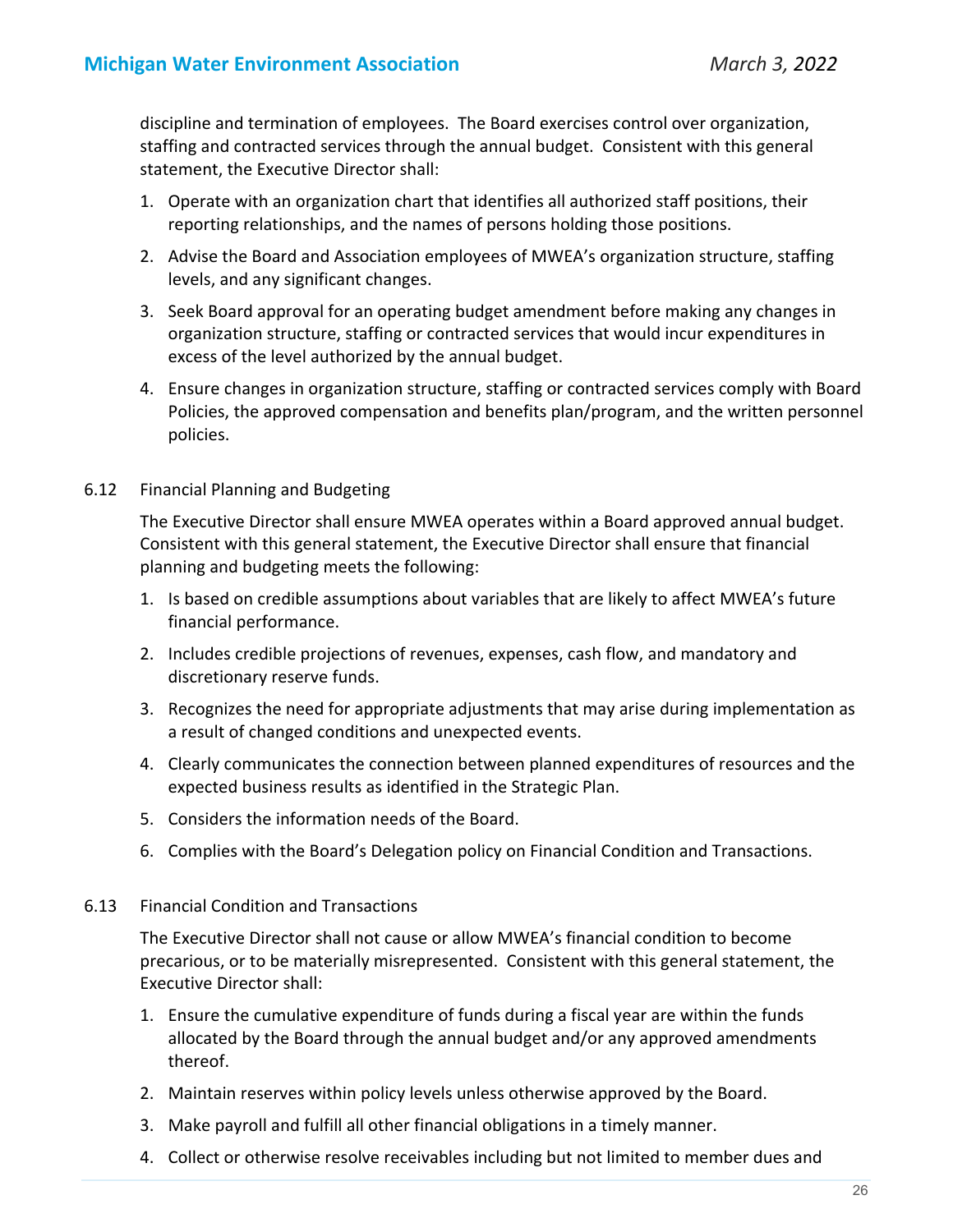discipline and termination of employees. The Board exercises control over organization, staffing and contracted services through the annual budget. Consistent with this general statement, the Executive Director shall:

1. Operate with an organization chart that identifies all authorized staff positions, their reporting relationships, and the names of persons holding those positions.
2. Advise the Board and Association employees of MWEA's organization structure, staffing levels, and any significant changes.
3. Seek Board approval for an operating budget amendment before making any changes in organization structure, staffing or contracted services that would incur expenditures in excess of the level authorized by the annual budget.
4. Ensure changes in organization structure, staffing or contracted services comply with Board Policies, the approved compensation and benefits plan/program, and the written personnel policies.

6.12 Financial Planning and Budgeting

The Executive Director shall ensure MWEA operates within a Board approved annual budget. Consistent with this general statement, the Executive Director shall ensure that financial planning and budgeting meets the following:

1. Is based on credible assumptions about variables that are likely to affect MWEA's future financial performance.
2. Includes credible projections of revenues, expenses, cash flow, and mandatory and discretionary reserve funds.
3. Recognizes the need for appropriate adjustments that may arise during implementation as a result of changed conditions and unexpected events.
4. Clearly communicates the connection between planned expenditures of resources and the expected business results as identified in the Strategic Plan.
5. Considers the information needs of the Board.
6. Complies with the Board's Delegation policy on Financial Condition and Transactions.

6.13 Financial Condition and Transactions

The Executive Director shall not cause or allow MWEA's financial condition to become precarious, or to be materially misrepresented. Consistent with this general statement, the Executive Director shall:

1. Ensure the cumulative expenditure of funds during a fiscal year are within the funds allocated by the Board through the annual budget and/or any approved amendments thereof.
2. Maintain reserves within policy levels unless otherwise approved by the Board.
3. Make payroll and fulfill all other financial obligations in a timely manner.
4. Collect or otherwise resolve receivables including but not limited to member dues and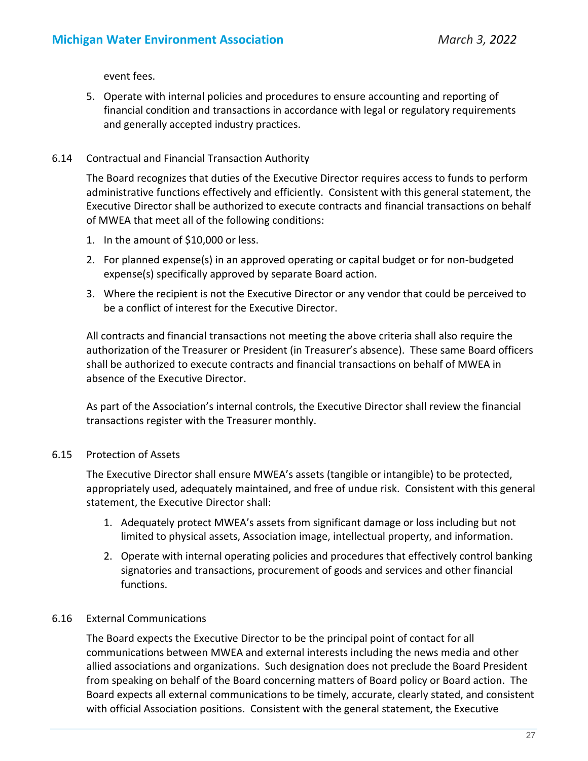event fees.

5. Operate with internal policies and procedures to ensure accounting and reporting of financial condition and transactions in accordance with legal or regulatory requirements and generally accepted industry practices.

6.14 Contractual and Financial Transaction Authority

The Board recognizes that duties of the Executive Director requires access to funds to perform administrative functions effectively and efficiently. Consistent with this general statement, the Executive Director shall be authorized to execute contracts and financial transactions on behalf of MWEA that meet all of the following conditions:

1. In the amount of $10,000 or less.
2. For planned expense(s) in an approved operating or capital budget or for non-budgeted expense(s) specifically approved by separate Board action.
3. Where the recipient is not the Executive Director or any vendor that could be perceived to be a conflict of interest for the Executive Director.

All contracts and financial transactions not meeting the above criteria shall also require the authorization of the Treasurer or President (in Treasurer's absence). These same Board officers shall be authorized to execute contracts and financial transactions on behalf of MWEA in absence of the Executive Director.

As part of the Association's internal controls, the Executive Director shall review the financial transactions register with the Treasurer monthly.

6.15 Protection of Assets

The Executive Director shall ensure MWEA's assets (tangible or intangible) to be protected, appropriately used, adequately maintained, and free of undue risk. Consistent with this general statement, the Executive Director shall:

1. Adequately protect MWEA's assets from significant damage or loss including but not limited to physical assets, Association image, intellectual property, and information.
2. Operate with internal operating policies and procedures that effectively control banking signatories and transactions, procurement of goods and services and other financial functions.

6.16 External Communications

The Board expects the Executive Director to be the principal point of contact for all communications between MWEA and external interests including the news media and other allied associations and organizations. Such designation does not preclude the Board President from speaking on behalf of the Board concerning matters of Board policy or Board action. The Board expects all external communications to be timely, accurate, clearly stated, and consistent with official Association positions. Consistent with the general statement, the Executive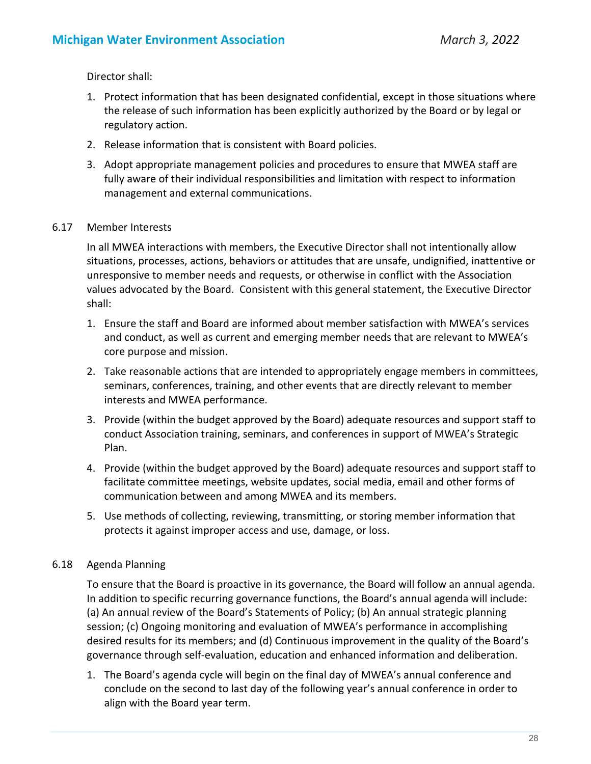Director shall:

1. Protect information that has been designated confidential, except in those situations where the release of such information has been explicitly authorized by the Board or by legal or regulatory action.
2. Release information that is consistent with Board policies.
3. Adopt appropriate management policies and procedures to ensure that MWEA staff are fully aware of their individual responsibilities and limitation with respect to information management and external communications.

6.17 Member Interests

In all MWEA interactions with members, the Executive Director shall not intentionally allow situations, processes, actions, behaviors or attitudes that are unsafe, undignified, inattentive or unresponsive to member needs and requests, or otherwise in conflict with the Association values advocated by the Board. Consistent with this general statement, the Executive Director shall:

1. Ensure the staff and Board are informed about member satisfaction with MWEA's services and conduct, as well as current and emerging member needs that are relevant to MWEA's core purpose and mission.
2. Take reasonable actions that are intended to appropriately engage members in committees, seminars, conferences, training, and other events that are directly relevant to member interests and MWEA performance.
3. Provide (within the budget approved by the Board) adequate resources and support staff to conduct Association training, seminars, and conferences in support of MWEA's Strategic Plan.
4. Provide (within the budget approved by the Board) adequate resources and support staff to facilitate committee meetings, website updates, social media, email and other forms of communication between and among MWEA and its members.
5. Use methods of collecting, reviewing, transmitting, or storing member information that protects it against improper access and use, damage, or loss.

6.18 Agenda Planning

To ensure that the Board is proactive in its governance, the Board will follow an annual agenda. In addition to specific recurring governance functions, the Board's annual agenda will include: (a) An annual review of the Board's Statements of Policy; (b) An annual strategic planning session; (c) Ongoing monitoring and evaluation of MWEA's performance in accomplishing desired results for its members; and (d) Continuous improvement in the quality of the Board's governance through self-evaluation, education and enhanced information and deliberation.

1. The Board's agenda cycle will begin on the final day of MWEA's annual conference and conclude on the second to last day of the following year's annual conference in order to align with the Board year term.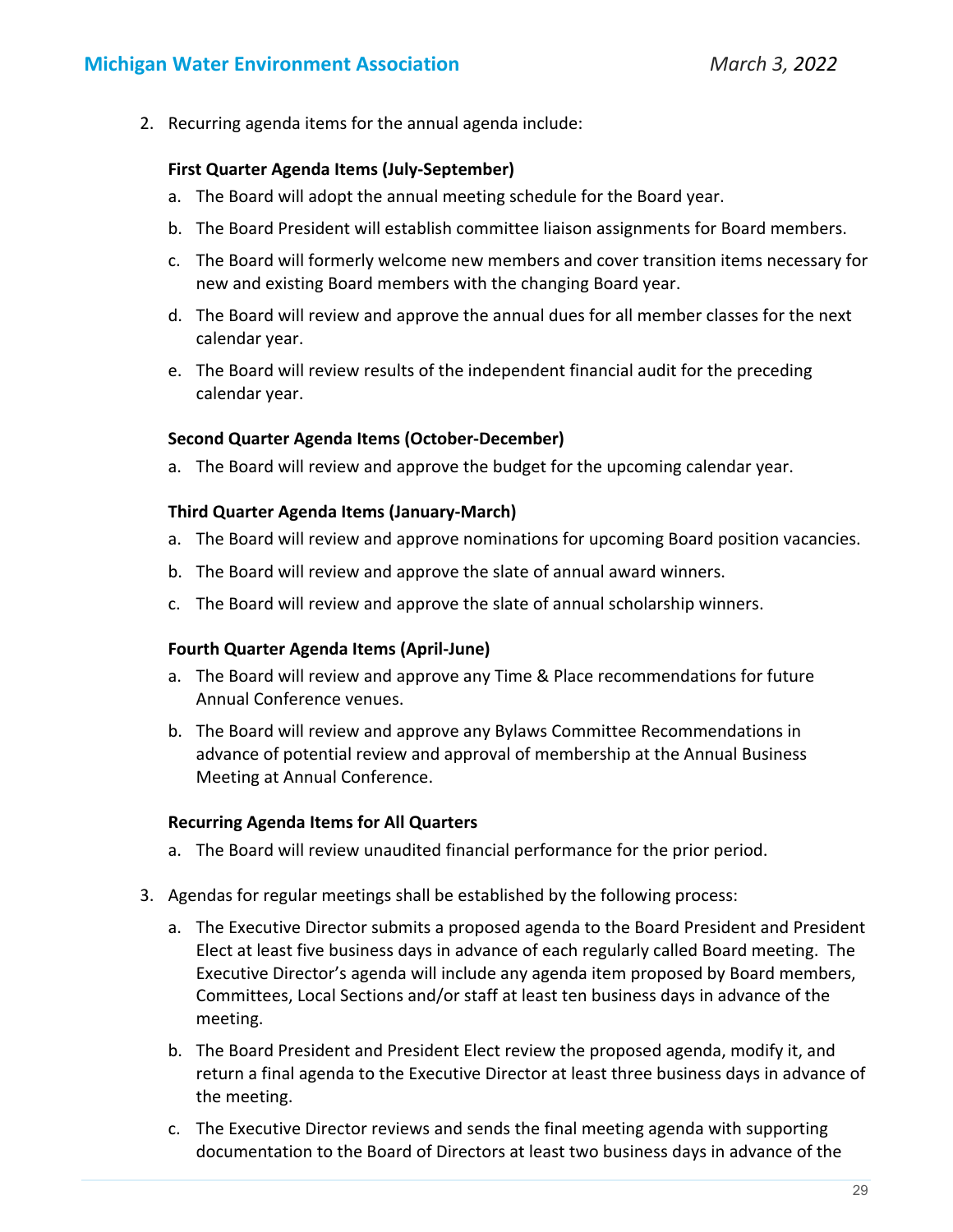2. Recurring agenda items for the annual agenda include:

   **First Quarter Agenda Items (July-September)**

   a. The Board will adopt the annual meeting schedule for the Board year.
   b. The Board President will establish committee liaison assignments for Board members.
   c. The Board will formerly welcome new members and cover transition items necessary for new and existing Board members with the changing Board year.
   d. The Board will review and approve the annual dues for all member classes for the next calendar year.
   e. The Board will review results of the independent financial audit for the preceding calendar year.

   **Second Quarter Agenda Items (October-December)**

   a. The Board will review and approve the budget for the upcoming calendar year.

   **Third Quarter Agenda Items (January-March)**

   a. The Board will review and approve nominations for upcoming Board position vacancies.
   b. The Board will review and approve the slate of annual award winners.
   c. The Board will review and approve the slate of annual scholarship winners.

   **Fourth Quarter Agenda Items (April-June)**

   a. The Board will review and approve any Time & Place recommendations for future Annual Conference venues.
   b. The Board will review and approve any Bylaws Committee Recommendations in advance of potential review and approval of membership at the Annual Business Meeting at Annual Conference.

   **Recurring Agenda Items for All Quarters**

   a. The Board will review unaudited financial performance for the prior period.

3. Agendas for regular meetings shall be established by the following process:

   a. The Executive Director submits a proposed agenda to the Board President and President Elect at least five business days in advance of each regularly called Board meeting. The Executive Director's agenda will include any agenda item proposed by Board members, Committees, Local Sections and/or staff at least ten business days in advance of the meeting.
   b. The Board President and President Elect review the proposed agenda, modify it, and return a final agenda to the Executive Director at least three business days in advance of the meeting.
   c. The Executive Director reviews and sends the final meeting agenda with supporting documentation to the Board of Directors at least two business days in advance of the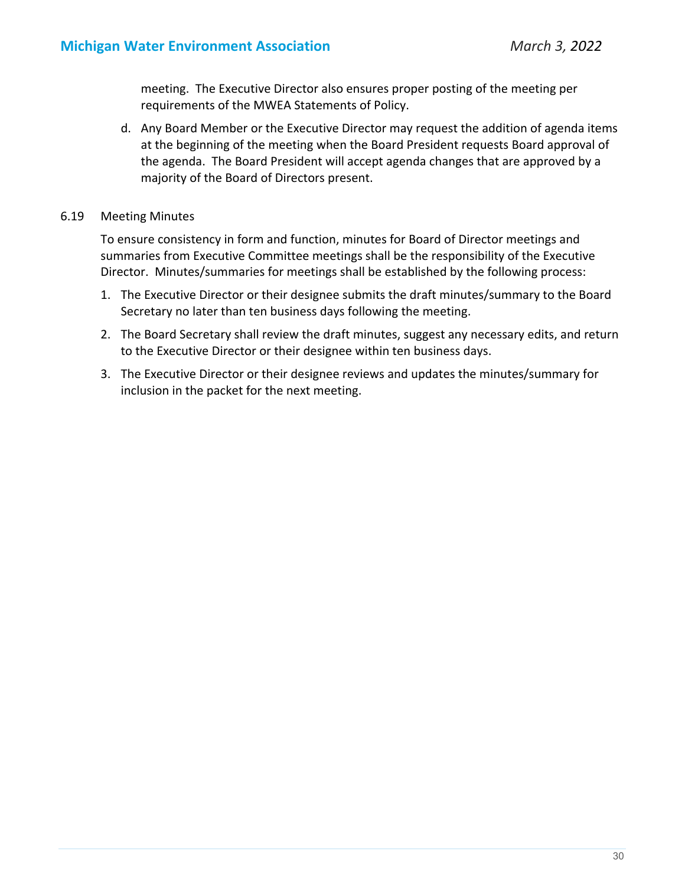meeting. The Executive Director also ensures proper posting of the meeting per requirements of the MWEA Statements of Policy.

d. Any Board Member or the Executive Director may request the addition of agenda items at the beginning of the meeting when the Board President requests Board approval of the agenda. The Board President will accept agenda changes that are approved by a majority of the Board of Directors present.

### 6.19 Meeting Minutes

To ensure consistency in form and function, minutes for Board of Director meetings and summaries from Executive Committee meetings shall be the responsibility of the Executive Director. Minutes/summaries for meetings shall be established by the following process:

1. The Executive Director or their designee submits the draft minutes/summary to the Board Secretary no later than ten business days following the meeting.
2. The Board Secretary shall review the draft minutes, suggest any necessary edits, and return to the Executive Director or their designee within ten business days.
3. The Executive Director or their designee reviews and updates the minutes/summary for inclusion in the packet for the next meeting.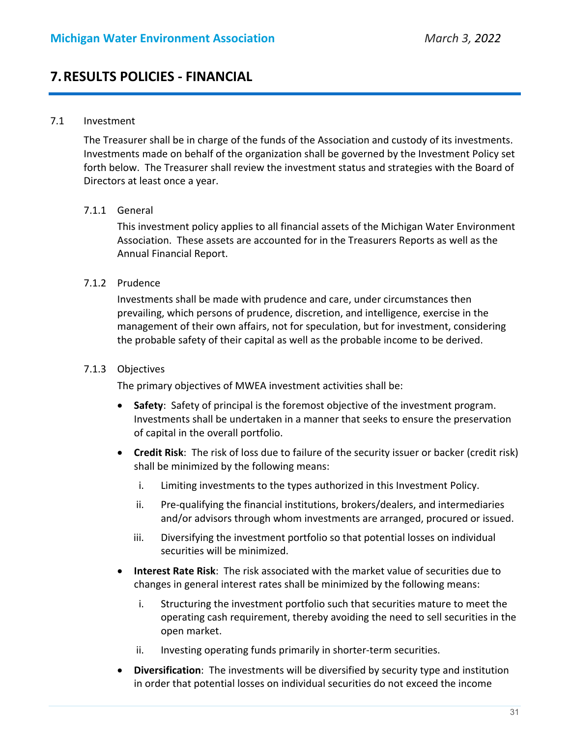# 7. RESULTS POLICIES - FINANCIAL

7.1 Investment

The Treasurer shall be in charge of the funds of the Association and custody of its investments. Investments made on behalf of the organization shall be governed by the Investment Policy set forth below. The Treasurer shall review the investment status and strategies with the Board of Directors at least once a year.

7.1.1 General

This investment policy applies to all financial assets of the Michigan Water Environment Association. These assets are accounted for in the Treasurers Reports as well as the Annual Financial Report.

7.1.2 Prudence

Investments shall be made with prudence and care, under circumstances then prevailing, which persons of prudence, discretion, and intelligence, exercise in the management of their own affairs, not for speculation, but for investment, considering the probable safety of their capital as well as the probable income to be derived.

7.1.3 Objectives

The primary objectives of MWEA investment activities shall be:

- **Safety**: Safety of principal is the foremost objective of the investment program. Investments shall be undertaken in a manner that seeks to ensure the preservation of capital in the overall portfolio.
- **Credit Risk**: The risk of loss due to failure of the security issuer or backer (credit risk) shall be minimized by the following means:
  1. Limiting investments to the types authorized in this Investment Policy.
  2. Pre-qualifying the financial institutions, brokers/dealers, and intermediaries and/or advisors through whom investments are arranged, procured or issued.
  3. Diversifying the investment portfolio so that potential losses on individual securities will be minimized.
- **Interest Rate Risk**: The risk associated with the market value of securities due to changes in general interest rates shall be minimized by the following means:
  1. Structuring the investment portfolio such that securities mature to meet the operating cash requirement, thereby avoiding the need to sell securities in the open market.
  2. Investing operating funds primarily in shorter-term securities.
- **Diversification**: The investments will be diversified by security type and institution in order that potential losses on individual securities do not exceed the income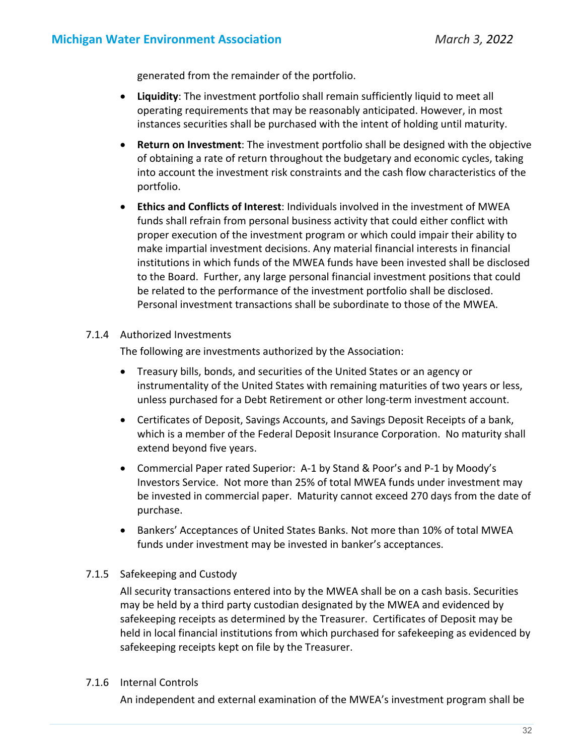generated from the remainder of the portfolio.

- **Liquidity**: The investment portfolio shall remain sufficiently liquid to meet all operating requirements that may be reasonably anticipated. However, in most instances securities shall be purchased with the intent of holding until maturity.
- **Return on Investment**: The investment portfolio shall be designed with the objective of obtaining a rate of return throughout the budgetary and economic cycles, taking into account the investment risk constraints and the cash flow characteristics of the portfolio.
- **Ethics and Conflicts of Interest**: Individuals involved in the investment of MWEA funds shall refrain from personal business activity that could either conflict with proper execution of the investment program or which could impair their ability to make impartial investment decisions. Any material financial interests in financial institutions in which funds of the MWEA funds have been invested shall be disclosed to the Board. Further, any large personal financial investment positions that could be related to the performance of the investment portfolio shall be disclosed. Personal investment transactions shall be subordinate to those of the MWEA.

7.1.4 Authorized Investments

The following are investments authorized by the Association:

- Treasury bills, bonds, and securities of the United States or an agency or instrumentality of the United States with remaining maturities of two years or less, unless purchased for a Debt Retirement or other long-term investment account.
- Certificates of Deposit, Savings Accounts, and Savings Deposit Receipts of a bank, which is a member of the Federal Deposit Insurance Corporation. No maturity shall extend beyond five years.
- Commercial Paper rated Superior: A-1 by Stand & Poor's and P-1 by Moody's Investors Service. Not more than 25% of total MWEA funds under investment may be invested in commercial paper. Maturity cannot exceed 270 days from the date of purchase.
- Bankers' Acceptances of United States Banks. Not more than 10% of total MWEA funds under investment may be invested in banker's acceptances.

7.1.5 Safekeeping and Custody

All security transactions entered into by the MWEA shall be on a cash basis. Securities may be held by a third party custodian designated by the MWEA and evidenced by safekeeping receipts as determined by the Treasurer. Certificates of Deposit may be held in local financial institutions from which purchased for safekeeping as evidenced by safekeeping receipts kept on file by the Treasurer.

7.1.6 Internal Controls

An independent and external examination of the MWEA's investment program shall be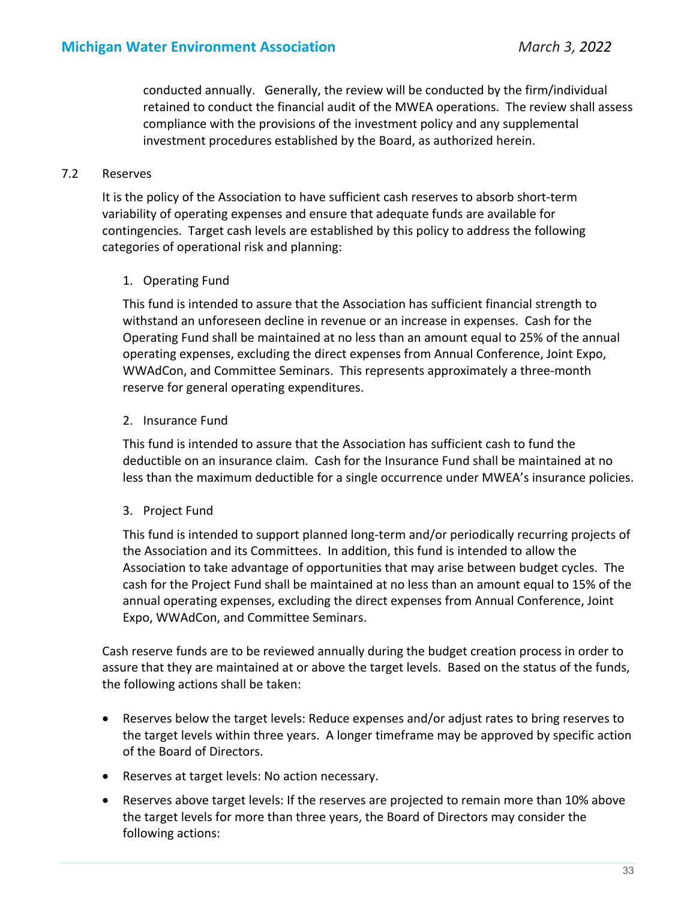conducted annually. Generally, the review will be conducted by the firm/individual retained to conduct the financial audit of the MWEA operations. The review shall assess compliance with the provisions of the investment policy and any supplemental investment procedures established by the Board, as authorized herein.

### 7.2 Reserves

It is the policy of the Association to have sufficient cash reserves to absorb short-term variability of operating expenses and ensure that adequate funds are available for contingencies. Target cash levels are established by this policy to address the following categories of operational risk and planning:

1. Operating Fund

   This fund is intended to assure that the Association has sufficient financial strength to withstand an unforeseen decline in revenue or an increase in expenses. Cash for the Operating Fund shall be maintained at no less than an amount equal to 25% of the annual operating expenses, excluding the direct expenses from Annual Conference, Joint Expo, WWAdCon, and Committee Seminars. This represents approximately a three-month reserve for general operating expenditures.

2. Insurance Fund

   This fund is intended to assure that the Association has sufficient cash to fund the deductible on an insurance claim. Cash for the Insurance Fund shall be maintained at no less than the maximum deductible for a single occurrence under MWEA's insurance policies.

3. Project Fund

   This fund is intended to support planned long-term and/or periodically recurring projects of the Association and its Committees. In addition, this fund is intended to allow the Association to take advantage of opportunities that may arise between budget cycles. The cash for the Project Fund shall be maintained at no less than an amount equal to 15% of the annual operating expenses, excluding the direct expenses from Annual Conference, Joint Expo, WWAdCon, and Committee Seminars.

Cash reserve funds are to be reviewed annually during the budget creation process in order to assure that they are maintained at or above the target levels. Based on the status of the funds, the following actions shall be taken:

- Reserves below the target levels: Reduce expenses and/or adjust rates to bring reserves to the target levels within three years. A longer timeframe may be approved by specific action of the Board of Directors.
- Reserves at target levels: No action necessary.
- Reserves above target levels: If the reserves are projected to remain more than 10% above the target levels for more than three years, the Board of Directors may consider the following actions: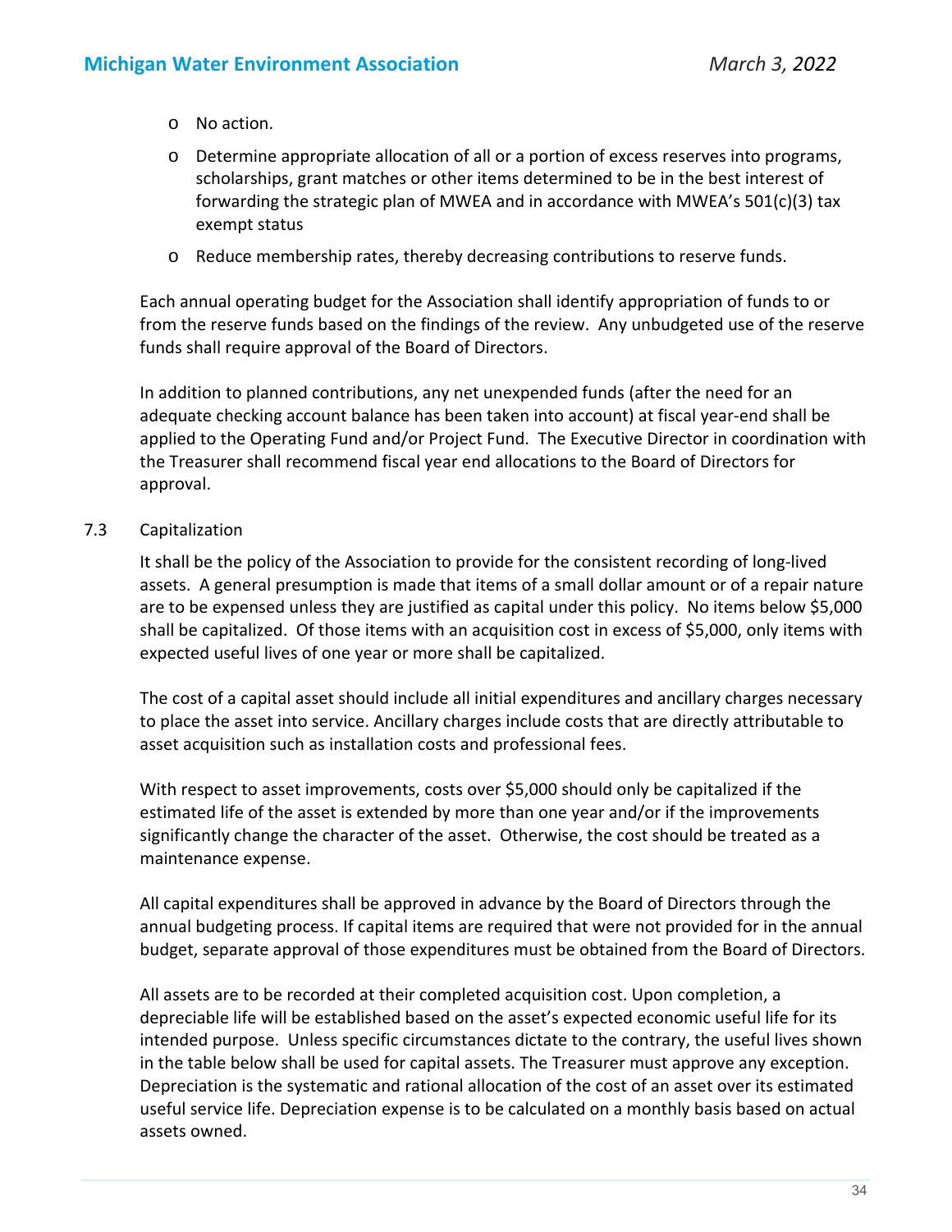- No action.
- Determine appropriate allocation of all or a portion of excess reserves into programs, scholarships, grant matches or other items determined to be in the best interest of forwarding the strategic plan of MWEA and in accordance with MWEA's 501(c)(3) tax exempt status
- Reduce membership rates, thereby decreasing contributions to reserve funds.

Each annual operating budget for the Association shall identify appropriation of funds to or from the reserve funds based on the findings of the review. Any unbudgeted use of the reserve funds shall require approval of the Board of Directors.

In addition to planned contributions, any net unexpended funds (after the need for an adequate checking account balance has been taken into account) at fiscal year-end shall be applied to the Operating Fund and/or Project Fund. The Executive Director in coordination with the Treasurer shall recommend fiscal year end allocations to the Board of Directors for approval.

## 7.3 Capitalization

It shall be the policy of the Association to provide for the consistent recording of long-lived assets. A general presumption is made that items of a small dollar amount or of a repair nature are to be expensed unless they are justified as capital under this policy. No items below $5,000 shall be capitalized. Of those items with an acquisition cost in excess of $5,000, only items with expected useful lives of one year or more shall be capitalized.

The cost of a capital asset should include all initial expenditures and ancillary charges necessary to place the asset into service. Ancillary charges include costs that are directly attributable to asset acquisition such as installation costs and professional fees.

With respect to asset improvements, costs over $5,000 should only be capitalized if the estimated life of the asset is extended by more than one year and/or if the improvements significantly change the character of the asset. Otherwise, the cost should be treated as a maintenance expense.

All capital expenditures shall be approved in advance by the Board of Directors through the annual budgeting process. If capital items are required that were not provided for in the annual budget, separate approval of those expenditures must be obtained from the Board of Directors.

All assets are to be recorded at their completed acquisition cost. Upon completion, a depreciable life will be established based on the asset's expected economic useful life for its intended purpose. Unless specific circumstances dictate to the contrary, the useful lives shown in the table below shall be used for capital assets. The Treasurer must approve any exception. Depreciation is the systematic and rational allocation of the cost of an asset over its estimated useful service life. Depreciation expense is to be calculated on a monthly basis based on actual assets owned.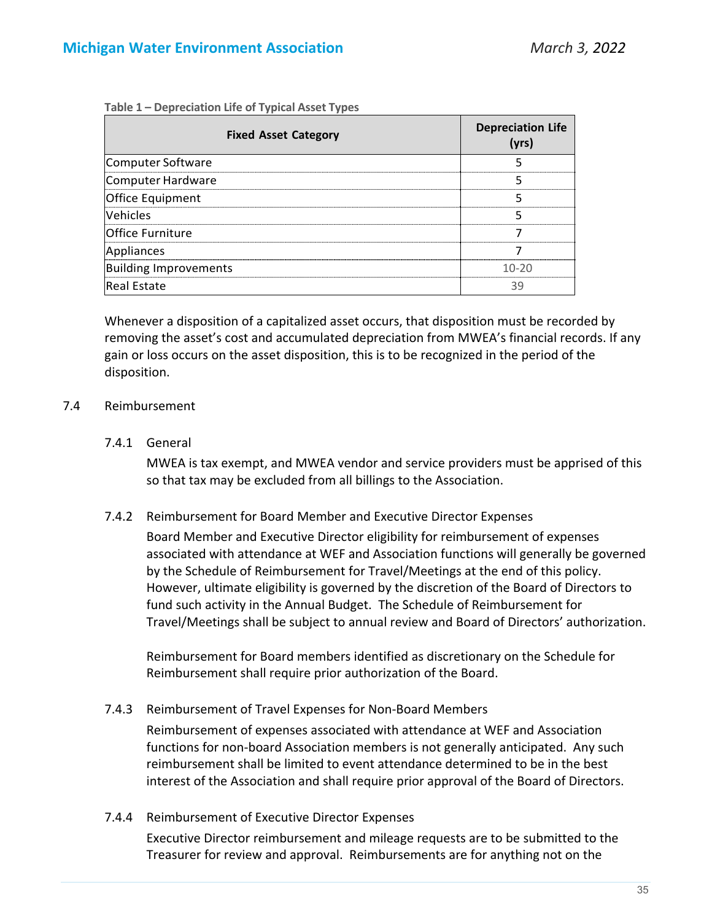**Table 1 – Depreciation Life of Typical Asset Types**

| Fixed Asset Category | Depreciation Life (yrs) |
|---|---|
| Computer Software | 5 |
| Computer Hardware | 5 |
| Office Equipment | 5 |
| Vehicles | 5 |
| Office Furniture | 7 |
| Appliances | 7 |
| Building Improvements | 10-20 |
| Real Estate | 39 |

Whenever a disposition of a capitalized asset occurs, that disposition must be recorded by removing the asset's cost and accumulated depreciation from MWEA's financial records. If any gain or loss occurs on the asset disposition, this is to be recognized in the period of the disposition.

### 7.4 Reimbursement

#### 7.4.1 General

MWEA is tax exempt, and MWEA vendor and service providers must be apprised of this so that tax may be excluded from all billings to the Association.

#### 7.4.2 Reimbursement for Board Member and Executive Director Expenses

Board Member and Executive Director eligibility for reimbursement of expenses associated with attendance at WEF and Association functions will generally be governed by the Schedule of Reimbursement for Travel/Meetings at the end of this policy. However, ultimate eligibility is governed by the discretion of the Board of Directors to fund such activity in the Annual Budget. The Schedule of Reimbursement for Travel/Meetings shall be subject to annual review and Board of Directors' authorization.

Reimbursement for Board members identified as discretionary on the Schedule for Reimbursement shall require prior authorization of the Board.

#### 7.4.3 Reimbursement of Travel Expenses for Non-Board Members

Reimbursement of expenses associated with attendance at WEF and Association functions for non-board Association members is not generally anticipated. Any such reimbursement shall be limited to event attendance determined to be in the best interest of the Association and shall require prior approval of the Board of Directors.

#### 7.4.4 Reimbursement of Executive Director Expenses

Executive Director reimbursement and mileage requests are to be submitted to the Treasurer for review and approval. Reimbursements are for anything not on the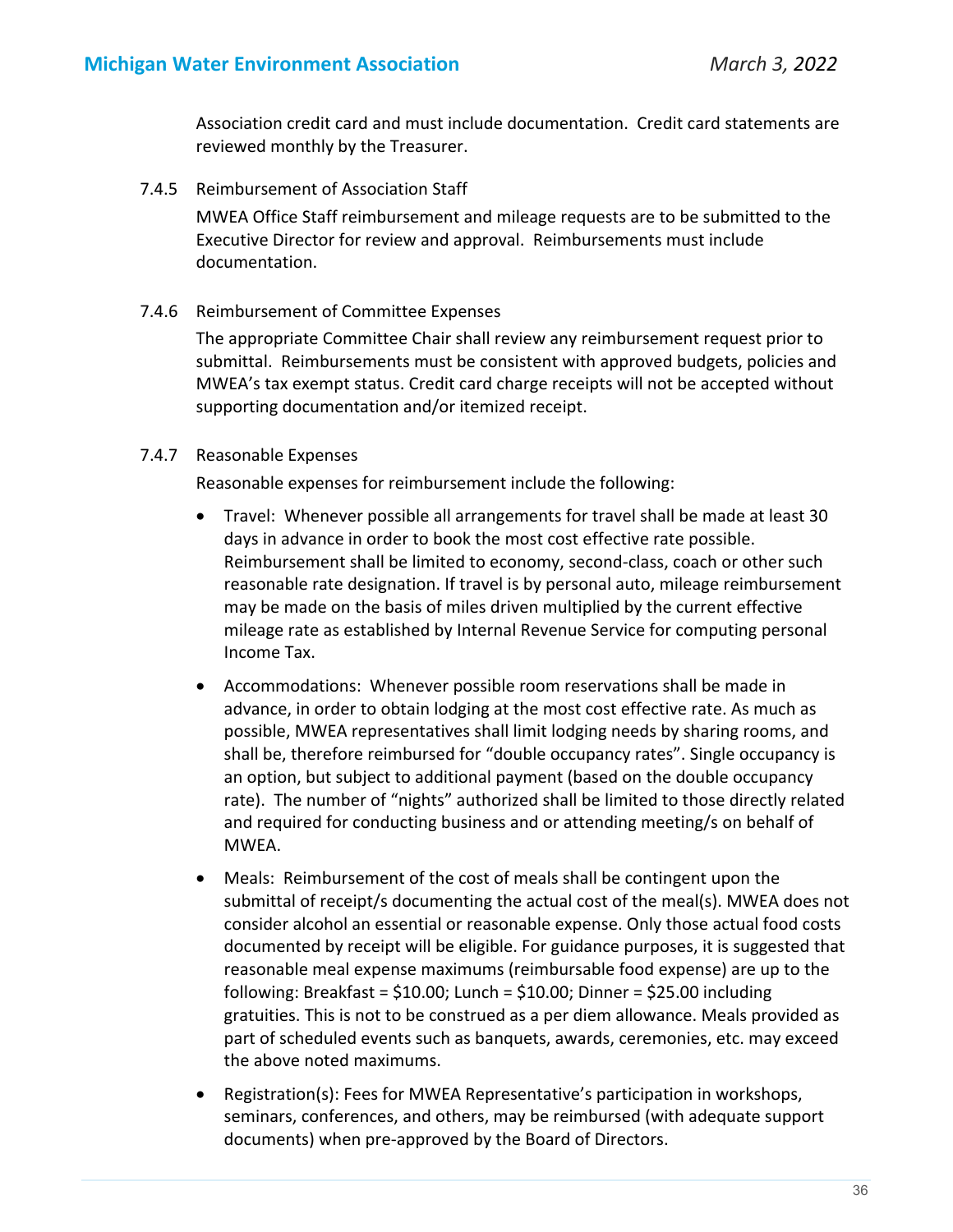Association credit card and must include documentation. Credit card statements are reviewed monthly by the Treasurer.

#### 7.4.5 Reimbursement of Association Staff

MWEA Office Staff reimbursement and mileage requests are to be submitted to the Executive Director for review and approval. Reimbursements must include documentation.

#### 7.4.6 Reimbursement of Committee Expenses

The appropriate Committee Chair shall review any reimbursement request prior to submittal. Reimbursements must be consistent with approved budgets, policies and MWEA's tax exempt status. Credit card charge receipts will not be accepted without supporting documentation and/or itemized receipt.

#### 7.4.7 Reasonable Expenses

Reasonable expenses for reimbursement include the following:

- Travel: Whenever possible all arrangements for travel shall be made at least 30 days in advance in order to book the most cost effective rate possible. Reimbursement shall be limited to economy, second-class, coach or other such reasonable rate designation. If travel is by personal auto, mileage reimbursement may be made on the basis of miles driven multiplied by the current effective mileage rate as established by Internal Revenue Service for computing personal Income Tax.
- Accommodations: Whenever possible room reservations shall be made in advance, in order to obtain lodging at the most cost effective rate. As much as possible, MWEA representatives shall limit lodging needs by sharing rooms, and shall be, therefore reimbursed for "double occupancy rates". Single occupancy is an option, but subject to additional payment (based on the double occupancy rate). The number of "nights" authorized shall be limited to those directly related and required for conducting business and or attending meeting/s on behalf of MWEA.
- Meals: Reimbursement of the cost of meals shall be contingent upon the submittal of receipt/s documenting the actual cost of the meal(s). MWEA does not consider alcohol an essential or reasonable expense. Only those actual food costs documented by receipt will be eligible. For guidance purposes, it is suggested that reasonable meal expense maximums (reimbursable food expense) are up to the following: Breakfast = $10.00; Lunch = $10.00; Dinner = $25.00 including gratuities. This is not to be construed as a per diem allowance. Meals provided as part of scheduled events such as banquets, awards, ceremonies, etc. may exceed the above noted maximums.
- Registration(s): Fees for MWEA Representative's participation in workshops, seminars, conferences, and others, may be reimbursed (with adequate support documents) when pre-approved by the Board of Directors.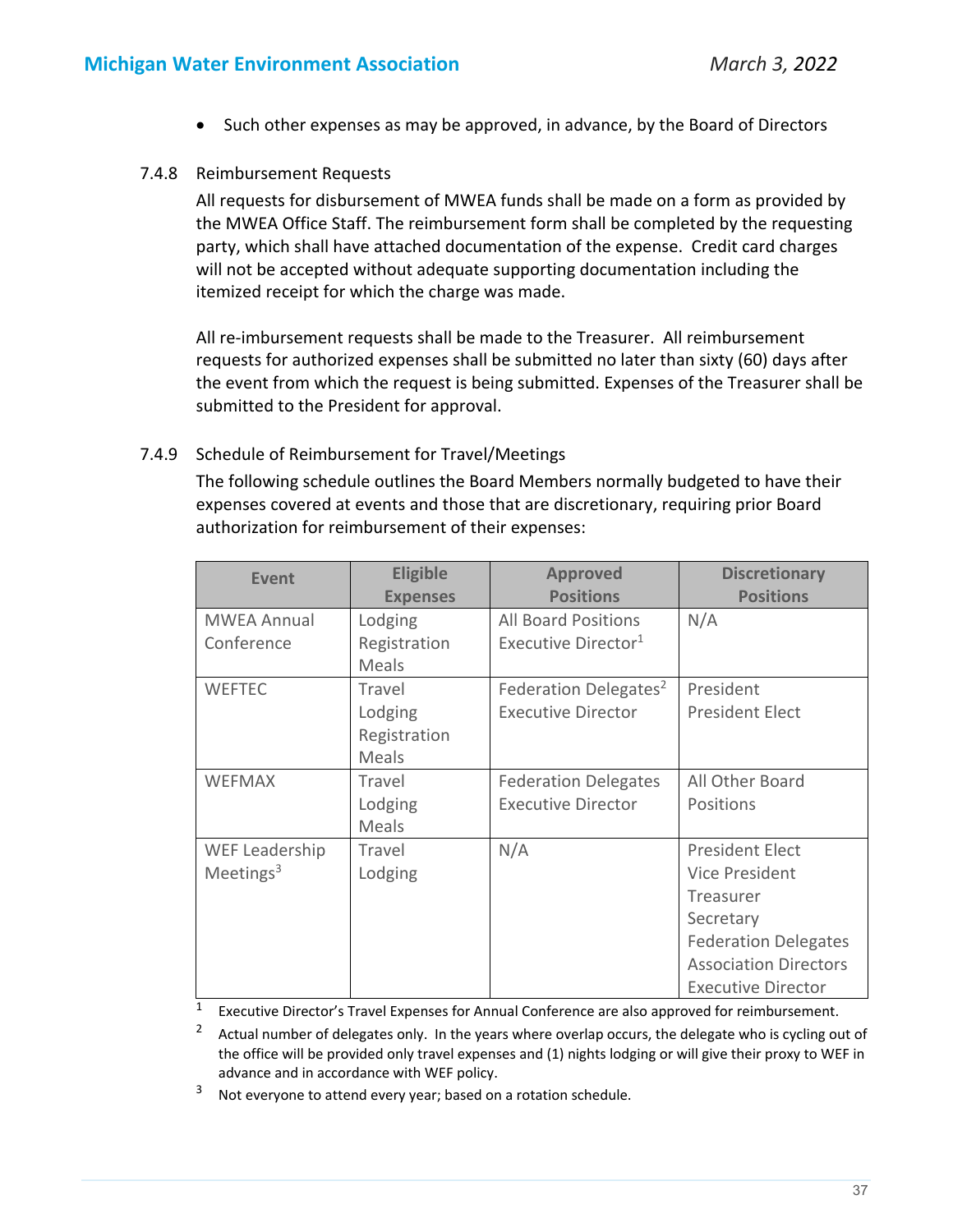- Such other expenses as may be approved, in advance, by the Board of Directors

#### 7.4.8 Reimbursement Requests

All requests for disbursement of MWEA funds shall be made on a form as provided by the MWEA Office Staff. The reimbursement form shall be completed by the requesting party, which shall have attached documentation of the expense. Credit card charges will not be accepted without adequate supporting documentation including the itemized receipt for which the charge was made.

All re-imbursement requests shall be made to the Treasurer. All reimbursement requests for authorized expenses shall be submitted no later than sixty (60) days after the event from which the request is being submitted. Expenses of the Treasurer shall be submitted to the President for approval.

#### 7.4.9 Schedule of Reimbursement for Travel/Meetings

The following schedule outlines the Board Members normally budgeted to have their expenses covered at events and those that are discretionary, requiring prior Board authorization for reimbursement of their expenses:

| Event | Eligible Expenses | Approved Positions | Discretionary Positions |
|---|---|---|---|
| MWEA Annual Conference | Lodging<br>Registration<br>Meals | All Board Positions<br>Executive Director[1] | N/A |
| WEFTEC | Travel<br>Lodging<br>Registration<br>Meals | Federation Delegates[2]<br>Executive Director | President<br>President Elect |
| WEFMAX | Travel<br>Lodging<br>Meals | Federation Delegates<br>Executive Director | All Other Board Positions |
| WEF Leadership Meetings[3] | Travel<br>Lodging | N/A | President Elect<br>Vice President<br>Treasurer<br>Secretary<br>Federation Delegates<br>Association Directors<br>Executive Director |

[1] Executive Director's Travel Expenses for Annual Conference are also approved for reimbursement.

[2] Actual number of delegates only. In the years where overlap occurs, the delegate who is cycling out of the office will be provided only travel expenses and (1) nights lodging or will give their proxy to WEF in advance and in accordance with WEF policy.

[3] Not everyone to attend every year; based on a rotation schedule.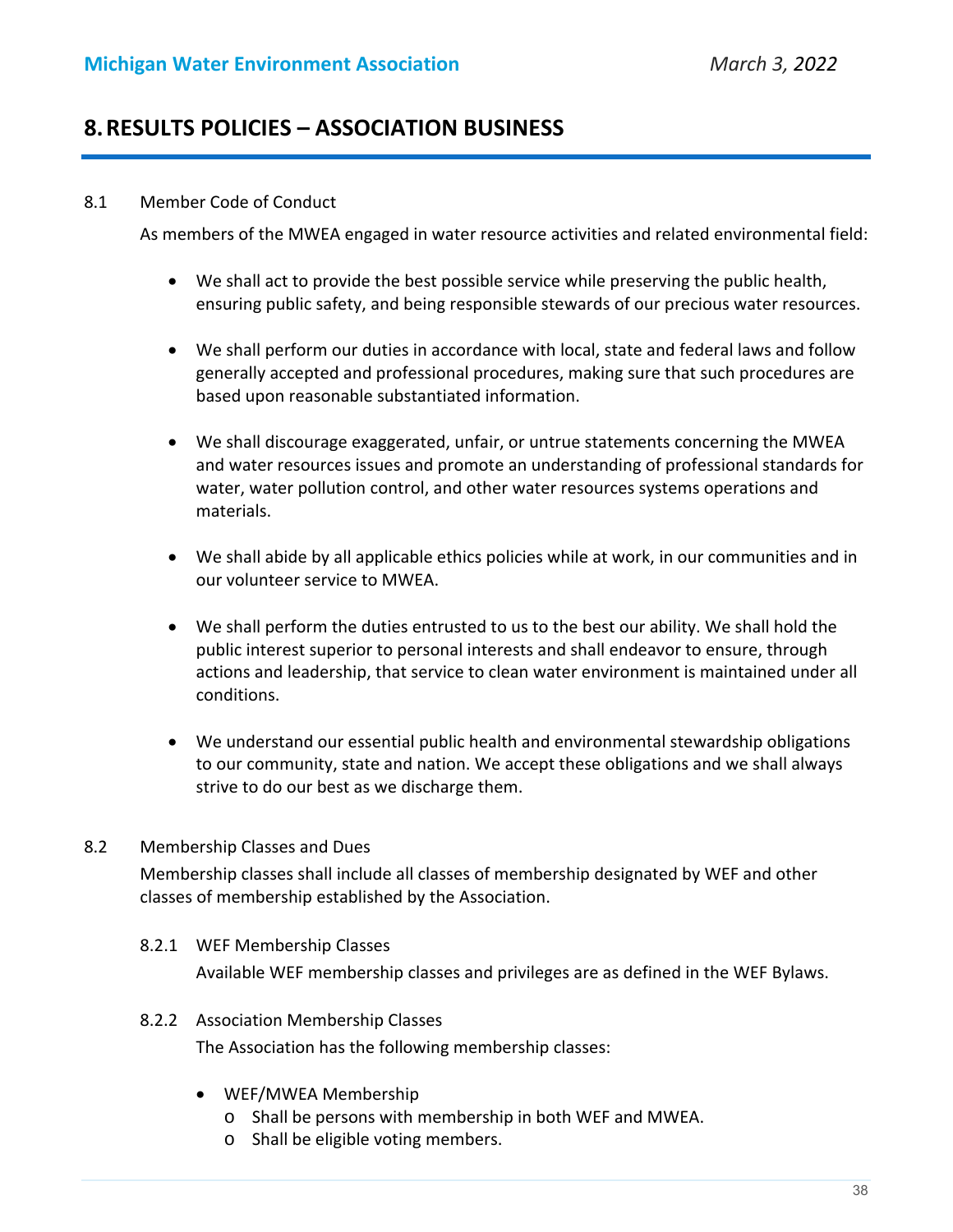# 8. RESULTS POLICIES – ASSOCIATION BUSINESS

8.1 Member Code of Conduct

As members of the MWEA engaged in water resource activities and related environmental field:

- We shall act to provide the best possible service while preserving the public health, ensuring public safety, and being responsible stewards of our precious water resources.
- We shall perform our duties in accordance with local, state and federal laws and follow generally accepted and professional procedures, making sure that such procedures are based upon reasonable substantiated information.
- We shall discourage exaggerated, unfair, or untrue statements concerning the MWEA and water resources issues and promote an understanding of professional standards for water, water pollution control, and other water resources systems operations and materials.
- We shall abide by all applicable ethics policies while at work, in our communities and in our volunteer service to MWEA.
- We shall perform the duties entrusted to us to the best our ability. We shall hold the public interest superior to personal interests and shall endeavor to ensure, through actions and leadership, that service to clean water environment is maintained under all conditions.
- We understand our essential public health and environmental stewardship obligations to our community, state and nation. We accept these obligations and we shall always strive to do our best as we discharge them.

8.2 Membership Classes and Dues

Membership classes shall include all classes of membership designated by WEF and other classes of membership established by the Association.

8.2.1 WEF Membership Classes

Available WEF membership classes and privileges are as defined in the WEF Bylaws.

8.2.2 Association Membership Classes

The Association has the following membership classes:

- WEF/MWEA Membership
  - Shall be persons with membership in both WEF and MWEA.
  - Shall be eligible voting members.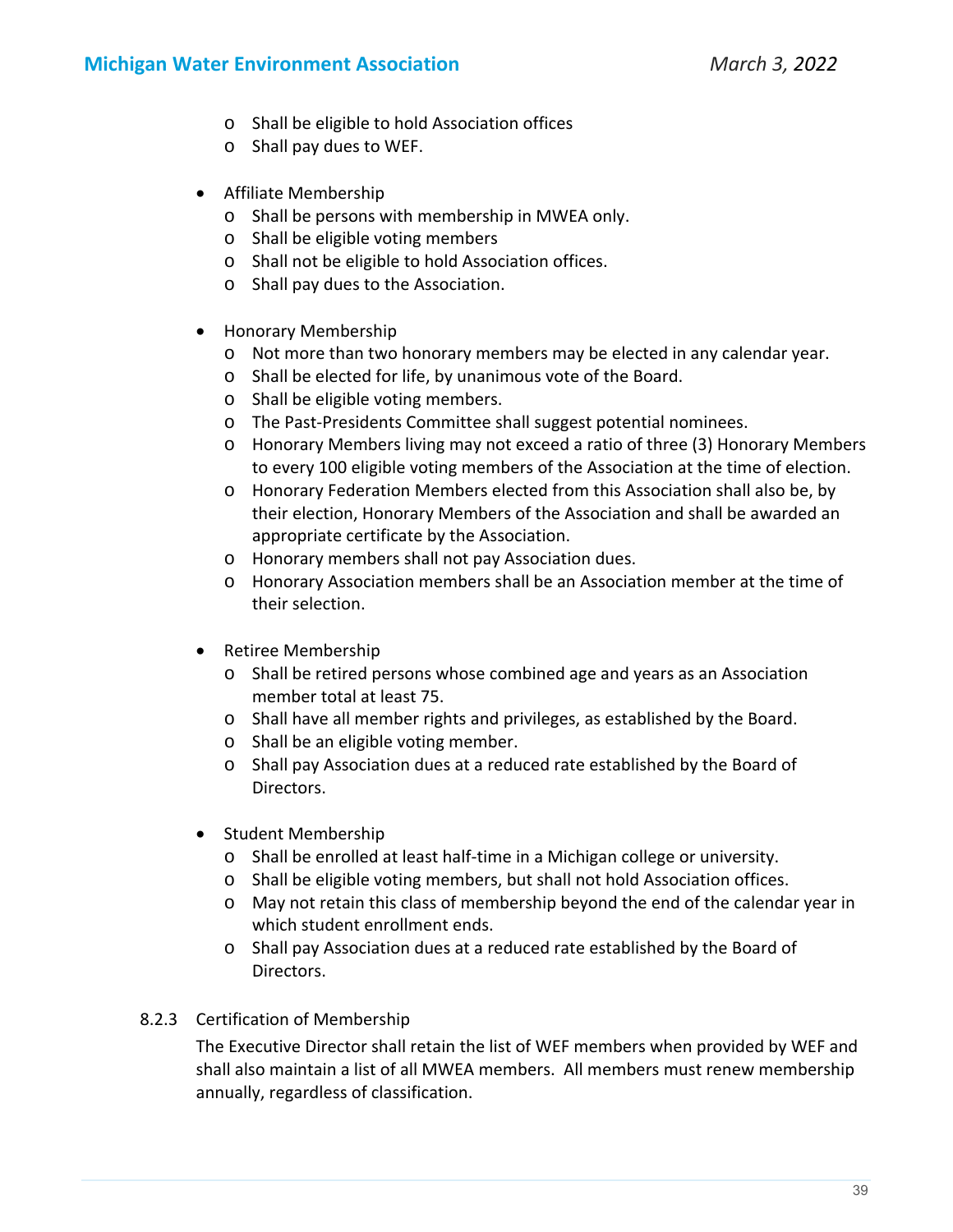- Shall be eligible to hold Association offices
  - Shall pay dues to WEF.

- Affiliate Membership
  - Shall be persons with membership in MWEA only.
  - Shall be eligible voting members
  - Shall not be eligible to hold Association offices.
  - Shall pay dues to the Association.

- Honorary Membership
  - Not more than two honorary members may be elected in any calendar year.
  - Shall be elected for life, by unanimous vote of the Board.
  - Shall be eligible voting members.
  - The Past-Presidents Committee shall suggest potential nominees.
  - Honorary Members living may not exceed a ratio of three (3) Honorary Members to every 100 eligible voting members of the Association at the time of election.
  - Honorary Federation Members elected from this Association shall also be, by their election, Honorary Members of the Association and shall be awarded an appropriate certificate by the Association.
  - Honorary members shall not pay Association dues.
  - Honorary Association members shall be an Association member at the time of their selection.

- Retiree Membership
  - Shall be retired persons whose combined age and years as an Association member total at least 75.
  - Shall have all member rights and privileges, as established by the Board.
  - Shall be an eligible voting member.
  - Shall pay Association dues at a reduced rate established by the Board of Directors.

- Student Membership
  - Shall be enrolled at least half-time in a Michigan college or university.
  - Shall be eligible voting members, but shall not hold Association offices.
  - May not retain this class of membership beyond the end of the calendar year in which student enrollment ends.
  - Shall pay Association dues at a reduced rate established by the Board of Directors.

8.2.3 Certification of Membership

The Executive Director shall retain the list of WEF members when provided by WEF and shall also maintain a list of all MWEA members. All members must renew membership annually, regardless of classification.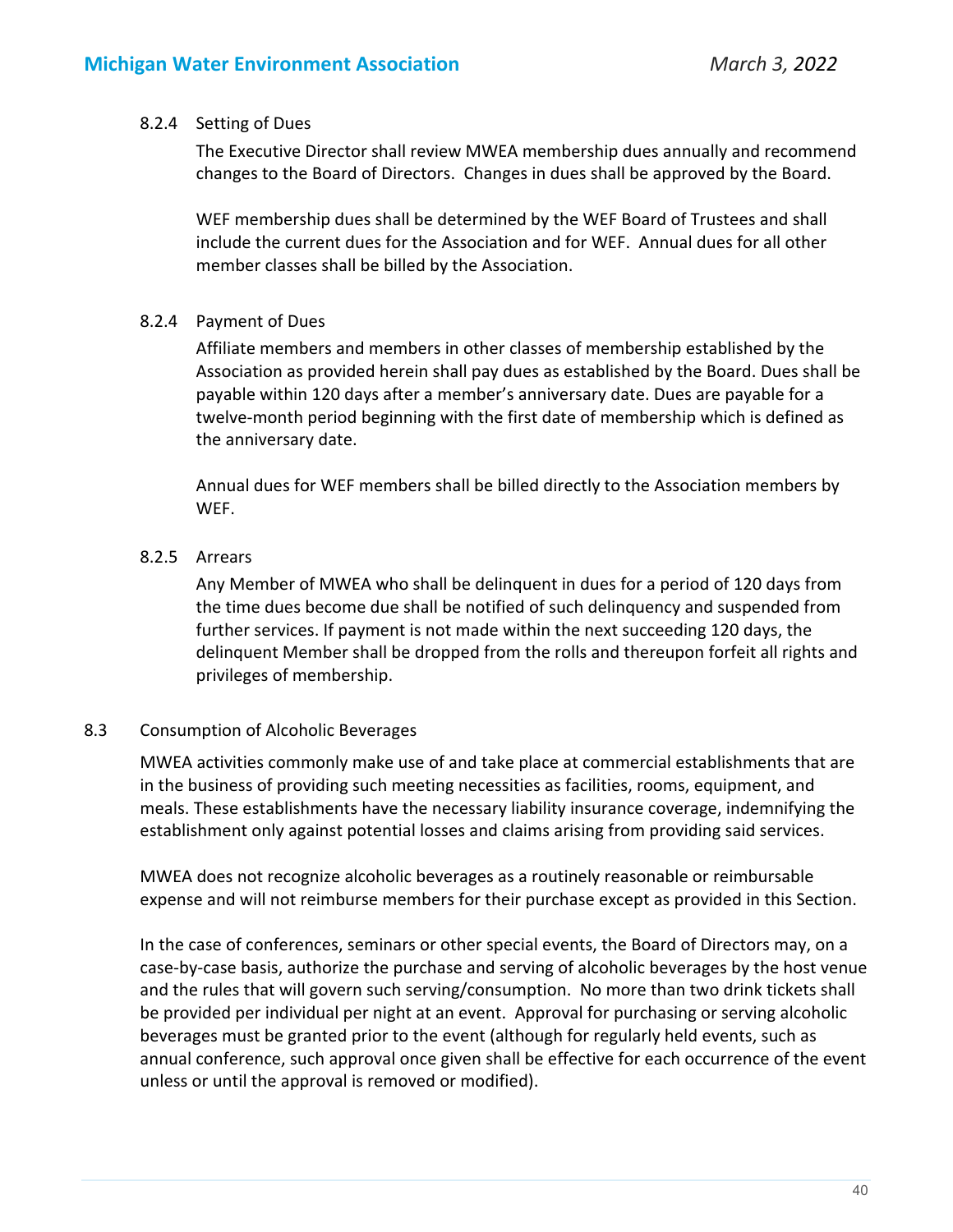#### 8.2.4 Setting of Dues

The Executive Director shall review MWEA membership dues annually and recommend changes to the Board of Directors. Changes in dues shall be approved by the Board.

WEF membership dues shall be determined by the WEF Board of Trustees and shall include the current dues for the Association and for WEF. Annual dues for all other member classes shall be billed by the Association.

#### 8.2.4 Payment of Dues

Affiliate members and members in other classes of membership established by the Association as provided herein shall pay dues as established by the Board. Dues shall be payable within 120 days after a member's anniversary date. Dues are payable for a twelve-month period beginning with the first date of membership which is defined as the anniversary date.

Annual dues for WEF members shall be billed directly to the Association members by WEF.

#### 8.2.5 Arrears

Any Member of MWEA who shall be delinquent in dues for a period of 120 days from the time dues become due shall be notified of such delinquency and suspended from further services. If payment is not made within the next succeeding 120 days, the delinquent Member shall be dropped from the rolls and thereupon forfeit all rights and privileges of membership.

### 8.3 Consumption of Alcoholic Beverages

MWEA activities commonly make use of and take place at commercial establishments that are in the business of providing such meeting necessities as facilities, rooms, equipment, and meals. These establishments have the necessary liability insurance coverage, indemnifying the establishment only against potential losses and claims arising from providing said services.

MWEA does not recognize alcoholic beverages as a routinely reasonable or reimbursable expense and will not reimburse members for their purchase except as provided in this Section.

In the case of conferences, seminars or other special events, the Board of Directors may, on a case-by-case basis, authorize the purchase and serving of alcoholic beverages by the host venue and the rules that will govern such serving/consumption. No more than two drink tickets shall be provided per individual per night at an event. Approval for purchasing or serving alcoholic beverages must be granted prior to the event (although for regularly held events, such as annual conference, such approval once given shall be effective for each occurrence of the event unless or until the approval is removed or modified).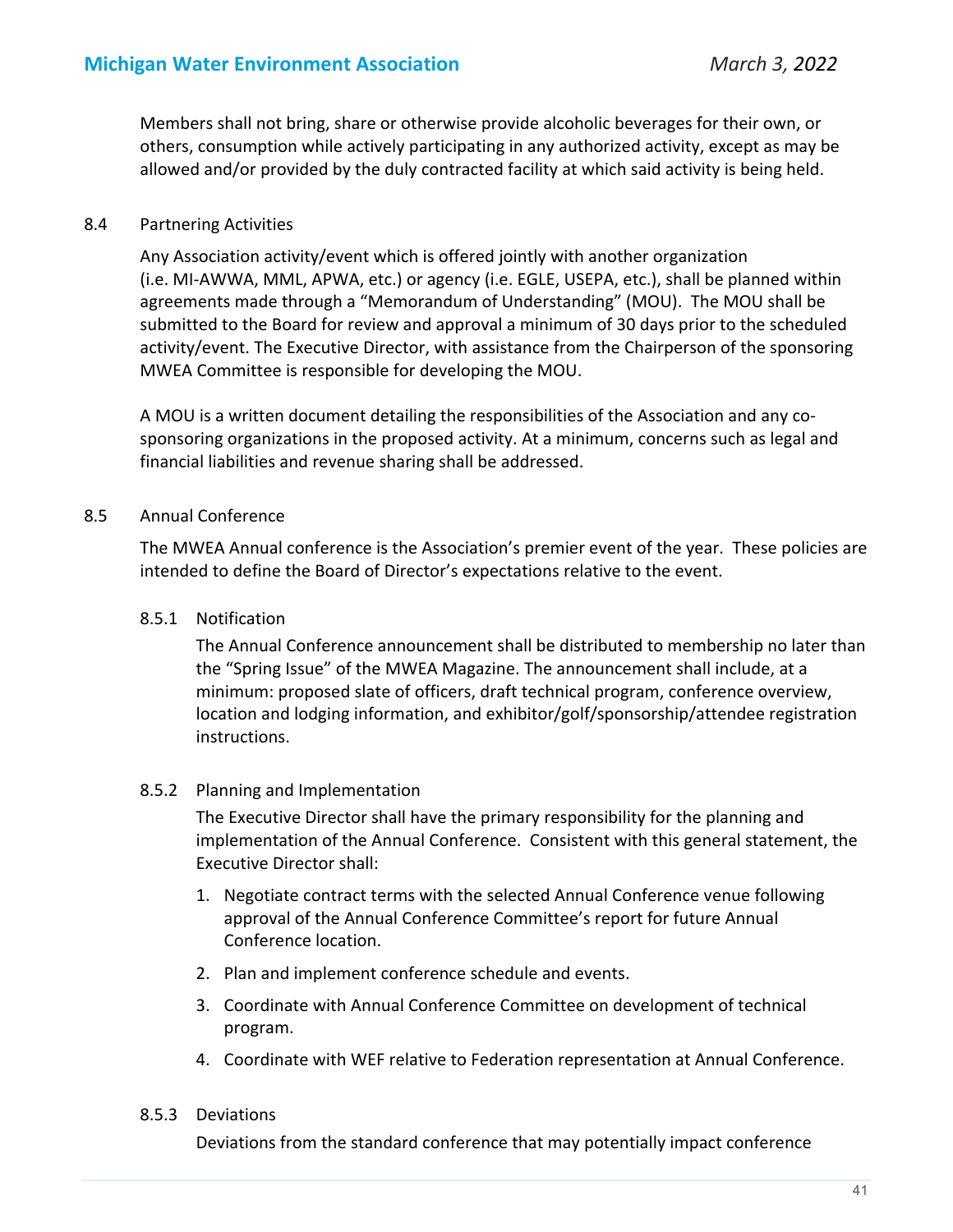Members shall not bring, share or otherwise provide alcoholic beverages for their own, or others, consumption while actively participating in any authorized activity, except as may be allowed and/or provided by the duly contracted facility at which said activity is being held.

### 8.4 Partnering Activities

Any Association activity/event which is offered jointly with another organization (i.e. MI-AWWA, MML, APWA, etc.) or agency (i.e. EGLE, USEPA, etc.), shall be planned within agreements made through a "Memorandum of Understanding" (MOU). The MOU shall be submitted to the Board for review and approval a minimum of 30 days prior to the scheduled activity/event. The Executive Director, with assistance from the Chairperson of the sponsoring MWEA Committee is responsible for developing the MOU.

A MOU is a written document detailing the responsibilities of the Association and any co-sponsoring organizations in the proposed activity. At a minimum, concerns such as legal and financial liabilities and revenue sharing shall be addressed.

### 8.5 Annual Conference

The MWEA Annual conference is the Association's premier event of the year. These policies are intended to define the Board of Director's expectations relative to the event.

#### 8.5.1 Notification

The Annual Conference announcement shall be distributed to membership no later than the "Spring Issue" of the MWEA Magazine. The announcement shall include, at a minimum: proposed slate of officers, draft technical program, conference overview, location and lodging information, and exhibitor/golf/sponsorship/attendee registration instructions.

#### 8.5.2 Planning and Implementation

The Executive Director shall have the primary responsibility for the planning and implementation of the Annual Conference. Consistent with this general statement, the Executive Director shall:

1. Negotiate contract terms with the selected Annual Conference venue following approval of the Annual Conference Committee's report for future Annual Conference location.
2. Plan and implement conference schedule and events.
3. Coordinate with Annual Conference Committee on development of technical program.
4. Coordinate with WEF relative to Federation representation at Annual Conference.

#### 8.5.3 Deviations

Deviations from the standard conference that may potentially impact conference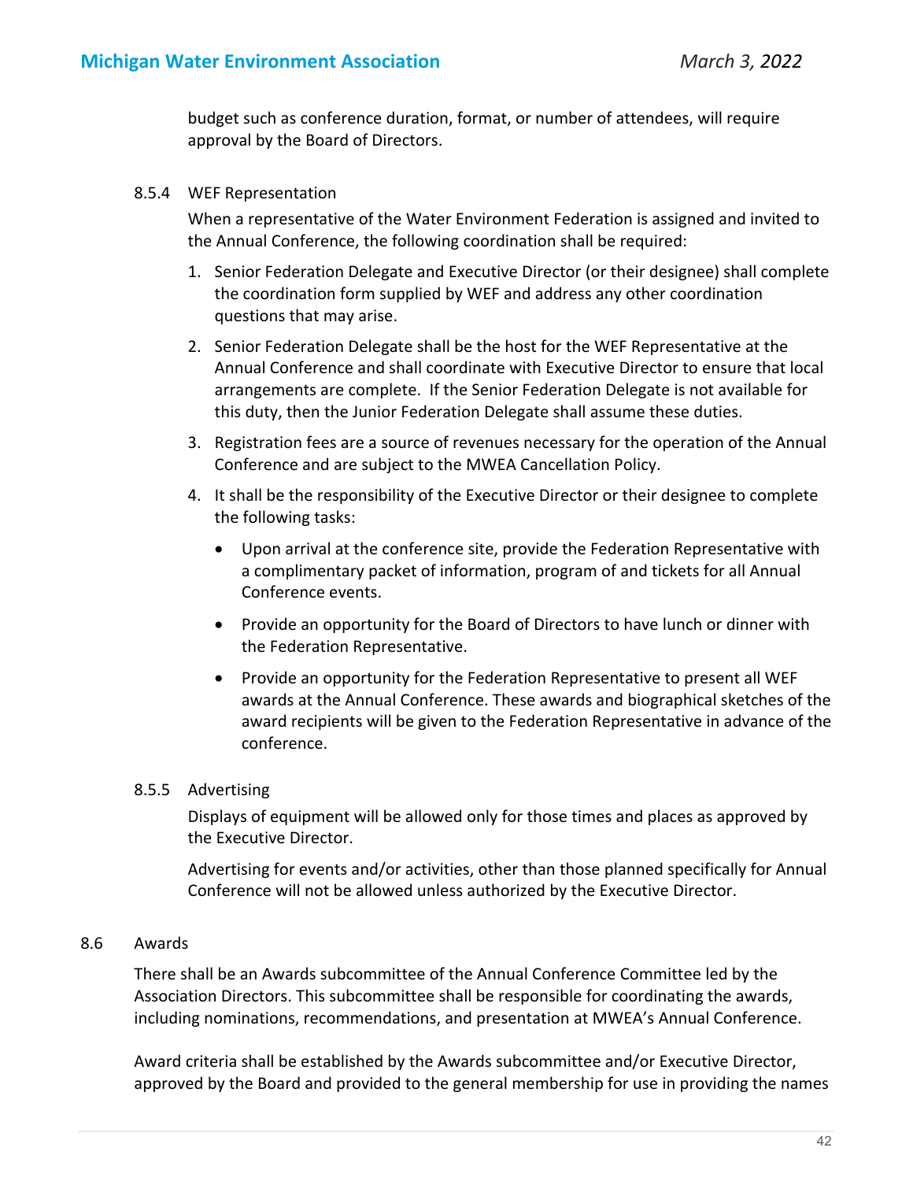budget such as conference duration, format, or number of attendees, will require approval by the Board of Directors.

### 8.5.4 WEF Representation

When a representative of the Water Environment Federation is assigned and invited to the Annual Conference, the following coordination shall be required:

1. Senior Federation Delegate and Executive Director (or their designee) shall complete the coordination form supplied by WEF and address any other coordination questions that may arise.
2. Senior Federation Delegate shall be the host for the WEF Representative at the Annual Conference and shall coordinate with Executive Director to ensure that local arrangements are complete. If the Senior Federation Delegate is not available for this duty, then the Junior Federation Delegate shall assume these duties.
3. Registration fees are a source of revenues necessary for the operation of the Annual Conference and are subject to the MWEA Cancellation Policy.
4. It shall be the responsibility of the Executive Director or their designee to complete the following tasks:
    - Upon arrival at the conference site, provide the Federation Representative with a complimentary packet of information, program of and tickets for all Annual Conference events.
    - Provide an opportunity for the Board of Directors to have lunch or dinner with the Federation Representative.
    - Provide an opportunity for the Federation Representative to present all WEF awards at the Annual Conference. These awards and biographical sketches of the award recipients will be given to the Federation Representative in advance of the conference.

### 8.5.5 Advertising

Displays of equipment will be allowed only for those times and places as approved by the Executive Director.

Advertising for events and/or activities, other than those planned specifically for Annual Conference will not be allowed unless authorized by the Executive Director.

## 8.6 Awards

There shall be an Awards subcommittee of the Annual Conference Committee led by the Association Directors. This subcommittee shall be responsible for coordinating the awards, including nominations, recommendations, and presentation at MWEA's Annual Conference.

Award criteria shall be established by the Awards subcommittee and/or Executive Director, approved by the Board and provided to the general membership for use in providing the names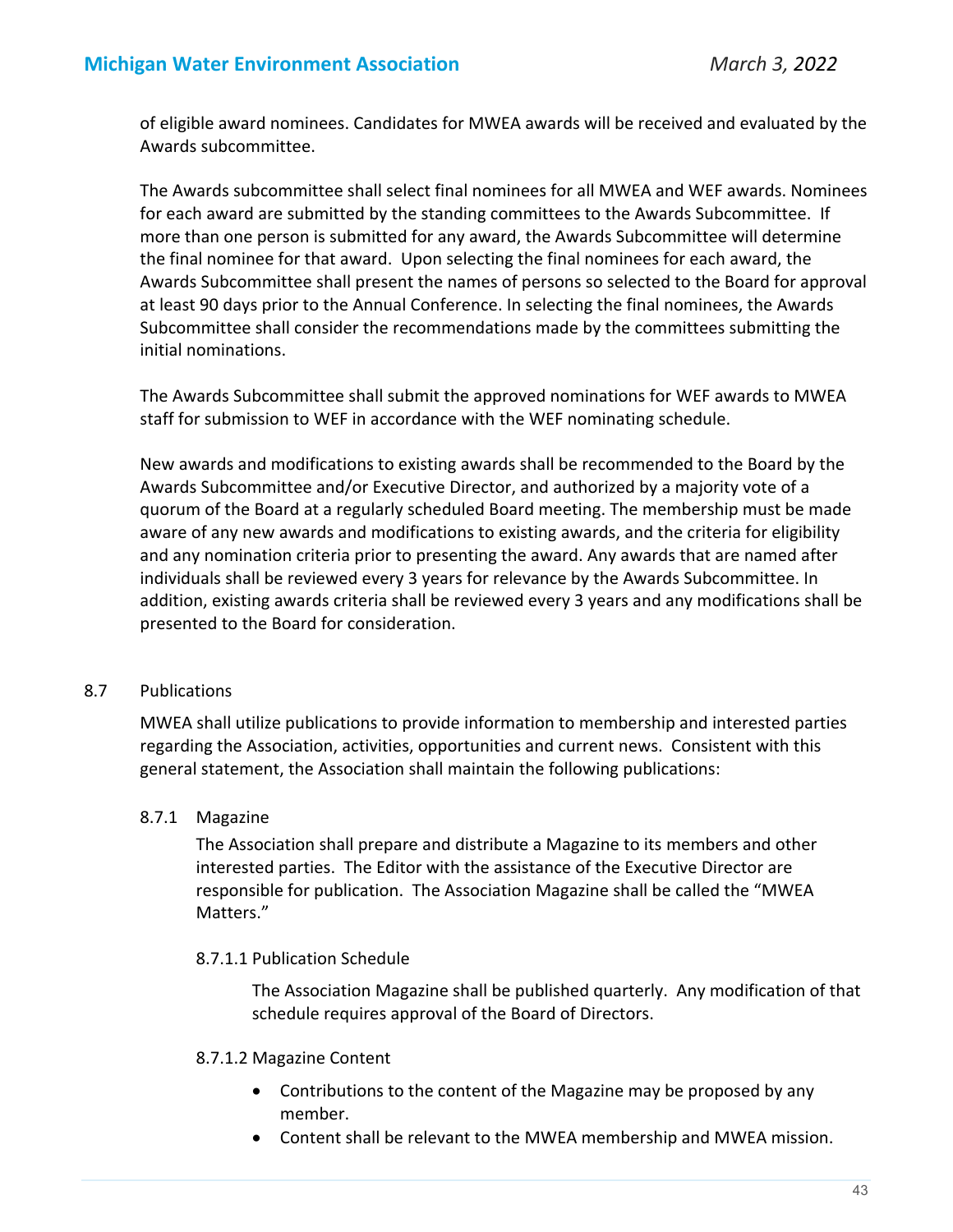of eligible award nominees. Candidates for MWEA awards will be received and evaluated by the Awards subcommittee.

The Awards subcommittee shall select final nominees for all MWEA and WEF awards. Nominees for each award are submitted by the standing committees to the Awards Subcommittee. If more than one person is submitted for any award, the Awards Subcommittee will determine the final nominee for that award. Upon selecting the final nominees for each award, the Awards Subcommittee shall present the names of persons so selected to the Board for approval at least 90 days prior to the Annual Conference. In selecting the final nominees, the Awards Subcommittee shall consider the recommendations made by the committees submitting the initial nominations.

The Awards Subcommittee shall submit the approved nominations for WEF awards to MWEA staff for submission to WEF in accordance with the WEF nominating schedule.

New awards and modifications to existing awards shall be recommended to the Board by the Awards Subcommittee and/or Executive Director, and authorized by a majority vote of a quorum of the Board at a regularly scheduled Board meeting. The membership must be made aware of any new awards and modifications to existing awards, and the criteria for eligibility and any nomination criteria prior to presenting the award. Any awards that are named after individuals shall be reviewed every 3 years for relevance by the Awards Subcommittee. In addition, existing awards criteria shall be reviewed every 3 years and any modifications shall be presented to the Board for consideration.

## 8.7 Publications

MWEA shall utilize publications to provide information to membership and interested parties regarding the Association, activities, opportunities and current news. Consistent with this general statement, the Association shall maintain the following publications:

### 8.7.1 Magazine

The Association shall prepare and distribute a Magazine to its members and other interested parties. The Editor with the assistance of the Executive Director are responsible for publication. The Association Magazine shall be called the "MWEA Matters."

#### 8.7.1.1 Publication Schedule

The Association Magazine shall be published quarterly. Any modification of that schedule requires approval of the Board of Directors.

#### 8.7.1.2 Magazine Content

- Contributions to the content of the Magazine may be proposed by any member.
- Content shall be relevant to the MWEA membership and MWEA mission.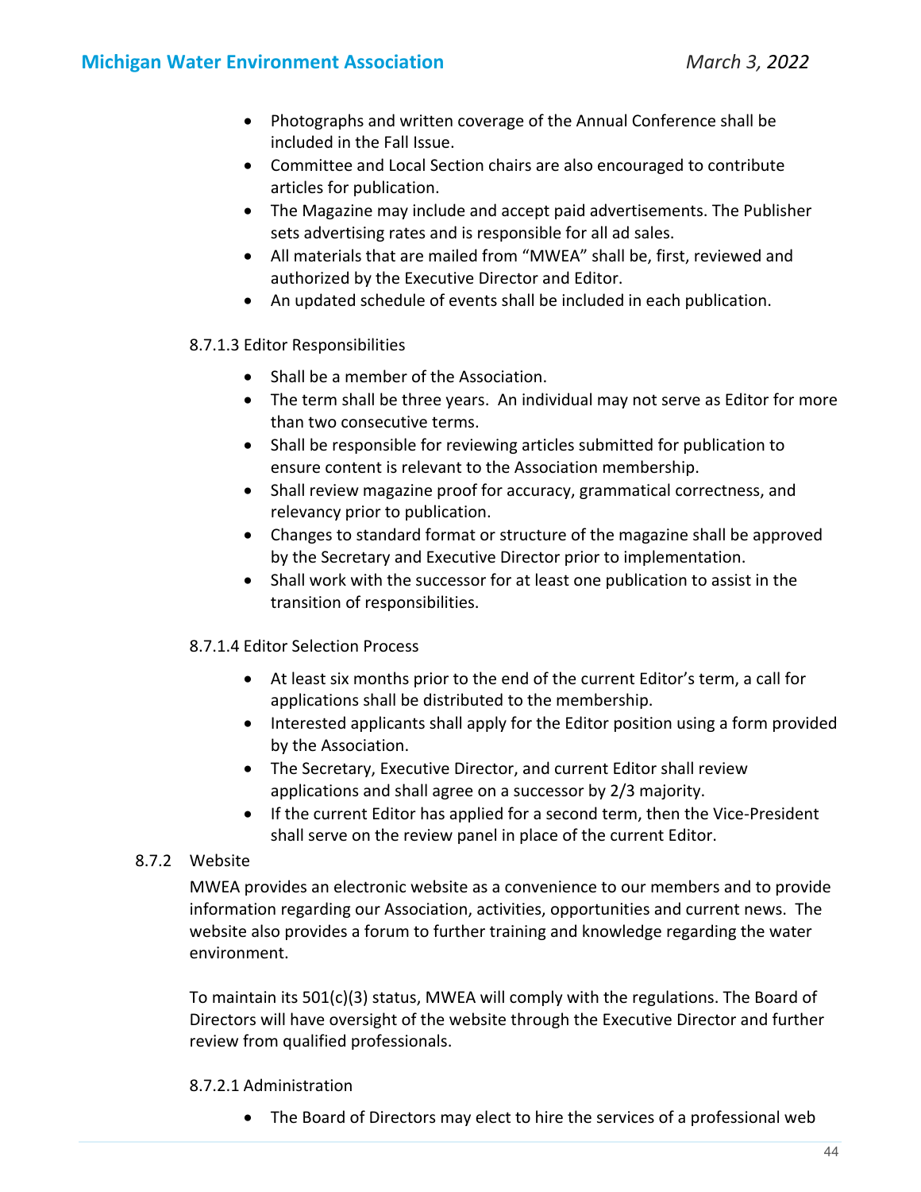- Photographs and written coverage of the Annual Conference shall be included in the Fall Issue.
- Committee and Local Section chairs are also encouraged to contribute articles for publication.
- The Magazine may include and accept paid advertisements. The Publisher sets advertising rates and is responsible for all ad sales.
- All materials that are mailed from "MWEA" shall be, first, reviewed and authorized by the Executive Director and Editor.
- An updated schedule of events shall be included in each publication.

#### 8.7.1.3 Editor Responsibilities

- Shall be a member of the Association.
- The term shall be three years. An individual may not serve as Editor for more than two consecutive terms.
- Shall be responsible for reviewing articles submitted for publication to ensure content is relevant to the Association membership.
- Shall review magazine proof for accuracy, grammatical correctness, and relevancy prior to publication.
- Changes to standard format or structure of the magazine shall be approved by the Secretary and Executive Director prior to implementation.
- Shall work with the successor for at least one publication to assist in the transition of responsibilities.

#### 8.7.1.4 Editor Selection Process

- At least six months prior to the end of the current Editor's term, a call for applications shall be distributed to the membership.
- Interested applicants shall apply for the Editor position using a form provided by the Association.
- The Secretary, Executive Director, and current Editor shall review applications and shall agree on a successor by 2/3 majority.
- If the current Editor has applied for a second term, then the Vice-President shall serve on the review panel in place of the current Editor.

### 8.7.2 Website

MWEA provides an electronic website as a convenience to our members and to provide information regarding our Association, activities, opportunities and current news. The website also provides a forum to further training and knowledge regarding the water environment.

To maintain its 501(c)(3) status, MWEA will comply with the regulations. The Board of Directors will have oversight of the website through the Executive Director and further review from qualified professionals.

#### 8.7.2.1 Administration

- The Board of Directors may elect to hire the services of a professional web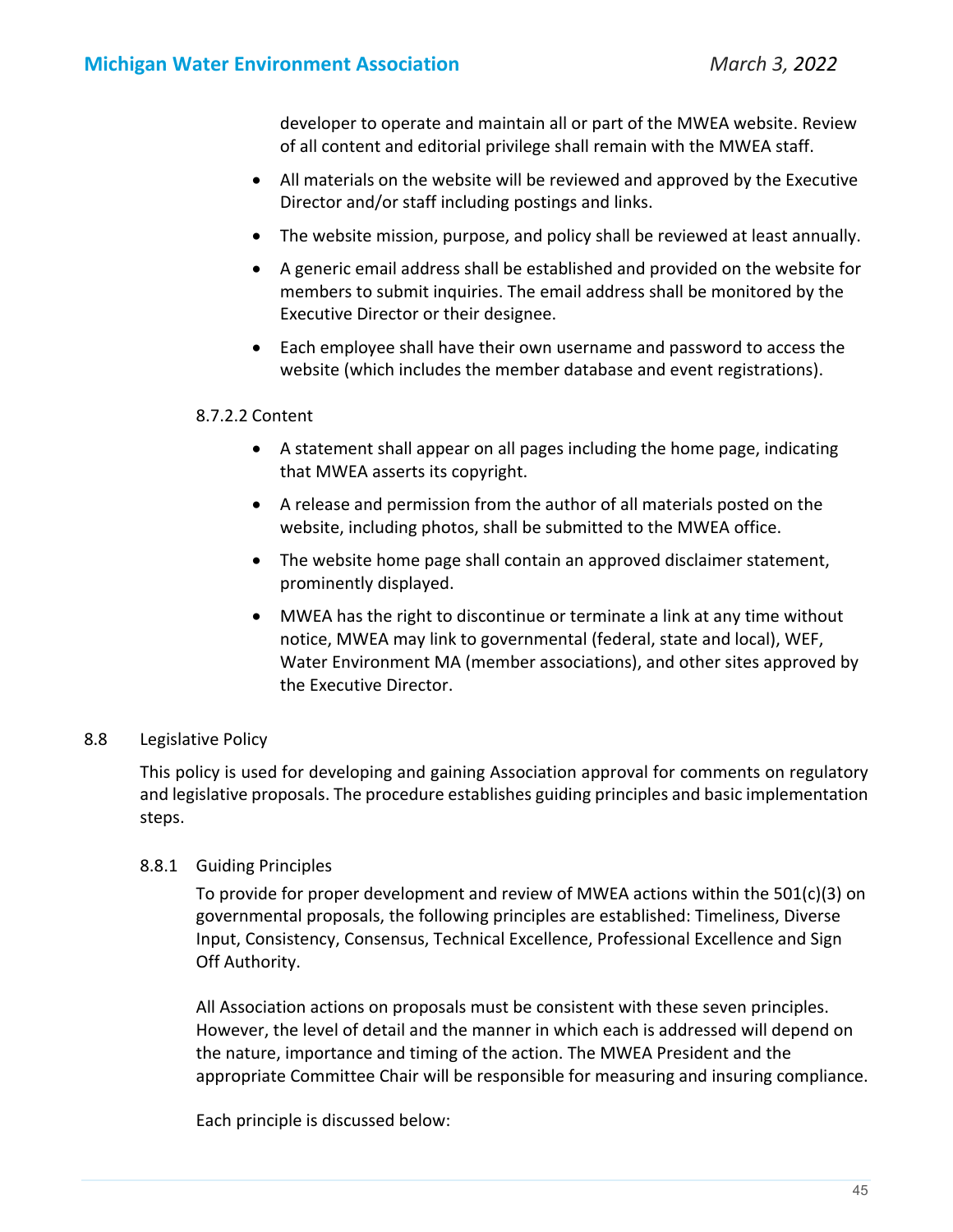developer to operate and maintain all or part of the MWEA website. Review of all content and editorial privilege shall remain with the MWEA staff.

- All materials on the website will be reviewed and approved by the Executive Director and/or staff including postings and links.
- The website mission, purpose, and policy shall be reviewed at least annually.
- A generic email address shall be established and provided on the website for members to submit inquiries. The email address shall be monitored by the Executive Director or their designee.
- Each employee shall have their own username and password to access the website (which includes the member database and event registrations).

8.7.2.2 Content

- A statement shall appear on all pages including the home page, indicating that MWEA asserts its copyright.
- A release and permission from the author of all materials posted on the website, including photos, shall be submitted to the MWEA office.
- The website home page shall contain an approved disclaimer statement, prominently displayed.
- MWEA has the right to discontinue or terminate a link at any time without notice, MWEA may link to governmental (federal, state and local), WEF, Water Environment MA (member associations), and other sites approved by the Executive Director.

## 8.8 Legislative Policy

This policy is used for developing and gaining Association approval for comments on regulatory and legislative proposals. The procedure establishes guiding principles and basic implementation steps.

### 8.8.1 Guiding Principles

To provide for proper development and review of MWEA actions within the 501(c)(3) on governmental proposals, the following principles are established: Timeliness, Diverse Input, Consistency, Consensus, Technical Excellence, Professional Excellence and Sign Off Authority.

All Association actions on proposals must be consistent with these seven principles. However, the level of detail and the manner in which each is addressed will depend on the nature, importance and timing of the action. The MWEA President and the appropriate Committee Chair will be responsible for measuring and insuring compliance.

Each principle is discussed below: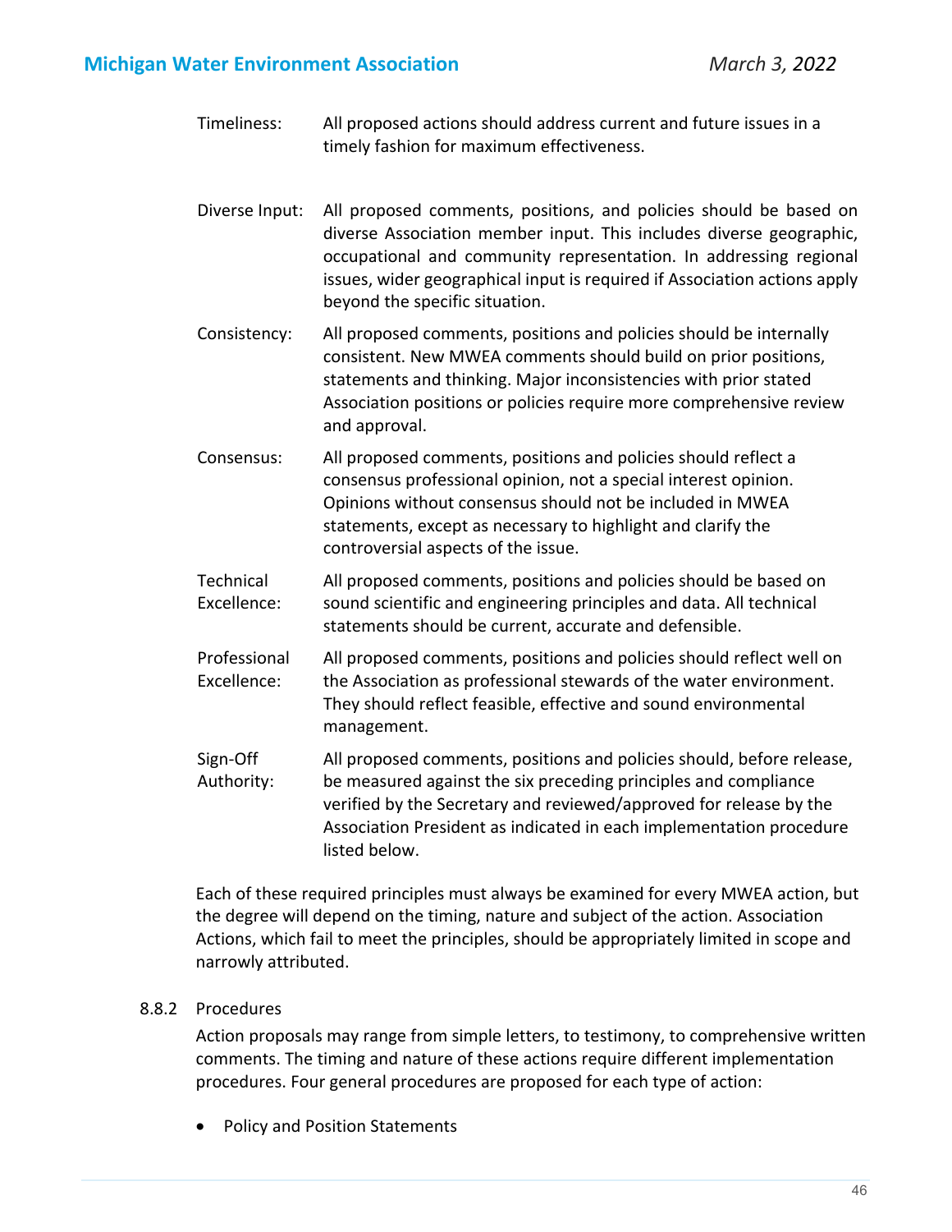| | |
|---|---|
| Timeliness: | All proposed actions should address current and future issues in a timely fashion for maximum effectiveness. |
| Diverse Input: | All proposed comments, positions, and policies should be based on diverse Association member input. This includes diverse geographic, occupational and community representation. In addressing regional issues, wider geographical input is required if Association actions apply beyond the specific situation. |
| Consistency: | All proposed comments, positions and policies should be internally consistent. New MWEA comments should build on prior positions, statements and thinking. Major inconsistencies with prior stated Association positions or policies require more comprehensive review and approval. |
| Consensus: | All proposed comments, positions and policies should reflect a consensus professional opinion, not a special interest opinion. Opinions without consensus should not be included in MWEA statements, except as necessary to highlight and clarify the controversial aspects of the issue. |
| Technical Excellence: | All proposed comments, positions and policies should be based on sound scientific and engineering principles and data. All technical statements should be current, accurate and defensible. |
| Professional Excellence: | All proposed comments, positions and policies should reflect well on the Association as professional stewards of the water environment. They should reflect feasible, effective and sound environmental management. |
| Sign-Off Authority: | All proposed comments, positions and policies should, before release, be measured against the six preceding principles and compliance verified by the Secretary and reviewed/approved for release by the Association President as indicated in each implementation procedure listed below. |

Each of these required principles must always be examined for every MWEA action, but the degree will depend on the timing, nature and subject of the action. Association Actions, which fail to meet the principles, should be appropriately limited in scope and narrowly attributed.

### 8.8.2 Procedures

Action proposals may range from simple letters, to testimony, to comprehensive written comments. The timing and nature of these actions require different implementation procedures. Four general procedures are proposed for each type of action:

- Policy and Position Statements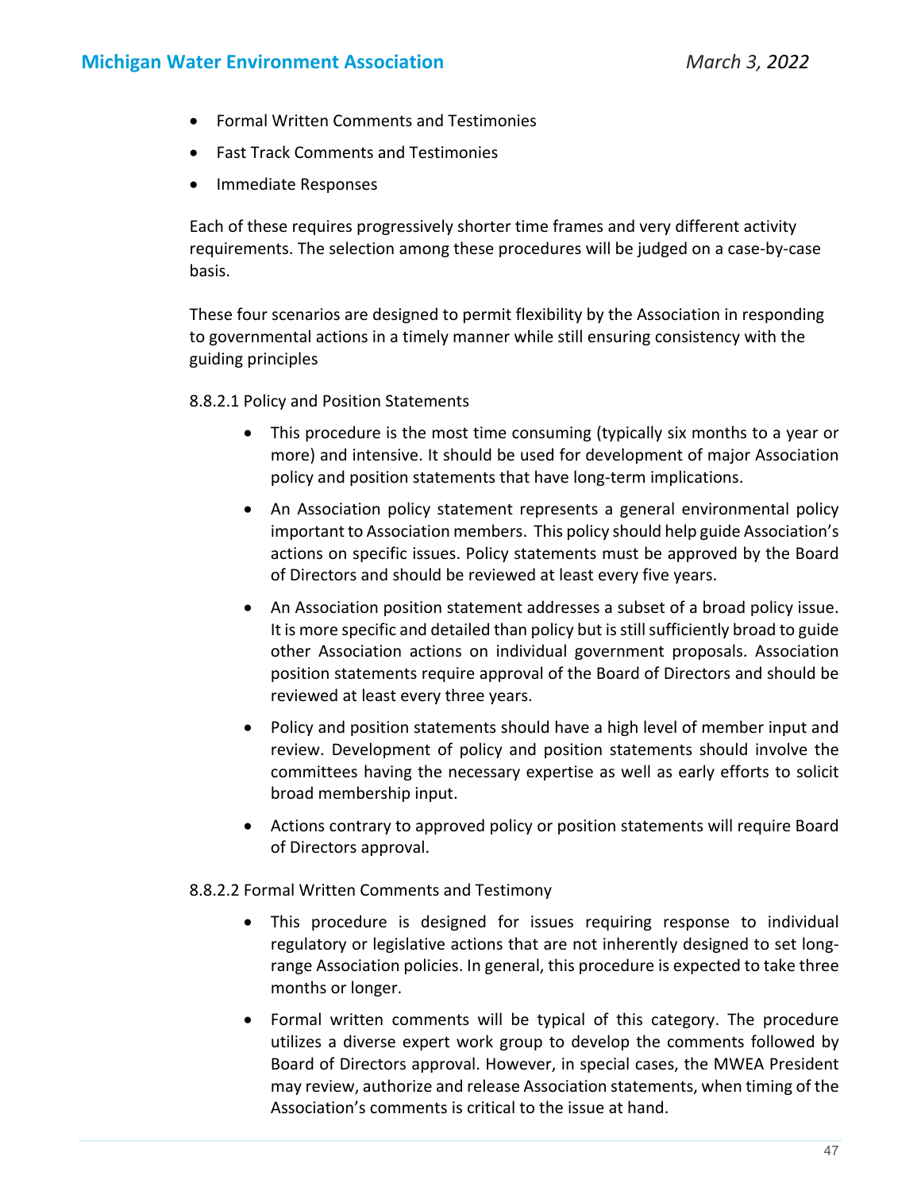- Formal Written Comments and Testimonies
- Fast Track Comments and Testimonies
- Immediate Responses

Each of these requires progressively shorter time frames and very different activity requirements. The selection among these procedures will be judged on a case-by-case basis.

These four scenarios are designed to permit flexibility by the Association in responding to governmental actions in a timely manner while still ensuring consistency with the guiding principles

8.8.2.1 Policy and Position Statements

- This procedure is the most time consuming (typically six months to a year or more) and intensive. It should be used for development of major Association policy and position statements that have long-term implications.
- An Association policy statement represents a general environmental policy important to Association members. This policy should help guide Association's actions on specific issues. Policy statements must be approved by the Board of Directors and should be reviewed at least every five years.
- An Association position statement addresses a subset of a broad policy issue. It is more specific and detailed than policy but is still sufficiently broad to guide other Association actions on individual government proposals. Association position statements require approval of the Board of Directors and should be reviewed at least every three years.
- Policy and position statements should have a high level of member input and review. Development of policy and position statements should involve the committees having the necessary expertise as well as early efforts to solicit broad membership input.
- Actions contrary to approved policy or position statements will require Board of Directors approval.

8.8.2.2 Formal Written Comments and Testimony

- This procedure is designed for issues requiring response to individual regulatory or legislative actions that are not inherently designed to set long-range Association policies. In general, this procedure is expected to take three months or longer.
- Formal written comments will be typical of this category. The procedure utilizes a diverse expert work group to develop the comments followed by Board of Directors approval. However, in special cases, the MWEA President may review, authorize and release Association statements, when timing of the Association's comments is critical to the issue at hand.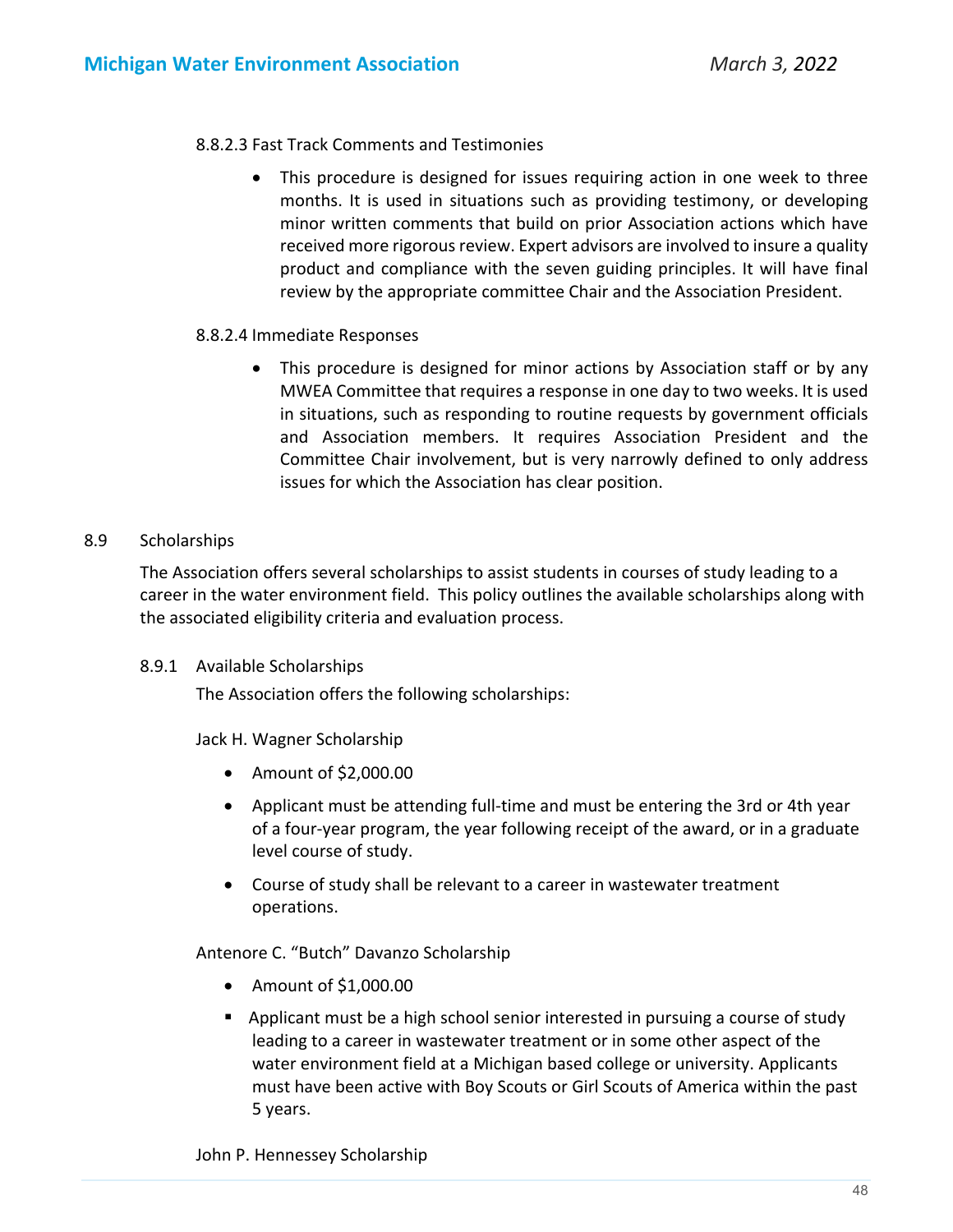8.8.2.3 Fast Track Comments and Testimonies

- This procedure is designed for issues requiring action in one week to three months. It is used in situations such as providing testimony, or developing minor written comments that build on prior Association actions which have received more rigorous review. Expert advisors are involved to insure a quality product and compliance with the seven guiding principles. It will have final review by the appropriate committee Chair and the Association President.

8.8.2.4 Immediate Responses

- This procedure is designed for minor actions by Association staff or by any MWEA Committee that requires a response in one day to two weeks. It is used in situations, such as responding to routine requests by government officials and Association members. It requires Association President and the Committee Chair involvement, but is very narrowly defined to only address issues for which the Association has clear position.

## 8.9 Scholarships

The Association offers several scholarships to assist students in courses of study leading to a career in the water environment field. This policy outlines the available scholarships along with the associated eligibility criteria and evaluation process.

### 8.9.1 Available Scholarships

The Association offers the following scholarships:

Jack H. Wagner Scholarship

- Amount of $2,000.00
- Applicant must be attending full-time and must be entering the 3rd or 4th year of a four-year program, the year following receipt of the award, or in a graduate level course of study.
- Course of study shall be relevant to a career in wastewater treatment operations.

Antenore C. "Butch" Davanzo Scholarship

- Amount of $1,000.00
- Applicant must be a high school senior interested in pursuing a course of study leading to a career in wastewater treatment or in some other aspect of the water environment field at a Michigan based college or university. Applicants must have been active with Boy Scouts or Girl Scouts of America within the past 5 years.

John P. Hennessey Scholarship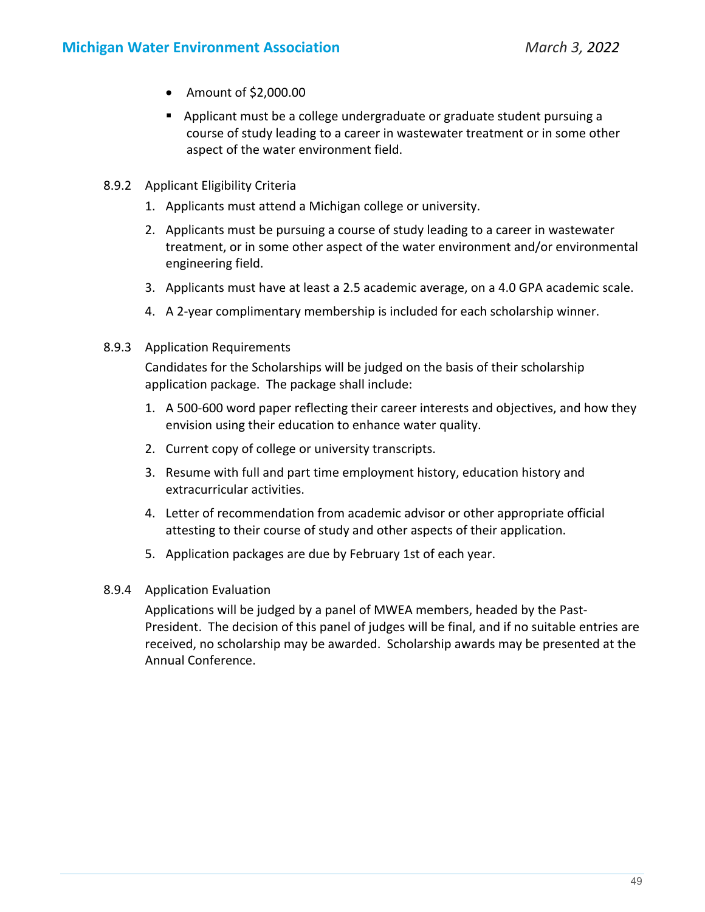- Amount of $2,000.00
  - Applicant must be a college undergraduate or graduate student pursuing a course of study leading to a career in wastewater treatment or in some other aspect of the water environment field.

### 8.9.2 Applicant Eligibility Criteria

1. Applicants must attend a Michigan college or university.
2. Applicants must be pursuing a course of study leading to a career in wastewater treatment, or in some other aspect of the water environment and/or environmental engineering field.
3. Applicants must have at least a 2.5 academic average, on a 4.0 GPA academic scale.
4. A 2-year complimentary membership is included for each scholarship winner.

### 8.9.3 Application Requirements

Candidates for the Scholarships will be judged on the basis of their scholarship application package. The package shall include:

1. A 500-600 word paper reflecting their career interests and objectives, and how they envision using their education to enhance water quality.
2. Current copy of college or university transcripts.
3. Resume with full and part time employment history, education history and extracurricular activities.
4. Letter of recommendation from academic advisor or other appropriate official attesting to their course of study and other aspects of their application.
5. Application packages are due by February 1st of each year.

### 8.9.4 Application Evaluation

Applications will be judged by a panel of MWEA members, headed by the Past-President. The decision of this panel of judges will be final, and if no suitable entries are received, no scholarship may be awarded. Scholarship awards may be presented at the Annual Conference.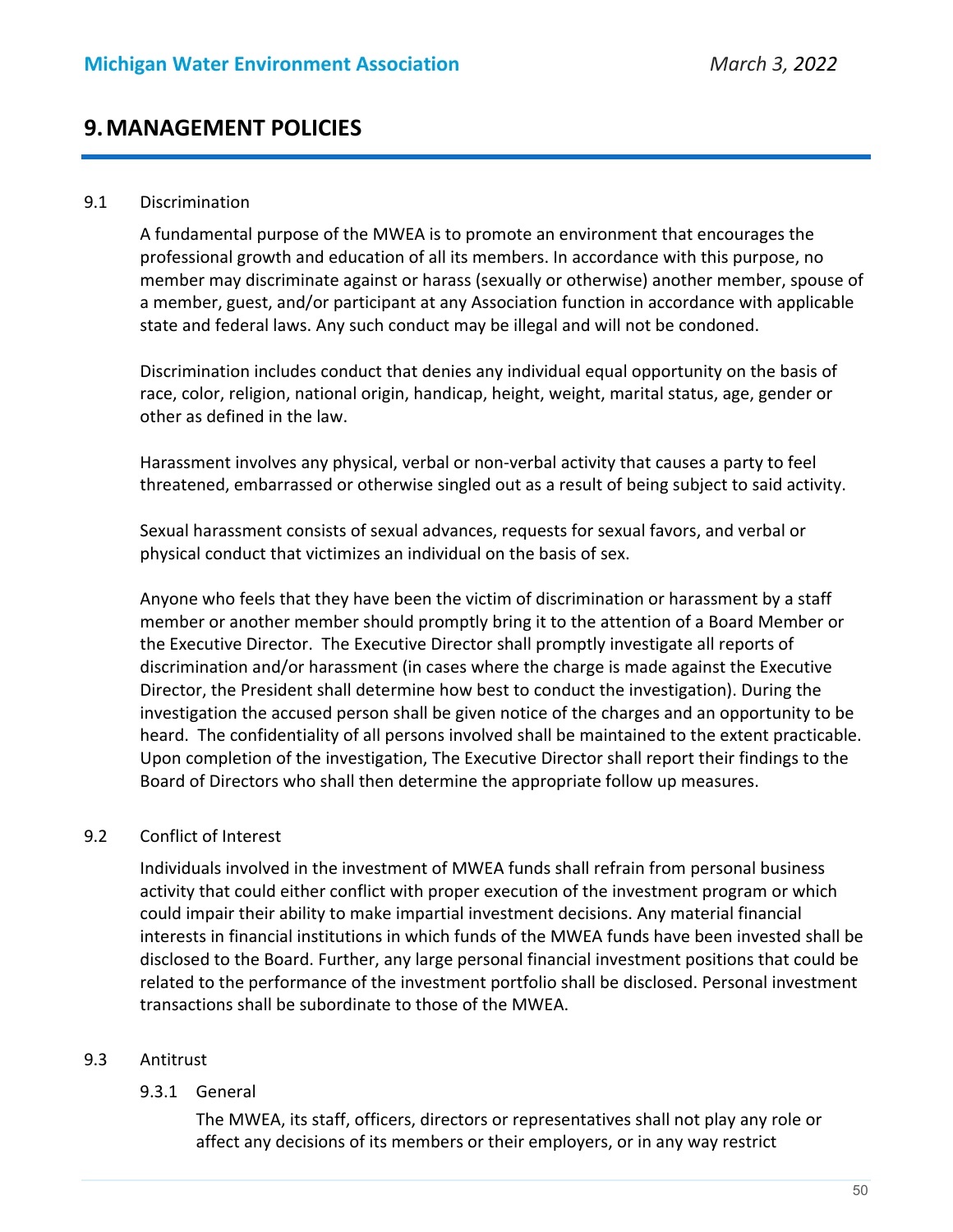# 9. MANAGEMENT POLICIES

## 9.1 Discrimination

A fundamental purpose of the MWEA is to promote an environment that encourages the professional growth and education of all its members. In accordance with this purpose, no member may discriminate against or harass (sexually or otherwise) another member, spouse of a member, guest, and/or participant at any Association function in accordance with applicable state and federal laws. Any such conduct may be illegal and will not be condoned.

Discrimination includes conduct that denies any individual equal opportunity on the basis of race, color, religion, national origin, handicap, height, weight, marital status, age, gender or other as defined in the law.

Harassment involves any physical, verbal or non-verbal activity that causes a party to feel threatened, embarrassed or otherwise singled out as a result of being subject to said activity.

Sexual harassment consists of sexual advances, requests for sexual favors, and verbal or physical conduct that victimizes an individual on the basis of sex.

Anyone who feels that they have been the victim of discrimination or harassment by a staff member or another member should promptly bring it to the attention of a Board Member or the Executive Director. The Executive Director shall promptly investigate all reports of discrimination and/or harassment (in cases where the charge is made against the Executive Director, the President shall determine how best to conduct the investigation). During the investigation the accused person shall be given notice of the charges and an opportunity to be heard. The confidentiality of all persons involved shall be maintained to the extent practicable. Upon completion of the investigation, The Executive Director shall report their findings to the Board of Directors who shall then determine the appropriate follow up measures.

## 9.2 Conflict of Interest

Individuals involved in the investment of MWEA funds shall refrain from personal business activity that could either conflict with proper execution of the investment program or which could impair their ability to make impartial investment decisions. Any material financial interests in financial institutions in which funds of the MWEA funds have been invested shall be disclosed to the Board. Further, any large personal financial investment positions that could be related to the performance of the investment portfolio shall be disclosed. Personal investment transactions shall be subordinate to those of the MWEA.

## 9.3 Antitrust

### 9.3.1 General

The MWEA, its staff, officers, directors or representatives shall not play any role or affect any decisions of its members or their employers, or in any way restrict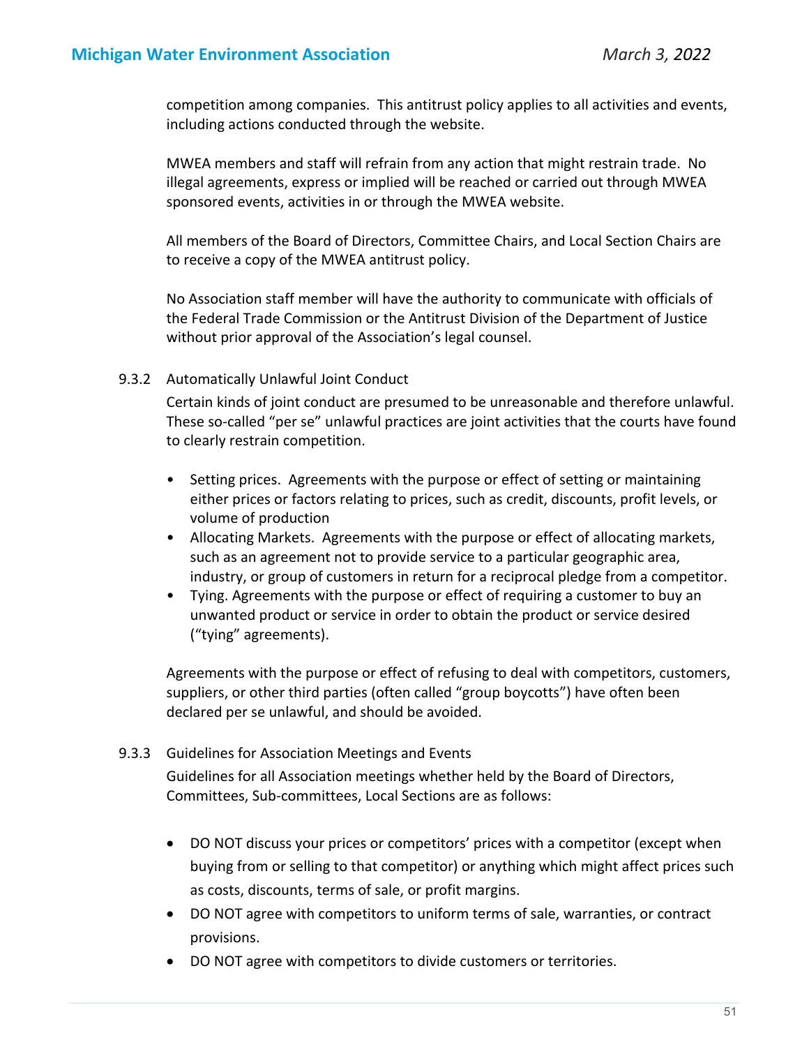competition among companies. This antitrust policy applies to all activities and events, including actions conducted through the website.

MWEA members and staff will refrain from any action that might restrain trade. No illegal agreements, express or implied will be reached or carried out through MWEA sponsored events, activities in or through the MWEA website.

All members of the Board of Directors, Committee Chairs, and Local Section Chairs are to receive a copy of the MWEA antitrust policy.

No Association staff member will have the authority to communicate with officials of the Federal Trade Commission or the Antitrust Division of the Department of Justice without prior approval of the Association's legal counsel.

### 9.3.2 Automatically Unlawful Joint Conduct

Certain kinds of joint conduct are presumed to be unreasonable and therefore unlawful. These so-called "per se" unlawful practices are joint activities that the courts have found to clearly restrain competition.

- Setting prices. Agreements with the purpose or effect of setting or maintaining either prices or factors relating to prices, such as credit, discounts, profit levels, or volume of production
- Allocating Markets. Agreements with the purpose or effect of allocating markets, such as an agreement not to provide service to a particular geographic area, industry, or group of customers in return for a reciprocal pledge from a competitor.
- Tying. Agreements with the purpose or effect of requiring a customer to buy an unwanted product or service in order to obtain the product or service desired ("tying" agreements).

Agreements with the purpose or effect of refusing to deal with competitors, customers, suppliers, or other third parties (often called "group boycotts") have often been declared per se unlawful, and should be avoided.

### 9.3.3 Guidelines for Association Meetings and Events

Guidelines for all Association meetings whether held by the Board of Directors, Committees, Sub-committees, Local Sections are as follows:

- DO NOT discuss your prices or competitors' prices with a competitor (except when buying from or selling to that competitor) or anything which might affect prices such as costs, discounts, terms of sale, or profit margins.
- DO NOT agree with competitors to uniform terms of sale, warranties, or contract provisions.
- DO NOT agree with competitors to divide customers or territories.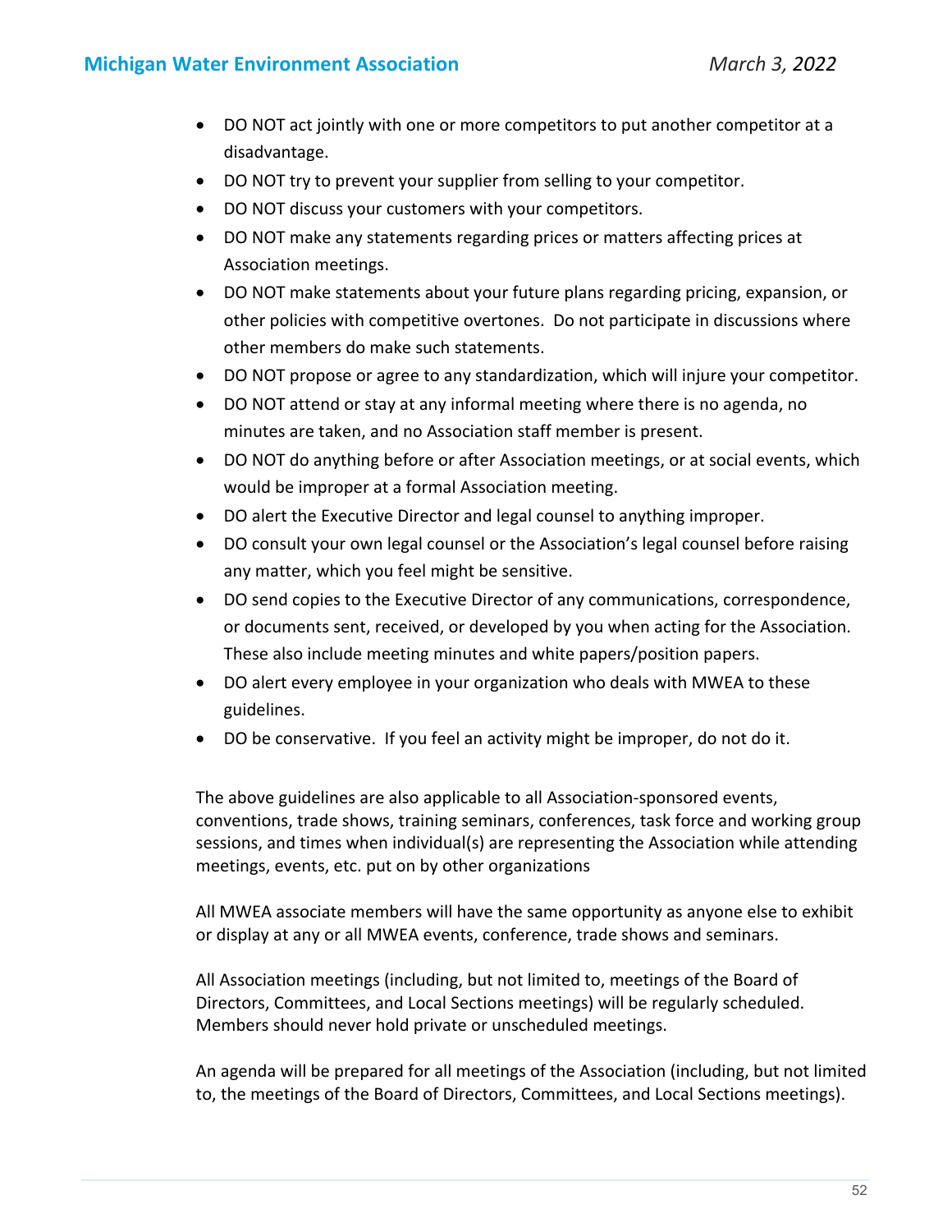- DO NOT act jointly with one or more competitors to put another competitor at a disadvantage.
- DO NOT try to prevent your supplier from selling to your competitor.
- DO NOT discuss your customers with your competitors.
- DO NOT make any statements regarding prices or matters affecting prices at Association meetings.
- DO NOT make statements about your future plans regarding pricing, expansion, or other policies with competitive overtones. Do not participate in discussions where other members do make such statements.
- DO NOT propose or agree to any standardization, which will injure your competitor.
- DO NOT attend or stay at any informal meeting where there is no agenda, no minutes are taken, and no Association staff member is present.
- DO NOT do anything before or after Association meetings, or at social events, which would be improper at a formal Association meeting.
- DO alert the Executive Director and legal counsel to anything improper.
- DO consult your own legal counsel or the Association's legal counsel before raising any matter, which you feel might be sensitive.
- DO send copies to the Executive Director of any communications, correspondence, or documents sent, received, or developed by you when acting for the Association. These also include meeting minutes and white papers/position papers.
- DO alert every employee in your organization who deals with MWEA to these guidelines.
- DO be conservative. If you feel an activity might be improper, do not do it.

The above guidelines are also applicable to all Association-sponsored events, conventions, trade shows, training seminars, conferences, task force and working group sessions, and times when individual(s) are representing the Association while attending meetings, events, etc. put on by other organizations

All MWEA associate members will have the same opportunity as anyone else to exhibit or display at any or all MWEA events, conference, trade shows and seminars.

All Association meetings (including, but not limited to, meetings of the Board of Directors, Committees, and Local Sections meetings) will be regularly scheduled. Members should never hold private or unscheduled meetings.

An agenda will be prepared for all meetings of the Association (including, but not limited to, the meetings of the Board of Directors, Committees, and Local Sections meetings).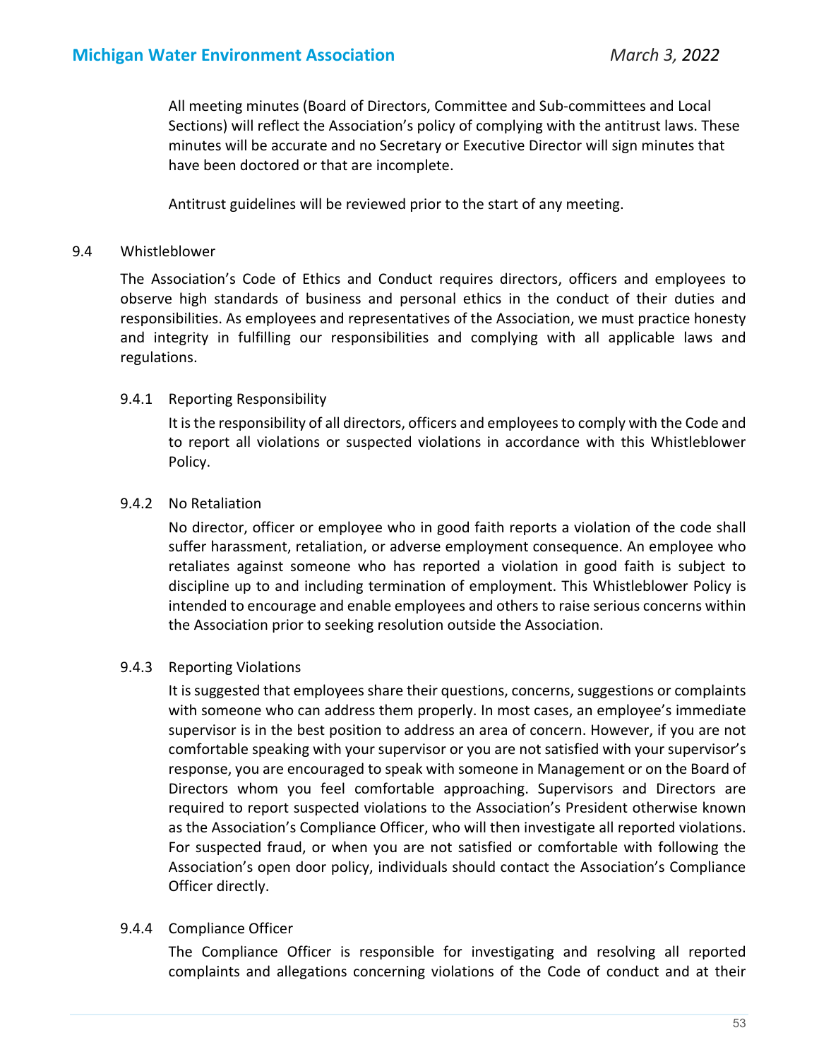All meeting minutes (Board of Directors, Committee and Sub-committees and Local Sections) will reflect the Association's policy of complying with the antitrust laws. These minutes will be accurate and no Secretary or Executive Director will sign minutes that have been doctored or that are incomplete.

Antitrust guidelines will be reviewed prior to the start of any meeting.

## 9.4 Whistleblower

The Association's Code of Ethics and Conduct requires directors, officers and employees to observe high standards of business and personal ethics in the conduct of their duties and responsibilities. As employees and representatives of the Association, we must practice honesty and integrity in fulfilling our responsibilities and complying with all applicable laws and regulations.

### 9.4.1 Reporting Responsibility

It is the responsibility of all directors, officers and employees to comply with the Code and to report all violations or suspected violations in accordance with this Whistleblower Policy.

### 9.4.2 No Retaliation

No director, officer or employee who in good faith reports a violation of the code shall suffer harassment, retaliation, or adverse employment consequence. An employee who retaliates against someone who has reported a violation in good faith is subject to discipline up to and including termination of employment. This Whistleblower Policy is intended to encourage and enable employees and others to raise serious concerns within the Association prior to seeking resolution outside the Association.

### 9.4.3 Reporting Violations

It is suggested that employees share their questions, concerns, suggestions or complaints with someone who can address them properly. In most cases, an employee's immediate supervisor is in the best position to address an area of concern. However, if you are not comfortable speaking with your supervisor or you are not satisfied with your supervisor's response, you are encouraged to speak with someone in Management or on the Board of Directors whom you feel comfortable approaching. Supervisors and Directors are required to report suspected violations to the Association's President otherwise known as the Association's Compliance Officer, who will then investigate all reported violations. For suspected fraud, or when you are not satisfied or comfortable with following the Association's open door policy, individuals should contact the Association's Compliance Officer directly.

### 9.4.4 Compliance Officer

The Compliance Officer is responsible for investigating and resolving all reported complaints and allegations concerning violations of the Code of conduct and at their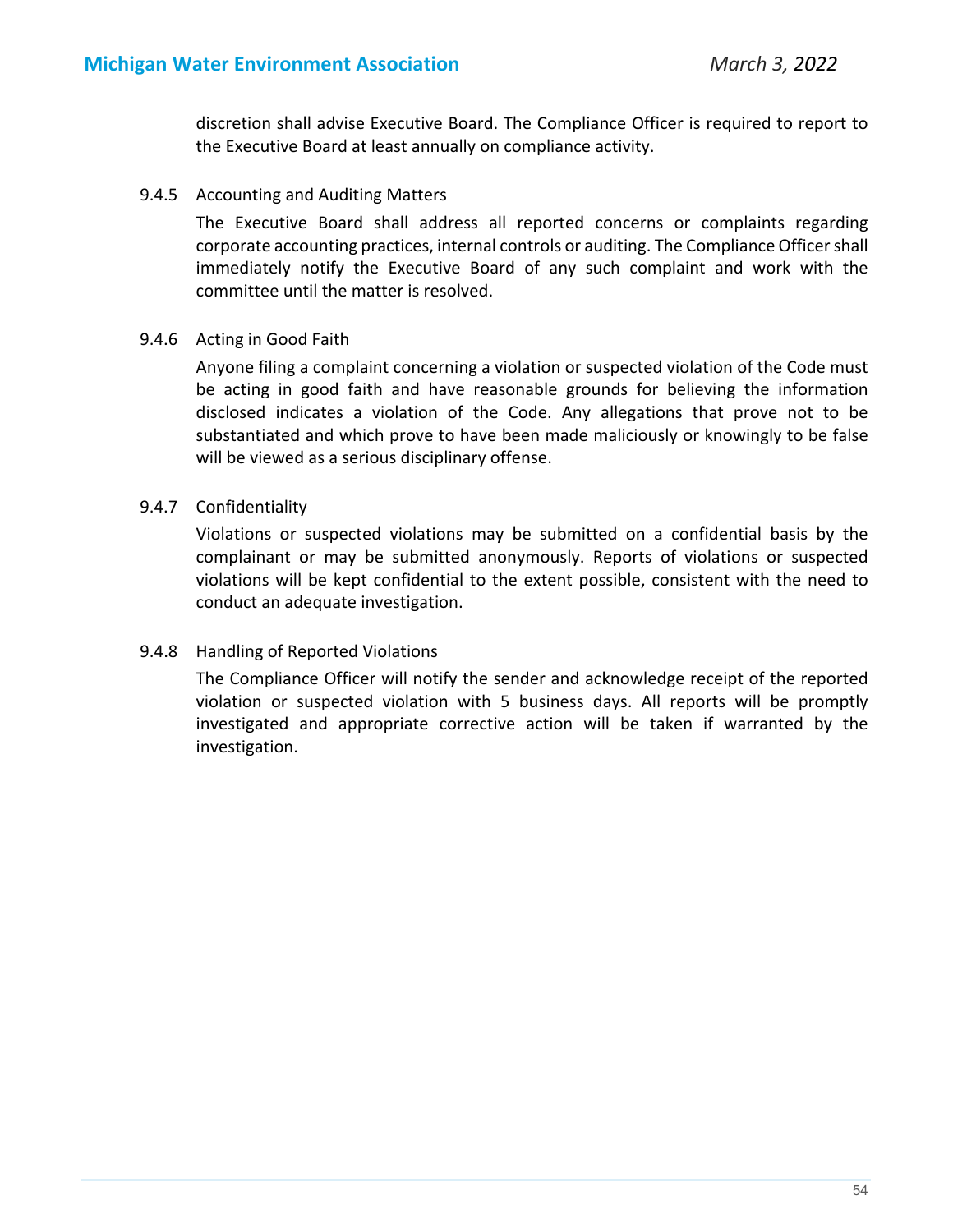discretion shall advise Executive Board. The Compliance Officer is required to report to the Executive Board at least annually on compliance activity.

#### 9.4.5 Accounting and Auditing Matters

The Executive Board shall address all reported concerns or complaints regarding corporate accounting practices, internal controls or auditing. The Compliance Officer shall immediately notify the Executive Board of any such complaint and work with the committee until the matter is resolved.

#### 9.4.6 Acting in Good Faith

Anyone filing a complaint concerning a violation or suspected violation of the Code must be acting in good faith and have reasonable grounds for believing the information disclosed indicates a violation of the Code. Any allegations that prove not to be substantiated and which prove to have been made maliciously or knowingly to be false will be viewed as a serious disciplinary offense.

#### 9.4.7 Confidentiality

Violations or suspected violations may be submitted on a confidential basis by the complainant or may be submitted anonymously. Reports of violations or suspected violations will be kept confidential to the extent possible, consistent with the need to conduct an adequate investigation.

#### 9.4.8 Handling of Reported Violations

The Compliance Officer will notify the sender and acknowledge receipt of the reported violation or suspected violation with 5 business days. All reports will be promptly investigated and appropriate corrective action will be taken if warranted by the investigation.